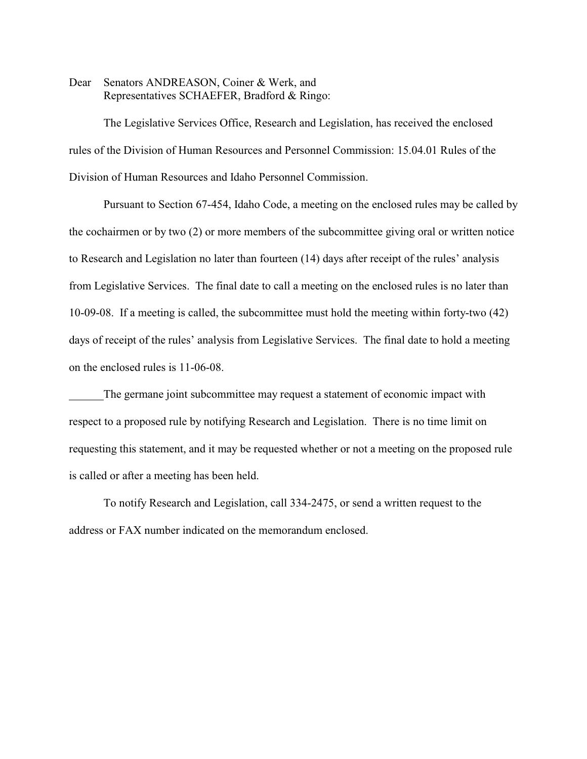Dear Senators ANDREASON, Coiner & Werk, and
Representatives SCHAEFER, Bradford & Ringo:

The Legislative Services Office, Research and Legislation, has received the enclosed rules of the Division of Human Resources and Personnel Commission: 15.04.01 Rules of the Division of Human Resources and Idaho Personnel Commission.

Pursuant to Section 67-454, Idaho Code, a meeting on the enclosed rules may be called by the cochairmen or by two (2) or more members of the subcommittee giving oral or written notice to Research and Legislation no later than fourteen (14) days after receipt of the rules' analysis from Legislative Services. The final date to call a meeting on the enclosed rules is no later than 10-09-08. If a meeting is called, the subcommittee must hold the meeting within forty-two (42) days of receipt of the rules' analysis from Legislative Services. The final date to hold a meeting on the enclosed rules is 11-06-08.

______The germane joint subcommittee may request a statement of economic impact with respect to a proposed rule by notifying Research and Legislation. There is no time limit on requesting this statement, and it may be requested whether or not a meeting on the proposed rule is called or after a meeting has been held.

To notify Research and Legislation, call 334-2475, or send a written request to the address or FAX number indicated on the memorandum enclosed.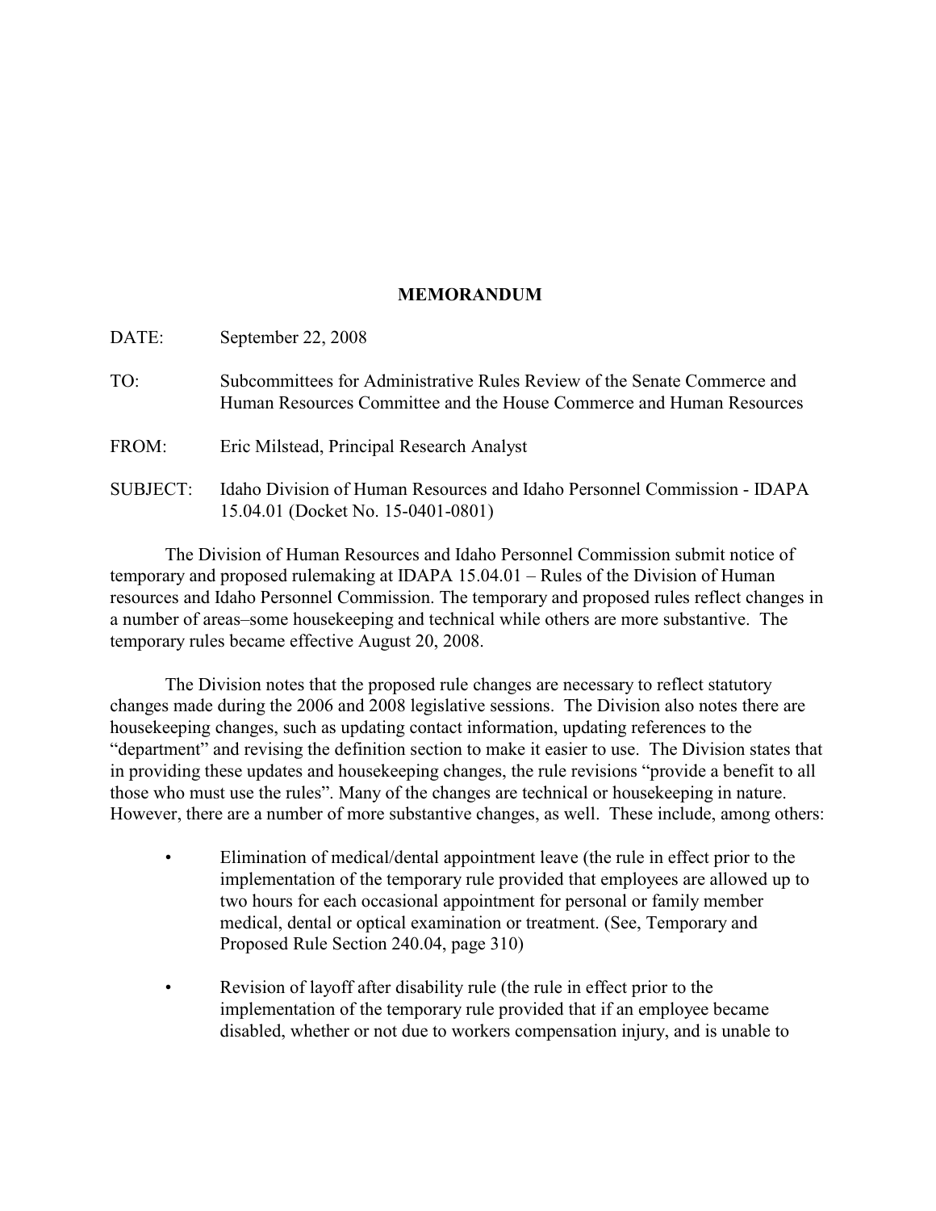**MEMORANDUM**

DATE: September 22, 2008

TO: Subcommittees for Administrative Rules Review of the Senate Commerce and Human Resources Committee and the House Commerce and Human Resources

FROM: Eric Milstead, Principal Research Analyst

SUBJECT: Idaho Division of Human Resources and Idaho Personnel Commission - IDAPA 15.04.01 (Docket No. 15-0401-0801)

The Division of Human Resources and Idaho Personnel Commission submit notice of temporary and proposed rulemaking at IDAPA 15.04.01 – Rules of the Division of Human resources and Idaho Personnel Commission. The temporary and proposed rules reflect changes in a number of areas–some housekeeping and technical while others are more substantive. The temporary rules became effective August 20, 2008.

The Division notes that the proposed rule changes are necessary to reflect statutory changes made during the 2006 and 2008 legislative sessions. The Division also notes there are housekeeping changes, such as updating contact information, updating references to the "department" and revising the definition section to make it easier to use. The Division states that in providing these updates and housekeeping changes, the rule revisions "provide a benefit to all those who must use the rules". Many of the changes are technical or housekeeping in nature. However, there are a number of more substantive changes, as well. These include, among others:

- Elimination of medical/dental appointment leave (the rule in effect prior to the implementation of the temporary rule provided that employees are allowed up to two hours for each occasional appointment for personal or family member medical, dental or optical examination or treatment. (See, Temporary and Proposed Rule Section 240.04, page 310)

- Revision of layoff after disability rule (the rule in effect prior to the implementation of the temporary rule provided that if an employee became disabled, whether or not due to workers compensation injury, and is unable to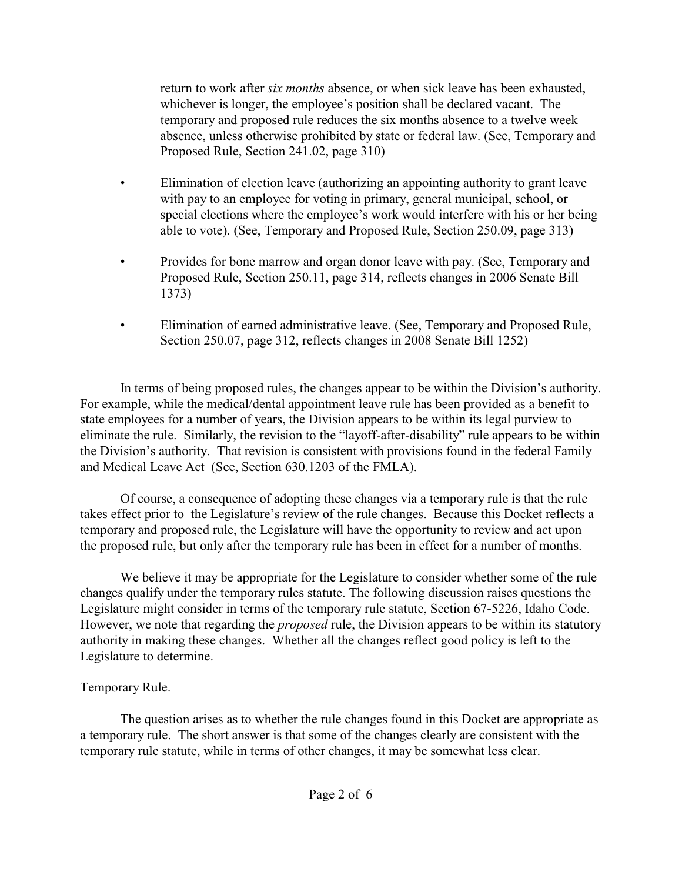return to work after *six months* absence, or when sick leave has been exhausted, whichever is longer, the employee's position shall be declared vacant. The temporary and proposed rule reduces the six months absence to a twelve week absence, unless otherwise prohibited by state or federal law. (See, Temporary and Proposed Rule, Section 241.02, page 310)

- Elimination of election leave (authorizing an appointing authority to grant leave with pay to an employee for voting in primary, general municipal, school, or special elections where the employee's work would interfere with his or her being able to vote). (See, Temporary and Proposed Rule, Section 250.09, page 313)
- Provides for bone marrow and organ donor leave with pay. (See, Temporary and Proposed Rule, Section 250.11, page 314, reflects changes in 2006 Senate Bill 1373)
- Elimination of earned administrative leave. (See, Temporary and Proposed Rule, Section 250.07, page 312, reflects changes in 2008 Senate Bill 1252)

In terms of being proposed rules, the changes appear to be within the Division's authority. For example, while the medical/dental appointment leave rule has been provided as a benefit to state employees for a number of years, the Division appears to be within its legal purview to eliminate the rule. Similarly, the revision to the "layoff-after-disability" rule appears to be within the Division's authority. That revision is consistent with provisions found in the federal Family and Medical Leave Act (See, Section 630.1203 of the FMLA).

Of course, a consequence of adopting these changes via a temporary rule is that the rule takes effect prior to the Legislature's review of the rule changes. Because this Docket reflects a temporary and proposed rule, the Legislature will have the opportunity to review and act upon the proposed rule, but only after the temporary rule has been in effect for a number of months.

We believe it may be appropriate for the Legislature to consider whether some of the rule changes qualify under the temporary rules statute. The following discussion raises questions the Legislature might consider in terms of the temporary rule statute, Section 67-5226, Idaho Code. However, we note that regarding the *proposed* rule, the Division appears to be within its statutory authority in making these changes. Whether all the changes reflect good policy is left to the Legislature to determine.

Temporary Rule.

The question arises as to whether the rule changes found in this Docket are appropriate as a temporary rule. The short answer is that some of the changes clearly are consistent with the temporary rule statute, while in terms of other changes, it may be somewhat less clear.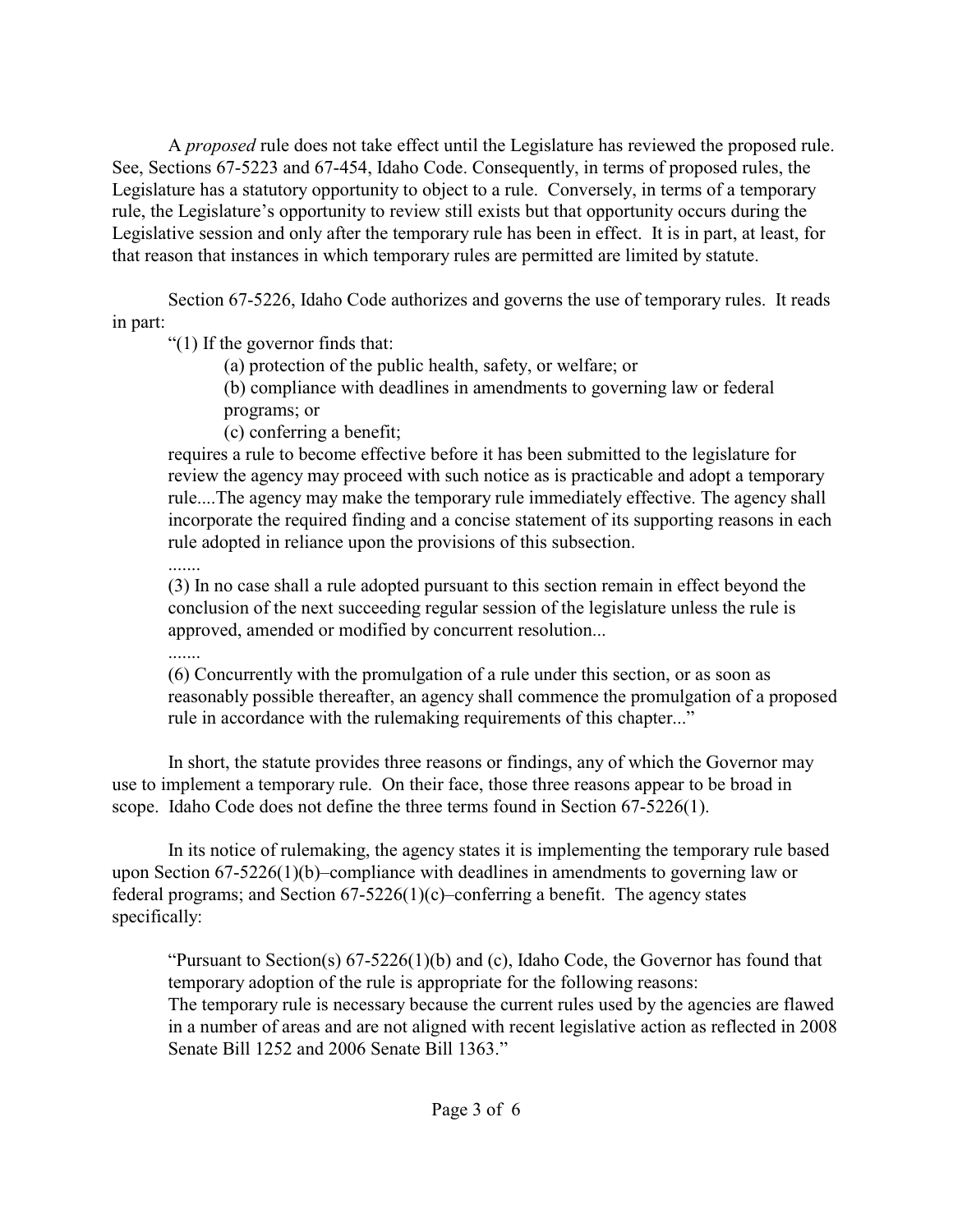A *proposed* rule does not take effect until the Legislature has reviewed the proposed rule. See, Sections 67-5223 and 67-454, Idaho Code. Consequently, in terms of proposed rules, the Legislature has a statutory opportunity to object to a rule. Conversely, in terms of a temporary rule, the Legislature's opportunity to review still exists but that opportunity occurs during the Legislative session and only after the temporary rule has been in effect. It is in part, at least, for that reason that instances in which temporary rules are permitted are limited by statute.

Section 67-5226, Idaho Code authorizes and governs the use of temporary rules. It reads in part:

> "(1) If the governor finds that:
>
> (a) protection of the public health, safety, or welfare; or
>
> (b) compliance with deadlines in amendments to governing law or federal programs; or
>
> (c) conferring a benefit;
>
> requires a rule to become effective before it has been submitted to the legislature for review the agency may proceed with such notice as is practicable and adopt a temporary rule....The agency may make the temporary rule immediately effective. The agency shall incorporate the required finding and a concise statement of its supporting reasons in each rule adopted in reliance upon the provisions of this subsection.
>
> .......
>
> (3) In no case shall a rule adopted pursuant to this section remain in effect beyond the conclusion of the next succeeding regular session of the legislature unless the rule is approved, amended or modified by concurrent resolution...
>
> .......
>
> (6) Concurrently with the promulgation of a rule under this section, or as soon as reasonably possible thereafter, an agency shall commence the promulgation of a proposed rule in accordance with the rulemaking requirements of this chapter..."

In short, the statute provides three reasons or findings, any of which the Governor may use to implement a temporary rule. On their face, those three reasons appear to be broad in scope. Idaho Code does not define the three terms found in Section 67-5226(1).

In its notice of rulemaking, the agency states it is implementing the temporary rule based upon Section 67-5226(1)(b)–compliance with deadlines in amendments to governing law or federal programs; and Section 67-5226(1)(c)–conferring a benefit. The agency states specifically:

> "Pursuant to Section(s) 67-5226(1)(b) and (c), Idaho Code, the Governor has found that temporary adoption of the rule is appropriate for the following reasons:
> The temporary rule is necessary because the current rules used by the agencies are flawed in a number of areas and are not aligned with recent legislative action as reflected in 2008 Senate Bill 1252 and 2006 Senate Bill 1363."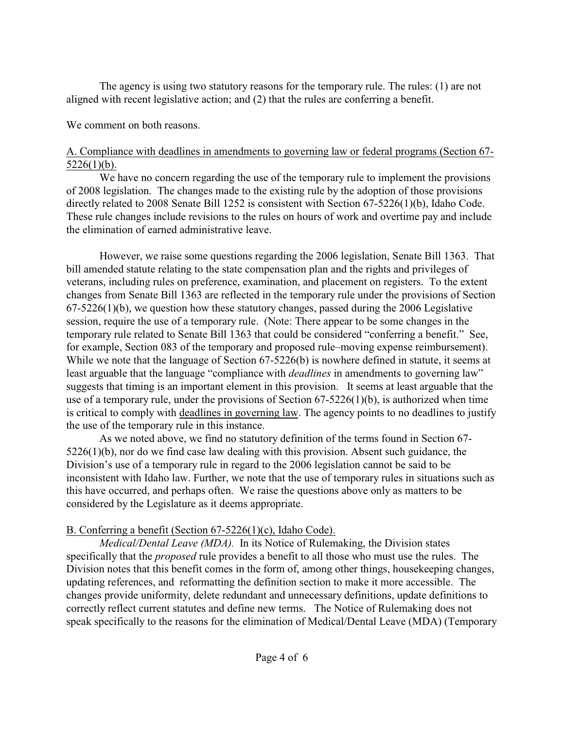The agency is using two statutory reasons for the temporary rule. The rules: (1) are not aligned with recent legislative action; and (2) that the rules are conferring a benefit.

We comment on both reasons.

<u>A. Compliance with deadlines in amendments to governing law or federal programs (Section 67-5226(1)(b).</u>

We have no concern regarding the use of the temporary rule to implement the provisions of 2008 legislation. The changes made to the existing rule by the adoption of those provisions directly related to 2008 Senate Bill 1252 is consistent with Section 67-5226(1)(b), Idaho Code. These rule changes include revisions to the rules on hours of work and overtime pay and include the elimination of earned administrative leave.

However, we raise some questions regarding the 2006 legislation, Senate Bill 1363. That bill amended statute relating to the state compensation plan and the rights and privileges of veterans, including rules on preference, examination, and placement on registers. To the extent changes from Senate Bill 1363 are reflected in the temporary rule under the provisions of Section 67-5226(1)(b), we question how these statutory changes, passed during the 2006 Legislative session, require the use of a temporary rule. (Note: There appear to be some changes in the temporary rule related to Senate Bill 1363 that could be considered "conferring a benefit." See, for example, Section 083 of the temporary and proposed rule–moving expense reimbursement). While we note that the language of Section 67-5226(b) is nowhere defined in statute, it seems at least arguable that the language "compliance with *deadlines* in amendments to governing law" suggests that timing is an important element in this provision. It seems at least arguable that the use of a temporary rule, under the provisions of Section 67-5226(1)(b), is authorized when time is critical to comply with <u>deadlines in governing law</u>. The agency points to no deadlines to justify the use of the temporary rule in this instance.

As we noted above, we find no statutory definition of the terms found in Section 67-5226(1)(b), nor do we find case law dealing with this provision. Absent such guidance, the Division's use of a temporary rule in regard to the 2006 legislation cannot be said to be inconsistent with Idaho law. Further, we note that the use of temporary rules in situations such as this have occurred, and perhaps often. We raise the questions above only as matters to be considered by the Legislature as it deems appropriate.

<u>B. Conferring a benefit (Section 67-5226(1)(c), Idaho Code).</u>

*Medical/Dental Leave (MDA).* In its Notice of Rulemaking, the Division states specifically that the *proposed* rule provides a benefit to all those who must use the rules. The Division notes that this benefit comes in the form of, among other things, housekeeping changes, updating references, and reformatting the definition section to make it more accessible. The changes provide uniformity, delete redundant and unnecessary definitions, update definitions to correctly reflect current statutes and define new terms. The Notice of Rulemaking does not speak specifically to the reasons for the elimination of Medical/Dental Leave (MDA) (Temporary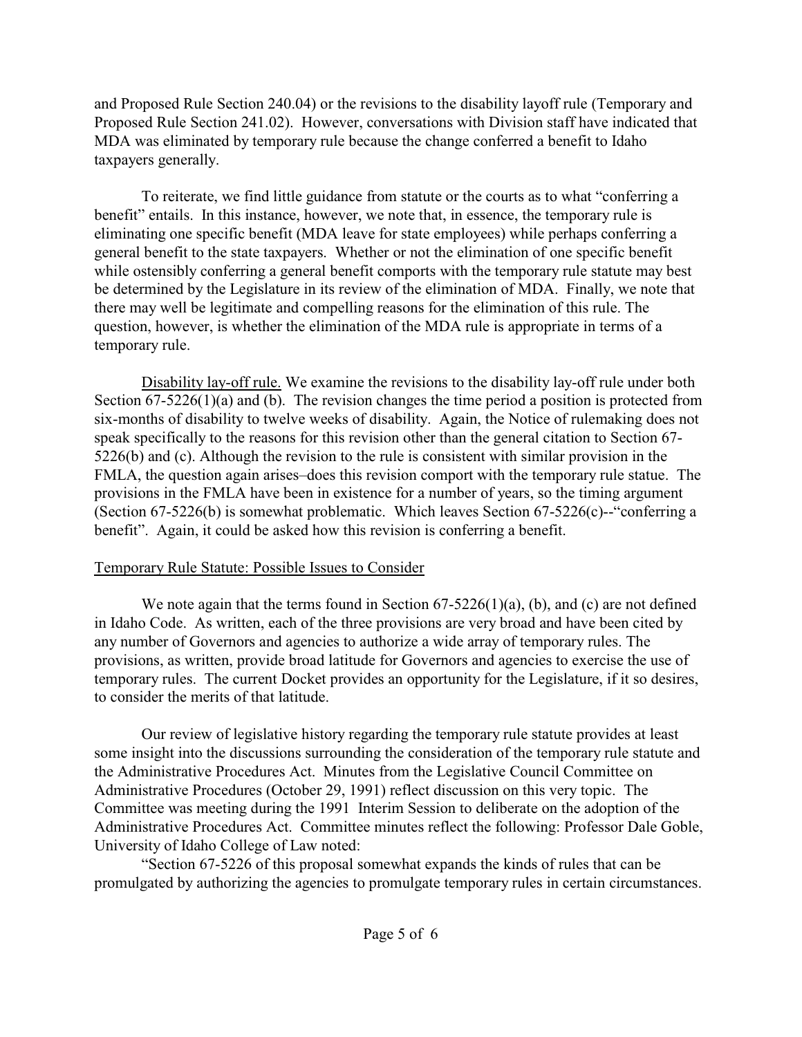and Proposed Rule Section 240.04) or the revisions to the disability layoff rule (Temporary and Proposed Rule Section 241.02). However, conversations with Division staff have indicated that MDA was eliminated by temporary rule because the change conferred a benefit to Idaho taxpayers generally.

To reiterate, we find little guidance from statute or the courts as to what "conferring a benefit" entails. In this instance, however, we note that, in essence, the temporary rule is eliminating one specific benefit (MDA leave for state employees) while perhaps conferring a general benefit to the state taxpayers. Whether or not the elimination of one specific benefit while ostensibly conferring a general benefit comports with the temporary rule statute may best be determined by the Legislature in its review of the elimination of MDA. Finally, we note that there may well be legitimate and compelling reasons for the elimination of this rule. The question, however, is whether the elimination of the MDA rule is appropriate in terms of a temporary rule.

<u>Disability lay-off rule.</u> We examine the revisions to the disability lay-off rule under both Section 67-5226(1)(a) and (b). The revision changes the time period a position is protected from six-months of disability to twelve weeks of disability. Again, the Notice of rulemaking does not speak specifically to the reasons for this revision other than the general citation to Section 67-5226(b) and (c). Although the revision to the rule is consistent with similar provision in the FMLA, the question again arises–does this revision comport with the temporary rule statue. The provisions in the FMLA have been in existence for a number of years, so the timing argument (Section 67-5226(b) is somewhat problematic. Which leaves Section 67-5226(c)--"conferring a benefit". Again, it could be asked how this revision is conferring a benefit.

<u>Temporary Rule Statute: Possible Issues to Consider</u>

We note again that the terms found in Section 67-5226(1)(a), (b), and (c) are not defined in Idaho Code. As written, each of the three provisions are very broad and have been cited by any number of Governors and agencies to authorize a wide array of temporary rules. The provisions, as written, provide broad latitude for Governors and agencies to exercise the use of temporary rules. The current Docket provides an opportunity for the Legislature, if it so desires, to consider the merits of that latitude.

Our review of legislative history regarding the temporary rule statute provides at least some insight into the discussions surrounding the consideration of the temporary rule statute and the Administrative Procedures Act. Minutes from the Legislative Council Committee on Administrative Procedures (October 29, 1991) reflect discussion on this very topic. The Committee was meeting during the 1991 Interim Session to deliberate on the adoption of the Administrative Procedures Act. Committee minutes reflect the following: Professor Dale Goble, University of Idaho College of Law noted:

"Section 67-5226 of this proposal somewhat expands the kinds of rules that can be promulgated by authorizing the agencies to promulgate temporary rules in certain circumstances.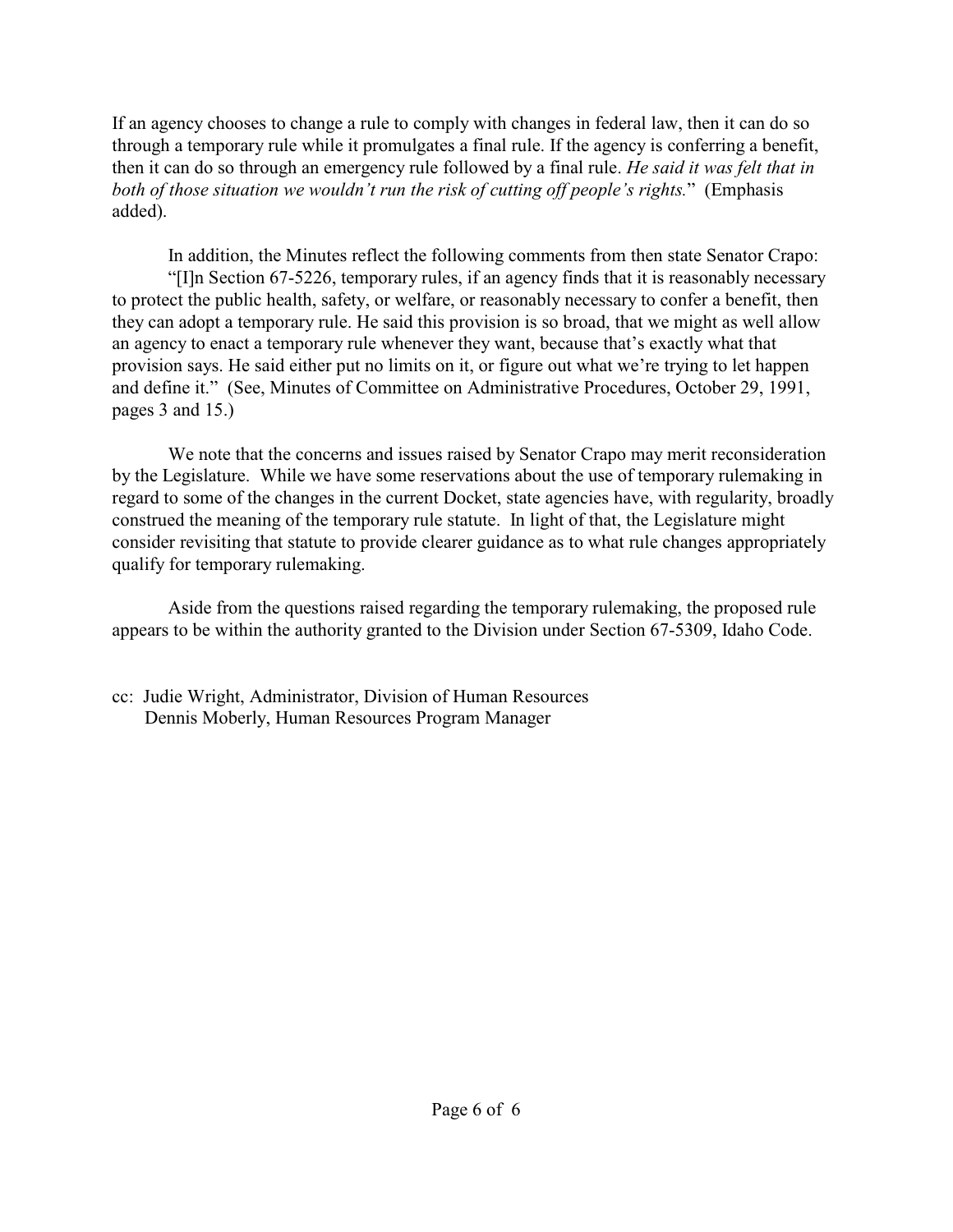If an agency chooses to change a rule to comply with changes in federal law, then it can do so through a temporary rule while it promulgates a final rule. If the agency is conferring a benefit, then it can do so through an emergency rule followed by a final rule. *He said it was felt that in both of those situation we wouldn't run the risk of cutting off people's rights.*" (Emphasis added).

In addition, the Minutes reflect the following comments from then state Senator Crapo:

"[I]n Section 67-5226, temporary rules, if an agency finds that it is reasonably necessary to protect the public health, safety, or welfare, or reasonably necessary to confer a benefit, then they can adopt a temporary rule. He said this provision is so broad, that we might as well allow an agency to enact a temporary rule whenever they want, because that's exactly what that provision says. He said either put no limits on it, or figure out what we're trying to let happen and define it." (See, Minutes of Committee on Administrative Procedures, October 29, 1991, pages 3 and 15.)

We note that the concerns and issues raised by Senator Crapo may merit reconsideration by the Legislature. While we have some reservations about the use of temporary rulemaking in regard to some of the changes in the current Docket, state agencies have, with regularity, broadly construed the meaning of the temporary rule statute. In light of that, the Legislature might consider revisiting that statute to provide clearer guidance as to what rule changes appropriately qualify for temporary rulemaking.

Aside from the questions raised regarding the temporary rulemaking, the proposed rule appears to be within the authority granted to the Division under Section 67-5309, Idaho Code.

cc: Judie Wright, Administrator, Division of Human Resources
Dennis Moberly, Human Resources Program Manager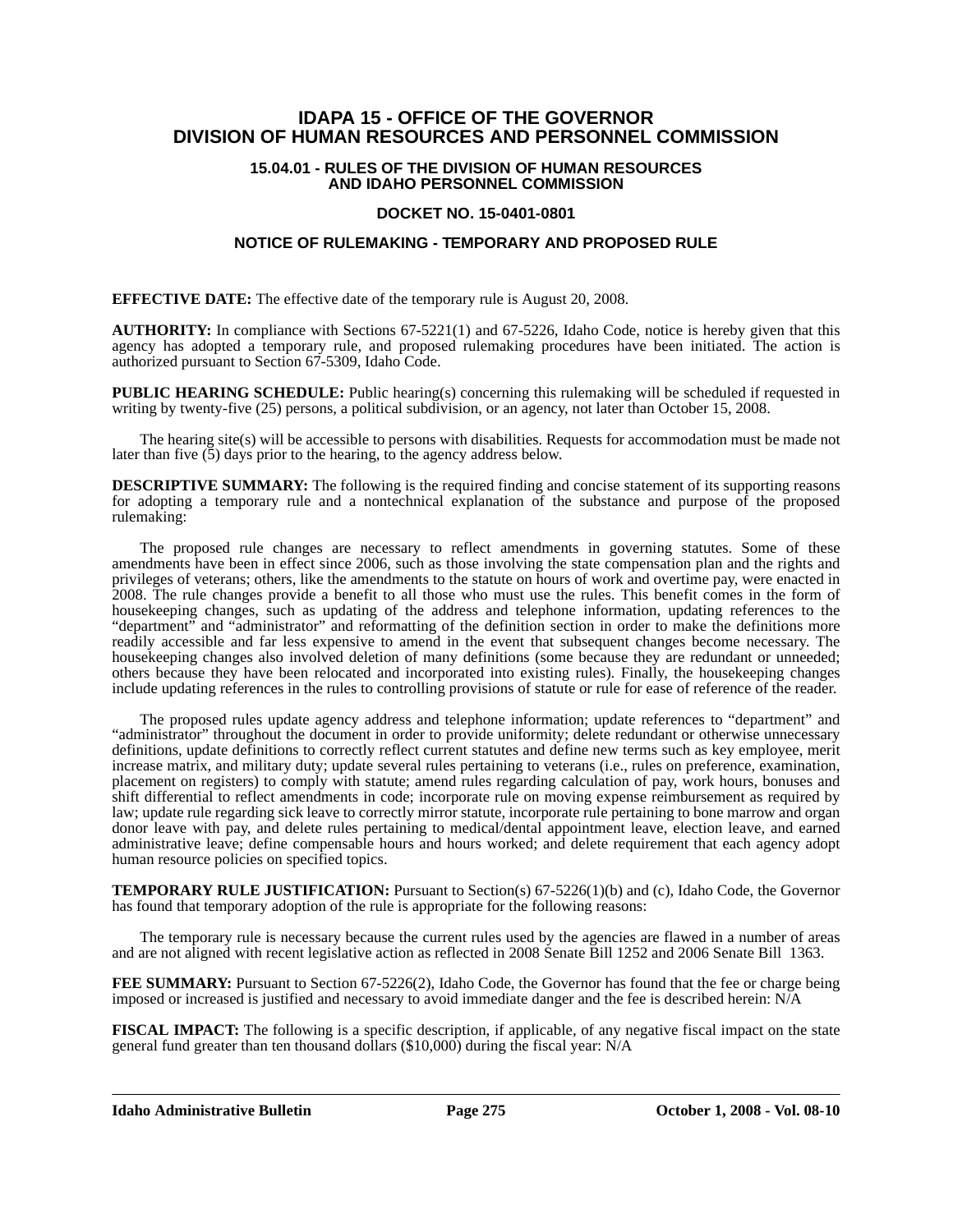# IDAPA 15 - OFFICE OF THE GOVERNOR
# DIVISION OF HUMAN RESOURCES AND PERSONNEL COMMISSION

### 15.04.01 - RULES OF THE DIVISION OF HUMAN RESOURCES AND IDAHO PERSONNEL COMMISSION

### DOCKET NO. 15-0401-0801

### NOTICE OF RULEMAKING - TEMPORARY AND PROPOSED RULE

**EFFECTIVE DATE:** The effective date of the temporary rule is August 20, 2008.

**AUTHORITY:** In compliance with Sections 67-5221(1) and 67-5226, Idaho Code, notice is hereby given that this agency has adopted a temporary rule, and proposed rulemaking procedures have been initiated. The action is authorized pursuant to Section 67-5309, Idaho Code.

**PUBLIC HEARING SCHEDULE:** Public hearing(s) concerning this rulemaking will be scheduled if requested in writing by twenty-five (25) persons, a political subdivision, or an agency, not later than October 15, 2008.

The hearing site(s) will be accessible to persons with disabilities. Requests for accommodation must be made not later than five (5) days prior to the hearing, to the agency address below.

**DESCRIPTIVE SUMMARY:** The following is the required finding and concise statement of its supporting reasons for adopting a temporary rule and a nontechnical explanation of the substance and purpose of the proposed rulemaking:

The proposed rule changes are necessary to reflect amendments in governing statutes. Some of these amendments have been in effect since 2006, such as those involving the state compensation plan and the rights and privileges of veterans; others, like the amendments to the statute on hours of work and overtime pay, were enacted in 2008. The rule changes provide a benefit to all those who must use the rules. This benefit comes in the form of housekeeping changes, such as updating of the address and telephone information, updating references to the "department" and "administrator" and reformatting of the definition section in order to make the definitions more readily accessible and far less expensive to amend in the event that subsequent changes become necessary. The housekeeping changes also involved deletion of many definitions (some because they are redundant or unneeded; others because they have been relocated and incorporated into existing rules). Finally, the housekeeping changes include updating references in the rules to controlling provisions of statute or rule for ease of reference of the reader.

The proposed rules update agency address and telephone information; update references to "department" and "administrator" throughout the document in order to provide uniformity; delete redundant or otherwise unnecessary definitions, update definitions to correctly reflect current statutes and define new terms such as key employee, merit increase matrix, and military duty; update several rules pertaining to veterans (i.e., rules on preference, examination, placement on registers) to comply with statute; amend rules regarding calculation of pay, work hours, bonuses and shift differential to reflect amendments in code; incorporate rule on moving expense reimbursement as required by law; update rule regarding sick leave to correctly mirror statute, incorporate rule pertaining to bone marrow and organ donor leave with pay, and delete rules pertaining to medical/dental appointment leave, election leave, and earned administrative leave; define compensable hours and hours worked; and delete requirement that each agency adopt human resource policies on specified topics.

**TEMPORARY RULE JUSTIFICATION:** Pursuant to Section(s) 67-5226(1)(b) and (c), Idaho Code, the Governor has found that temporary adoption of the rule is appropriate for the following reasons:

The temporary rule is necessary because the current rules used by the agencies are flawed in a number of areas and are not aligned with recent legislative action as reflected in 2008 Senate Bill 1252 and 2006 Senate Bill 1363.

**FEE SUMMARY:** Pursuant to Section 67-5226(2), Idaho Code, the Governor has found that the fee or charge being imposed or increased is justified and necessary to avoid immediate danger and the fee is described herein: N/A

**FISCAL IMPACT:** The following is a specific description, if applicable, of any negative fiscal impact on the state general fund greater than ten thousand dollars ($10,000) during the fiscal year: N/A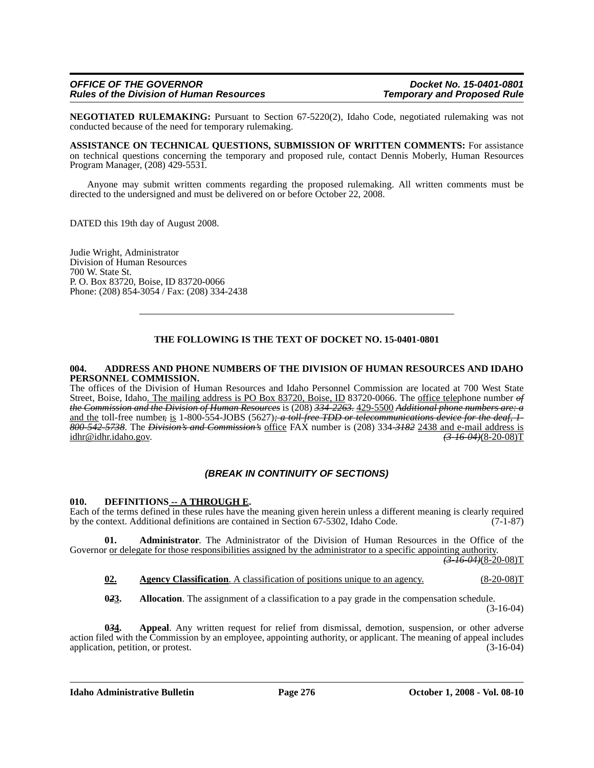**NEGOTIATED RULEMAKING:** Pursuant to Section 67-5220(2), Idaho Code, negotiated rulemaking was not conducted because of the need for temporary rulemaking.

**ASSISTANCE ON TECHNICAL QUESTIONS, SUBMISSION OF WRITTEN COMMENTS:** For assistance on technical questions concerning the temporary and proposed rule, contact Dennis Moberly, Human Resources Program Manager, (208) 429-5531.

Anyone may submit written comments regarding the proposed rulemaking. All written comments must be directed to the undersigned and must be delivered on or before October 22, 2008.

DATED this 19th day of August 2008.

Judie Wright, Administrator
Division of Human Resources
700 W. State St.
P. O. Box 83720, Boise, ID 83720-0066
Phone: (208) 854-3054 / Fax: (208) 334-2438

---

**THE FOLLOWING IS THE TEXT OF DOCKET NO. 15-0401-0801**

**004. ADDRESS AND PHONE NUMBERS OF THE DIVISION OF HUMAN RESOURCES AND IDAHO PERSONNEL COMMISSION.**

The offices of the Division of Human Resources and Idaho Personnel Commission are located at 700 West State Street, Boise, Idaho. The mailing address is PO Box 83720, Boise, ID 83720-0066. The office telephone number ~~of the Commission and the Division of Human Resources~~ is (208) ~~334-2263.~~ 429-5500 ~~Additional phone numbers are: a~~ and the toll-free number~~,~~ is 1-800-554-JOBS (5627)~~; a toll-free TDD or telecommunications device for the deaf, 1-800-542-5738~~. The ~~Division's and Commission's~~ office FAX number is (208) 334~~-3182~~ 2438 and e-mail address is idhr@idhr.idaho.gov. ~~(3-16-04)~~(8-20-08)T

*(BREAK IN CONTINUITY OF SECTIONS)*

**010. DEFINITIONS -- A THROUGH E.**

Each of the terms defined in these rules have the meaning given herein unless a different meaning is clearly required by the context. Additional definitions are contained in Section 67-5302, Idaho Code. (7-1-87)

**01. Administrator**. The Administrator of the Division of Human Resources in the Office of the Governor or delegate for those responsibilities assigned by the administrator to a specific appointing authority. ~~(3-16-04)~~(8-20-08)T

**02. Agency Classification**. A classification of positions unique to an agency. (8-20-08)T

**0~~2~~3. Allocation**. The assignment of a classification to a pay grade in the compensation schedule. (3-16-04)

**0~~3~~4. Appeal**. Any written request for relief from dismissal, demotion, suspension, or other adverse action filed with the Commission by an employee, appointing authority, or applicant. The meaning of appeal includes application, petition, or protest. (3-16-04)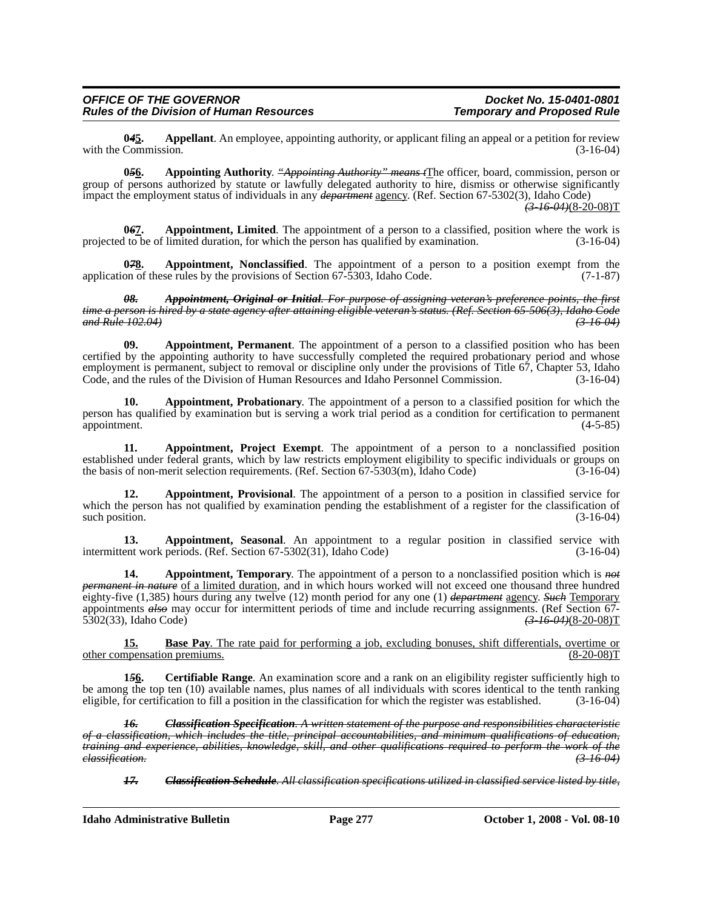**0~~4~~5.** **Appellant**. An employee, appointing authority, or applicant filing an appeal or a petition for review with the Commission. (3-16-04)

**0~~5~~6.** **Appointing Authority**. ~~*"Appointing Authority" means t*~~The officer, board, commission, person or group of persons authorized by statute or lawfully delegated authority to hire, dismiss or otherwise significantly impact the employment status of individuals in any ~~*department*~~ agency. (Ref. Section 67-5302(3), Idaho Code) ~~*(3-16-04)*~~(8-20-08)T

**0~~6~~7.** **Appointment, Limited**. The appointment of a person to a classified, position where the work is projected to be of limited duration, for which the person has qualified by examination. (3-16-04)

**0~~7~~8.** **Appointment, Nonclassified**. The appointment of a person to a position exempt from the application of these rules by the provisions of Section 67-5303, Idaho Code. (7-1-87)

~~***08.*** ***Appointment, Original or Initial****. For purpose of assigning veteran's preference points, the first time a person is hired by a state agency after attaining eligible veteran's status. (Ref. Section 65-506(3), Idaho Code and Rule 102.04) (3-16-04)*~~

**09.** **Appointment, Permanent**. The appointment of a person to a classified position who has been certified by the appointing authority to have successfully completed the required probationary period and whose employment is permanent, subject to removal or discipline only under the provisions of Title 67, Chapter 53, Idaho Code, and the rules of the Division of Human Resources and Idaho Personnel Commission. (3-16-04)

**10.** **Appointment, Probationary**. The appointment of a person to a classified position for which the person has qualified by examination but is serving a work trial period as a condition for certification to permanent appointment. (4-5-85)

**11.** **Appointment, Project Exempt**. The appointment of a person to a nonclassified position established under federal grants, which by law restricts employment eligibility to specific individuals or groups on the basis of non-merit selection requirements. (Ref. Section 67-5303(m), Idaho Code) (3-16-04)

**12.** **Appointment, Provisional**. The appointment of a person to a position in classified service for which the person has not qualified by examination pending the establishment of a register for the classification of such position. (3-16-04)

**13.** **Appointment, Seasonal**. An appointment to a regular position in classified service with intermittent work periods. (Ref. Section 67-5302(31), Idaho Code) (3-16-04)

**14.** **Appointment, Temporary**. The appointment of a person to a nonclassified position which is ~~*not permanent in nature*~~ of a limited duration, and in which hours worked will not exceed one thousand three hundred eighty-five (1,385) hours during any twelve (12) month period for any one (1) ~~*department*~~ agency. ~~*Such*~~ Temporary appointments ~~*also*~~ may occur for intermittent periods of time and include recurring assignments. (Ref Section 67-5302(33), Idaho Code) ~~*(3-16-04)*~~(8-20-08)T

**15.** **Base Pay**. The rate paid for performing a job, excluding bonuses, shift differentials, overtime or other compensation premiums. (8-20-08)T

**1~~5~~6.** **Certifiable Range**. An examination score and a rank on an eligibility register sufficiently high to be among the top ten (10) available names, plus names of all individuals with scores identical to the tenth ranking eligible, for certification to fill a position in the classification for which the register was established. (3-16-04)

~~***16.*** ***Classification Specification****. A written statement of the purpose and responsibilities characteristic of a classification, which includes the title, principal accountabilities, and minimum qualifications of education, training and experience, abilities, knowledge, skill, and other qualifications required to perform the work of the classification. (3-16-04)*~~

~~***17.*** ***Classification Schedule****. All classification specifications utilized in classified service listed by title,*~~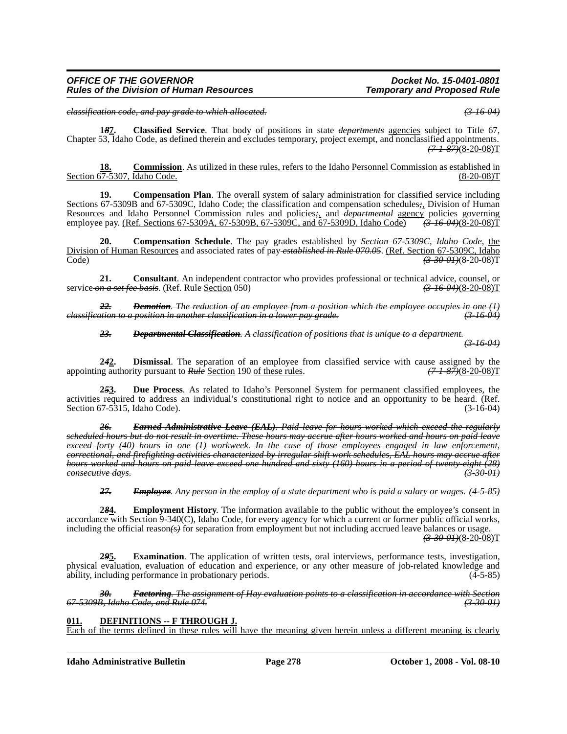*classification code, and pay grade to which allocated.* *(3-16-04)*

**1*8*7. Classified Service**. That body of positions in state *departments* agencies subject to Title 67, Chapter 53, Idaho Code, as defined therein and excludes temporary, project exempt, and nonclassified appointments. *(7-1-87)*(8-20-08)T

**18. Commission**. As utilized in these rules, refers to the Idaho Personnel Commission as established in Section 67-5307, Idaho Code. (8-20-08)T

**19. Compensation Plan**. The overall system of salary administration for classified service including Sections 67-5309B and 67-5309C, Idaho Code; the classification and compensation schedules*;*, Division of Human Resources and Idaho Personnel Commission rules and policies*;*, and *departmental* agency policies governing employee pay. (Ref. Sections 67-5309A, 67-5309B, 67-5309C, and 67-5309D, Idaho Code) *(3-16-04)*(8-20-08)T

**20. Compensation Schedule**. The pay grades established by *Section 67-5309C, Idaho Code*, the Division of Human Resources and associated rates of pay *established in Rule 070.05*. (Ref. Section 67-5309C, Idaho Code) *(3-30-01)*(8-20-08)T

**21. Consultant**. An independent contractor who provides professional or technical advice, counsel, or service *on a set fee basis*. (Ref. Rule Section 050) *(3-16-04)*(8-20-08)T

***22. Demotion**. The reduction of an employee from a position which the employee occupies in one (1) classification to a position in another classification in a lower pay grade.* *(3-16-04)*

***23. Departmental Classification**. A classification of positions that is unique to a department.* *(3-16-04)*

**2*4*2. Dismissal**. The separation of an employee from classified service with cause assigned by the appointing authority pursuant to *Rule* Section 190 of these rules. *(7-1-87)*(8-20-08)T

**2*5*3. Due Process**. As related to Idaho's Personnel System for permanent classified employees, the activities required to address an individual's constitutional right to notice and an opportunity to be heard. (Ref. Section 67-5315, Idaho Code). (3-16-04)

***26. Earned Administrative Leave (EAL)**. Paid leave for hours worked which exceed the regularly scheduled hours but do not result in overtime. These hours may accrue after hours worked and hours on paid leave exceed forty (40) hours in one (1) workweek. In the case of those employees engaged in law enforcement, correctional, and firefighting activities characterized by irregular shift work schedules, EAL hours may accrue after hours worked and hours on paid leave exceed one hundred and sixty (160) hours in a period of twenty-eight (28) consecutive days.* *(3-30-01)*

***27. Employee**. Any person in the employ of a state department who is paid a salary or wages.* *(4-5-85)*

**2*8*4. Employment History**. The information available to the public without the employee's consent in accordance with Section 9-340(C), Idaho Code, for every agency for which a current or former public official works, including the official reason*(s)* for separation from employment but not including accrued leave balances or usage. *(3-30-01)*(8-20-08)T

**2*9*5. Examination**. The application of written tests, oral interviews, performance tests, investigation, physical evaluation, evaluation of education and experience, or any other measure of job-related knowledge and ability, including performance in probationary periods. (4-5-85)

***30. Factoring**. The assignment of Hay evaluation points to a classification in accordance with Section 67-5309B, Idaho Code, and Rule 074.* *(3-30-01)*

## 011. DEFINITIONS -- F THROUGH J.

Each of the terms defined in these rules will have the meaning given herein unless a different meaning is clearly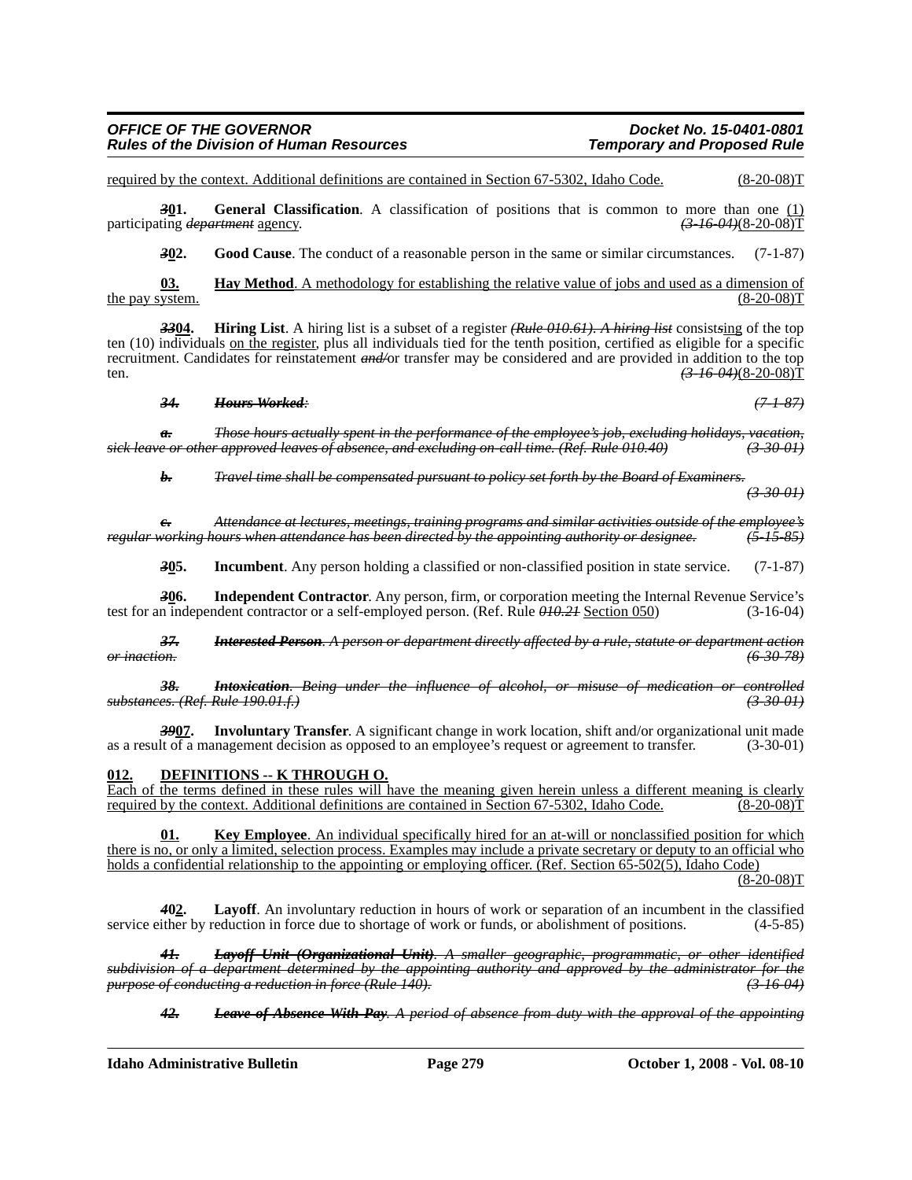required by the context. Additional definitions are contained in Section 67-5302, Idaho Code. (8-20-08)T

**~~3~~01. General Classification**. A classification of positions that is common to more than one (1) participating ~~*department*~~ agency. ~~*(3-16-04)*~~(8-20-08)T

**~~3~~02. Good Cause**. The conduct of a reasonable person in the same or similar circumstances. (7-1-87)

**03. Hay Method**. A methodology for establishing the relative value of jobs and used as a dimension of the pay system. (8-20-08)T

**~~33~~04. Hiring List**. A hiring list is a subset of a register ~~*(Rule 010.61). A hiring list*~~ consist~~*s*~~ing of the top ten (10) individuals on the register, plus all individuals tied for the tenth position, certified as eligible for a specific recruitment. Candidates for reinstatement ~~*and/*~~or transfer may be considered and are provided in addition to the top ten. ~~*(3-16-04)*~~(8-20-08)T

~~***34. Hours Worked**:*~~ ~~*(7-1-87)*~~

~~*a. Those hours actually spent in the performance of the employee's job, excluding holidays, vacation, sick leave or other approved leaves of absence, and excluding on-call time. (Ref. Rule 010.40)*~~ ~~*(3-30-01)*~~

~~*b. Travel time shall be compensated pursuant to policy set forth by the Board of Examiners.*~~ ~~*(3-30-01)*~~

~~*c. Attendance at lectures, meetings, training programs and similar activities outside of the employee's regular working hours when attendance has been directed by the appointing authority or designee.*~~ ~~*(5-15-85)*~~

**~~3~~05. Incumbent**. Any person holding a classified or non-classified position in state service. (7-1-87)

**~~3~~06. Independent Contractor**. Any person, firm, or corporation meeting the Internal Revenue Service's test for an independent contractor or a self-employed person. (Ref. Rule ~~*010.21*~~ Section 050) (3-16-04)

~~***37. Interested Person**. A person or department directly affected by a rule, statute or department action or inaction.*~~ ~~*(6-30-78)*~~

~~***38. Intoxication**. Being under the influence of alcohol, or misuse of medication or controlled substances. (Ref. Rule 190.01.f.)*~~ ~~*(3-30-01)*~~

**~~39~~07. Involuntary Transfer**. A significant change in work location, shift and/or organizational unit made as a result of a management decision as opposed to an employee's request or agreement to transfer. (3-30-01)

## 012. DEFINITIONS -- K THROUGH O.

Each of the terms defined in these rules will have the meaning given herein unless a different meaning is clearly required by the context. Additional definitions are contained in Section 67-5302, Idaho Code. (8-20-08)T

**01. Key Employee**. An individual specifically hired for an at-will or nonclassified position for which there is no, or only a limited, selection process. Examples may include a private secretary or deputy to an official who holds a confidential relationship to the appointing or employing officer. (Ref. Section 65-502(5), Idaho Code) (8-20-08)T

**~~40~~02. Layoff**. An involuntary reduction in hours of work or separation of an incumbent in the classified service either by reduction in force due to shortage of work or funds, or abolishment of positions. (4-5-85)

~~***41. Layoff Unit (Organizational Unit)**. A smaller geographic, programmatic, or other identified subdivision of a department determined by the appointing authority and approved by the administrator for the purpose of conducting a reduction in force (Rule 140).*~~ ~~*(3-16-04)*~~

~~***42. Leave of Absence With Pay**. A period of absence from duty with the approval of the appointing*~~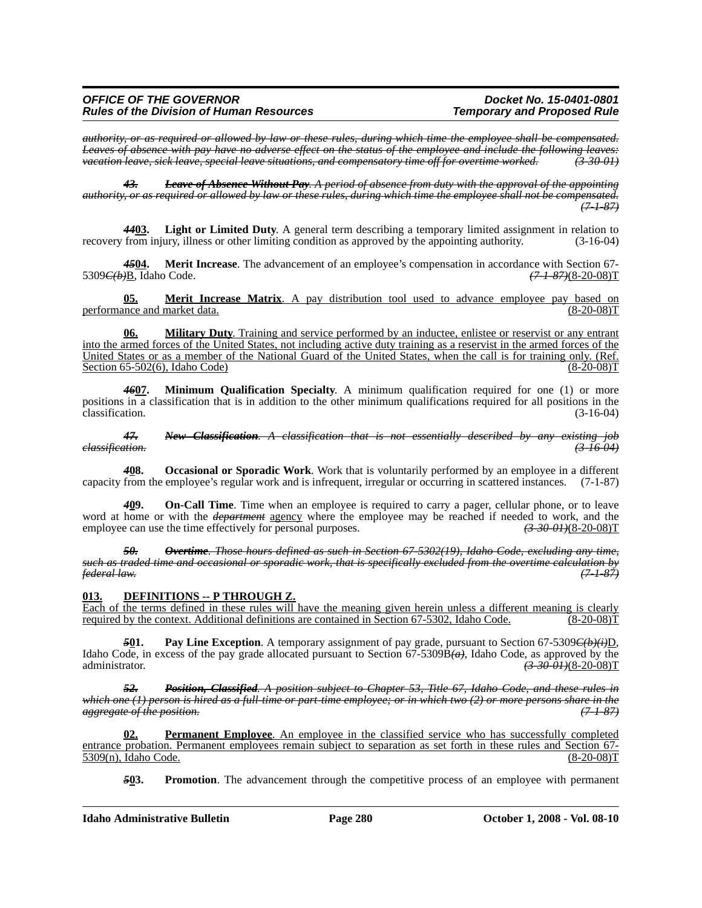~~*authority, or as required or allowed by law or these rules, during which time the employee shall be compensated. Leaves of absence with pay have no adverse effect on the status of the employee and include the following leaves: vacation leave, sick leave, special leave situations, and compensatory time off for overtime worked.*~~ ~~*(3-30-01)*~~

~~***43.*** ***Leave of Absence Without Pay***. *A period of absence from duty with the approval of the appointing authority, or as required or allowed by law or these rules, during which time the employee shall not be compensated.*~~ ~~*(7-1-87)*~~

~~***44***~~**03. Light or Limited Duty**. A general term describing a temporary limited assignment in relation to recovery from injury, illness or other limiting condition as approved by the appointing authority. (3-16-04)

~~***45***~~**04. Merit Increase**. The advancement of an employee's compensation in accordance with Section 67-5309~~*C(b)*~~B, Idaho Code. ~~*(7-1-87)*~~(8-20-08)T

**05. Merit Increase Matrix**. A pay distribution tool used to advance employee pay based on performance and market data. (8-20-08)T

**06. Military Duty**. Training and service performed by an inductee, enlistee or reservist or any entrant into the armed forces of the United States, not including active duty training as a reservist in the armed forces of the United States or as a member of the National Guard of the United States, when the call is for training only. (Ref. Section 65-502(6), Idaho Code) (8-20-08)T

~~***46***~~**07. Minimum Qualification Specialty**. A minimum qualification required for one (1) or more positions in a classification that is in addition to the other minimum qualifications required for all positions in the classification. (3-16-04)

~~***47.*** ***New Classification***. *A classification that is not essentially described by any existing job classification.*~~ ~~*(3-16-04)*~~

~~***4***~~**08. Occasional or Sporadic Work**. Work that is voluntarily performed by an employee in a different capacity from the employee's regular work and is infrequent, irregular or occurring in scattered instances. (7-1-87)

~~***4***~~**09. On-Call Time**. Time when an employee is required to carry a pager, cellular phone, or to leave word at home or with the ~~*department*~~ agency where the employee may be reached if needed to work, and the employee can use the time effectively for personal purposes. ~~*(3-30-01)*~~(8-20-08)T

~~***50.*** ***Overtime***. *Those hours defined as such in Section 67-5302(19), Idaho Code, excluding any time, such as traded time and occasional or sporadic work, that is specifically excluded from the overtime calculation by federal law.*~~ ~~*(7-1-87)*~~

## 013. DEFINITIONS -- P THROUGH Z.

Each of the terms defined in these rules will have the meaning given herein unless a different meaning is clearly required by the context. Additional definitions are contained in Section 67-5302, Idaho Code. (8-20-08)T

~~***5***~~**01. Pay Line Exception**. A temporary assignment of pay grade, pursuant to Section 67-5309~~*C(b)(i)*~~D, Idaho Code, in excess of the pay grade allocated pursuant to Section 67-5309B~~*(a)*~~, Idaho Code, as approved by the administrator. ~~*(3-30-01)*~~(8-20-08)T

~~***52.*** ***Position, Classified***. *A position subject to Chapter 53, Title 67, Idaho Code, and these rules in which one (1) person is hired as a full-time or part-time employee; or in which two (2) or more persons share in the aggregate of the position.*~~ ~~*(7-1-87)*~~

**02. Permanent Employee**. An employee in the classified service who has successfully completed entrance probation. Permanent employees remain subject to separation as set forth in these rules and Section 67-5309(n), Idaho Code. (8-20-08)T

~~***5***~~**03. Promotion**. The advancement through the competitive process of an employee with permanent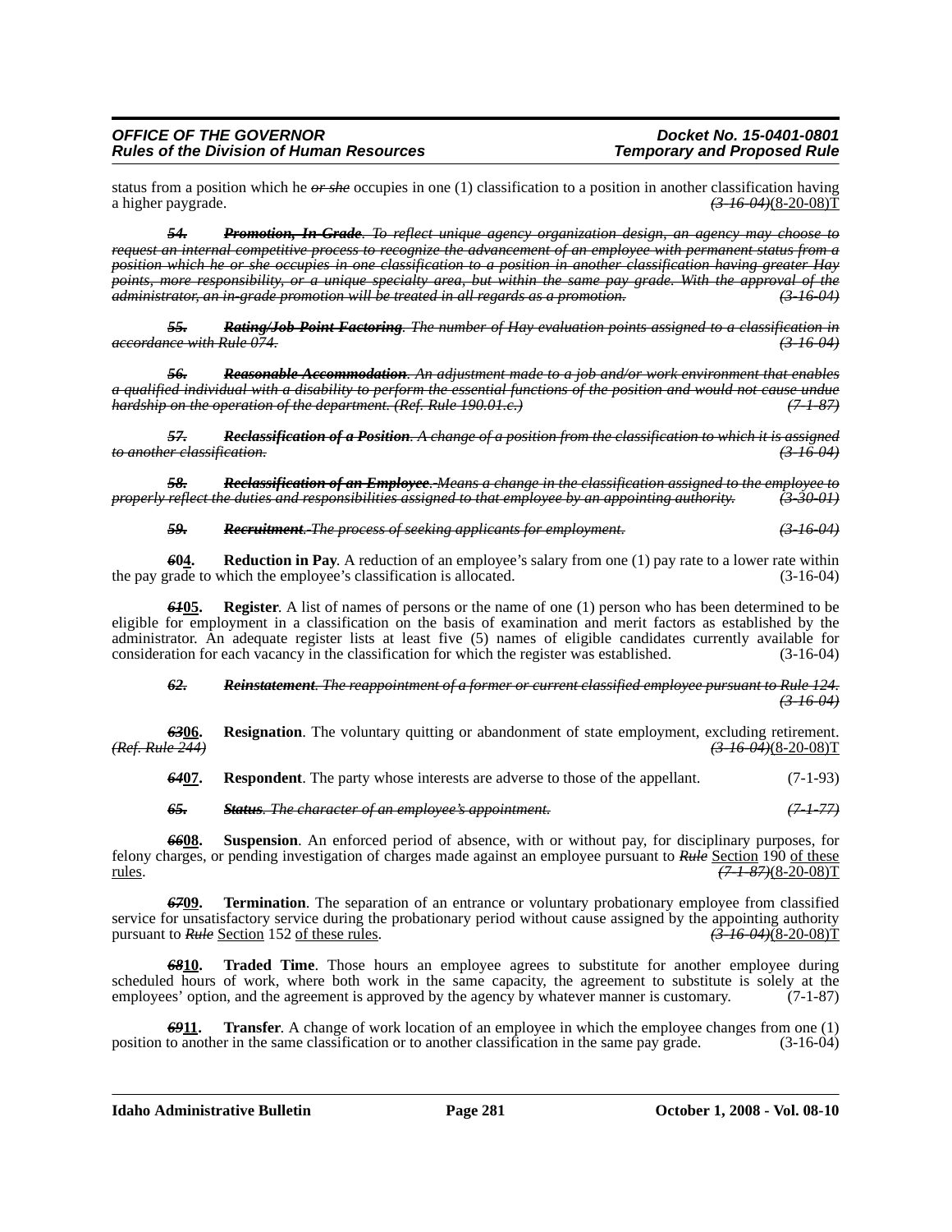status from a position which he ~~*or she*~~ occupies in one (1) classification to a position in another classification having a higher paygrade. ~~*(3-16-04)*~~(8-20-08)T

~~***54.***~~ ~~***Promotion, In-Grade***~~~~*. To reflect unique agency organization design, an agency may choose to request an internal competitive process to recognize the advancement of an employee with permanent status from a position which he or she occupies in one classification to a position in another classification having greater Hay points, more responsibility, or a unique specialty area, but within the same pay grade. With the approval of the administrator, an in-grade promotion will be treated in all regards as a promotion.*~~ ~~*(3-16-04)*~~

~~***55.***~~ ~~***Rating/Job Point Factoring***~~~~*. The number of Hay evaluation points assigned to a classification in accordance with Rule 074.*~~ ~~*(3-16-04)*~~

~~***56.***~~ ~~***Reasonable Accommodation***~~~~*. An adjustment made to a job and/or work environment that enables a qualified individual with a disability to perform the essential functions of the position and would not cause undue hardship on the operation of the department. (Ref. Rule 190.01.c.)*~~ ~~*(7-1-87)*~~

~~***57.***~~ ~~***Reclassification of a Position***~~~~*. A change of a position from the classification to which it is assigned to another classification.*~~ ~~*(3-16-04)*~~

~~***58.***~~ ~~***Reclassification of an Employee***~~~~*. Means a change in the classification assigned to the employee to properly reflect the duties and responsibilities assigned to that employee by an appointing authority.*~~ ~~*(3-30-01)*~~

~~***59.***~~ ~~***Recruitment***~~~~*. The process of seeking applicants for employment.*~~ ~~*(3-16-04)*~~

~~***6***~~**0**<u>**4**</u>**.** **Reduction in Pay**. A reduction of an employee's salary from one (1) pay rate to a lower rate within the pay grade to which the employee's classification is allocated. (3-16-04)

~~***61***~~<u>**05**</u>**.** **Register**. A list of names of persons or the name of one (1) person who has been determined to be eligible for employment in a classification on the basis of examination and merit factors as established by the administrator. An adequate register lists at least five (5) names of eligible candidates currently available for consideration for each vacancy in the classification for which the register was established. (3-16-04)

~~***62.***~~ ~~***Reinstatement***~~~~*. The reappointment of a former or current classified employee pursuant to Rule 124.*~~ ~~*(3-16-04)*~~

~~***63***~~<u>**06**</u>**.** **Resignation**. The voluntary quitting or abandonment of state employment, excluding retirement. ~~*(Ref. Rule 244)*~~ ~~*(3-16-04)*~~(8-20-08)T

~~***64***~~<u>**07**</u>**.** **Respondent**. The party whose interests are adverse to those of the appellant. (7-1-93)

~~***65.***~~ ~~***Status***~~~~*. The character of an employee's appointment.*~~ ~~*(7-1-77)*~~

~~***66***~~<u>**08**</u>**.** **Suspension**. An enforced period of absence, with or without pay, for disciplinary purposes, for felony charges, or pending investigation of charges made against an employee pursuant to ~~***Rule***~~ <u>Section</u> 190 <u>of these rules</u>. ~~*(7-1-87)*~~(8-20-08)T

~~***67***~~<u>**09**</u>**.** **Termination**. The separation of an entrance or voluntary probationary employee from classified service for unsatisfactory service during the probationary period without cause assigned by the appointing authority pursuant to ~~***Rule***~~ <u>Section</u> 152 <u>of these rules</u>. ~~*(3-16-04)*~~(8-20-08)T

~~***68***~~<u>**10**</u>**.** **Traded Time**. Those hours an employee agrees to substitute for another employee during scheduled hours of work, where both work in the same capacity, the agreement to substitute is solely at the employees' option, and the agreement is approved by the agency by whatever manner is customary. (7-1-87)

~~***69***~~<u>**11**</u>**.** **Transfer**. A change of work location of an employee in which the employee changes from one (1) position to another in the same classification or to another classification in the same pay grade. (3-16-04)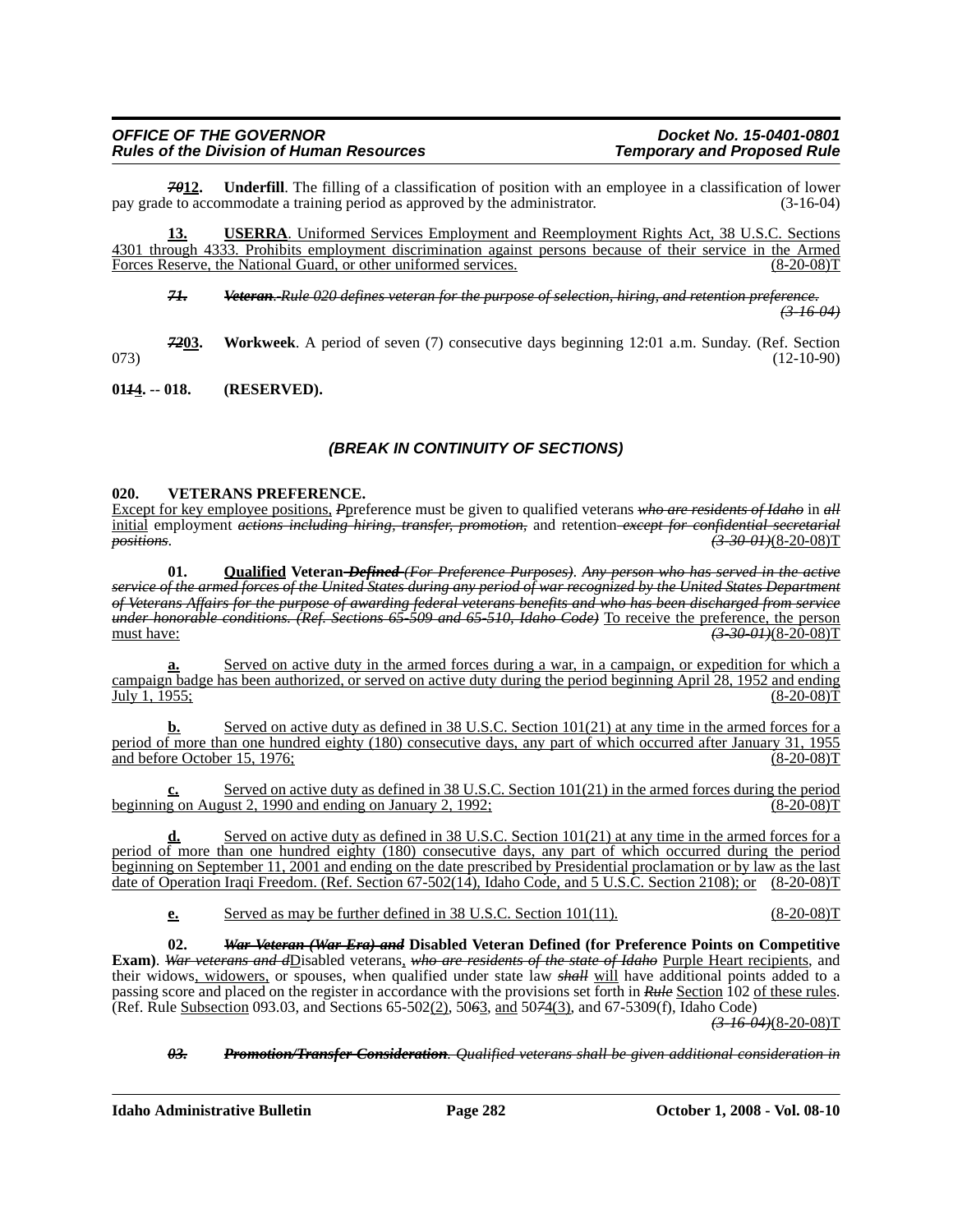~~*70*~~**12. Underfill**. The filling of a classification of position with an employee in a classification of lower pay grade to accommodate a training period as approved by the administrator. (3-16-04)

**13. USERRA**. Uniformed Services Employment and Reemployment Rights Act, 38 U.S.C. Sections 4301 through 4333. Prohibits employment discrimination against persons because of their service in the Armed Forces Reserve, the National Guard, or other uniformed services. (8-20-08)T

~~*71. Veteran. Rule 020 defines veteran for the purpose of selection, hiring, and retention preference.*~~ ~~*(3-16-04)*~~

~~*72*~~**03. Workweek**. A period of seven (7) consecutive days beginning 12:01 a.m. Sunday. (Ref. Section 073) (12-10-90)

**01~~*1*~~4. -- 018. (RESERVED).**

***(BREAK IN CONTINUITY OF SECTIONS)***

**020. VETERANS PREFERENCE.**

Except for key employee positions, ~~*P*~~preference must be given to qualified veterans ~~*who are residents of Idaho*~~ in ~~*all*~~ initial employment ~~*actions including hiring, transfer, promotion,*~~ and retention ~~*except for confidential secretarial positions*~~. ~~*(3-30-01)*~~(8-20-08)T

**01. Qualified Veteran ~~*Defined*~~** ~~*(For Preference Purposes). Any person who has served in the active service of the armed forces of the United States during any period of war recognized by the United States Department of Veterans Affairs for the purpose of awarding federal veterans benefits and who has been discharged from service under honorable conditions. (Ref. Sections 65-509 and 65-510, Idaho Code)*~~ To receive the preference, the person must have: ~~*(3-30-01)*~~(8-20-08)T

**a.** Served on active duty in the armed forces during a war, in a campaign, or expedition for which a campaign badge has been authorized, or served on active duty during the period beginning April 28, 1952 and ending July 1, 1955; (8-20-08)T

**b.** Served on active duty as defined in 38 U.S.C. Section 101(21) at any time in the armed forces for a period of more than one hundred eighty (180) consecutive days, any part of which occurred after January 31, 1955 and before October 15, 1976; (8-20-08)T

**c.** Served on active duty as defined in 38 U.S.C. Section 101(21) in the armed forces during the period beginning on August 2, 1990 and ending on January 2, 1992; (8-20-08)T

**d.** Served on active duty as defined in 38 U.S.C. Section 101(21) at any time in the armed forces for a period of more than one hundred eighty (180) consecutive days, any part of which occurred during the period beginning on September 11, 2001 and ending on the date prescribed by Presidential proclamation or by law as the last date of Operation Iraqi Freedom. (Ref. Section 67-502(14), Idaho Code, and 5 U.S.C. Section 2108); or (8-20-08)T

**e.** Served as may be further defined in 38 U.S.C. Section 101(11). (8-20-08)T

**02. ~~*War Veteran (War Era) and*~~ Disabled Veteran Defined (for Preference Points on Competitive Exam)**. ~~*War veterans and d*~~Disabled veterans, ~~*who are residents of the state of Idaho*~~ Purple Heart recipients, and their widows, widowers, or spouses, when qualified under state law ~~*shall*~~ will have additional points added to a passing score and placed on the register in accordance with the provisions set forth in ~~*Rule*~~ Section 102 of these rules. (Ref. Rule Subsection 093.03, and Sections 65-502(2), 50~~*6*~~3, and 50~~*7*~~4(3), and 67-5309(f), Idaho Code) ~~*(3-16-04)*~~(8-20-08)T

~~*03. Promotion/Transfer Consideration. Qualified veterans shall be given additional consideration in*~~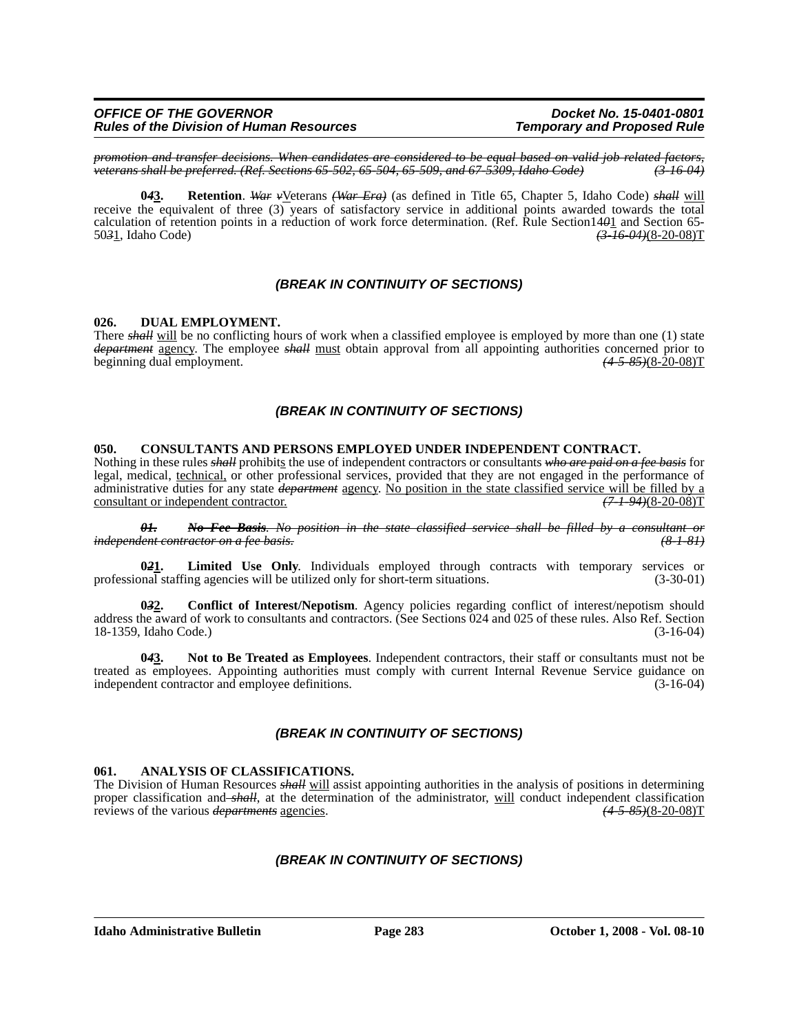*promotion and transfer decisions. When candidates are considered to be equal based on valid job related factors, veterans shall be preferred. (Ref. Sections 65-502, 65-504, 65-509, and 67-5309, Idaho Code) (3-16-04)*

**0*4*3.** **Retention**. *War v*Veterans *(War Era)* (as defined in Title 65, Chapter 5, Idaho Code) *shall* will receive the equivalent of three (3) years of satisfactory service in additional points awarded towards the total calculation of retention points in a reduction of work force determination. (Ref. Rule Section14*0*1 and Section 65-50*3*1, Idaho Code) *(3-16-04)*(8-20-08)T

### *(BREAK IN CONTINUITY OF SECTIONS)*

## 026. DUAL EMPLOYMENT.

There *shall* will be no conflicting hours of work when a classified employee is employed by more than one (1) state *department* agency. The employee *shall* must obtain approval from all appointing authorities concerned prior to beginning dual employment. *(4-5-85)*(8-20-08)T

### *(BREAK IN CONTINUITY OF SECTIONS)*

## 050. CONSULTANTS AND PERSONS EMPLOYED UNDER INDEPENDENT CONTRACT.

Nothing in these rules *shall* prohibits the use of independent contractors or consultants *who are paid on a fee basis* for legal, medical, technical, or other professional services, provided that they are not engaged in the performance of administrative duties for any state *department* agency. No position in the state classified service will be filled by a consultant or independent contractor. *(7-1-94)*(8-20-08)T

***01. No Fee Basis**. No position in the state classified service shall be filled by a consultant or independent contractor on a fee basis. (8-1-81)*

**0*2*1.** **Limited Use Only**. Individuals employed through contracts with temporary services or professional staffing agencies will be utilized only for short-term situations. (3-30-01)

**0*3*2.** **Conflict of Interest/Nepotism**. Agency policies regarding conflict of interest/nepotism should address the award of work to consultants and contractors. (See Sections 024 and 025 of these rules. Also Ref. Section 18-1359, Idaho Code.) (3-16-04)

**0*4*3.** **Not to Be Treated as Employees**. Independent contractors, their staff or consultants must not be treated as employees. Appointing authorities must comply with current Internal Revenue Service guidance on independent contractor and employee definitions. (3-16-04)

### *(BREAK IN CONTINUITY OF SECTIONS)*

## 061. ANALYSIS OF CLASSIFICATIONS.

The Division of Human Resources *shall* will assist appointing authorities in the analysis of positions in determining proper classification and *shall*, at the determination of the administrator, will conduct independent classification reviews of the various *departments* agencies. *(4-5-85)*(8-20-08)T

### *(BREAK IN CONTINUITY OF SECTIONS)*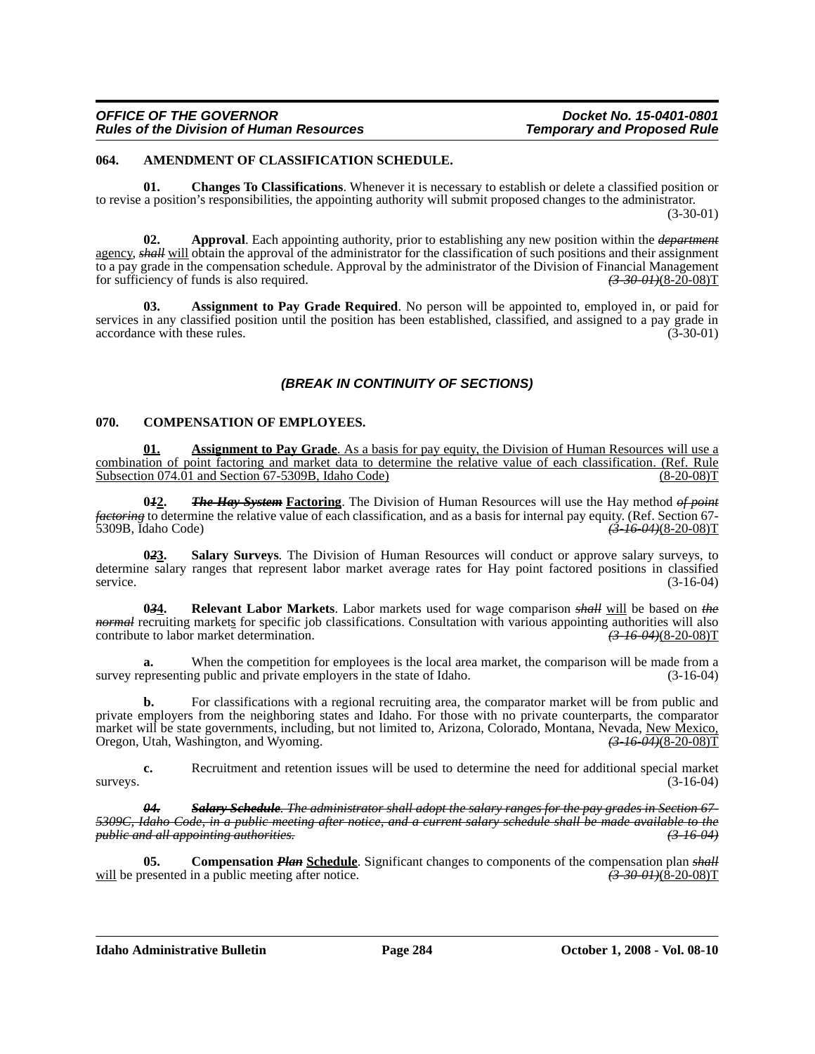### 064. AMENDMENT OF CLASSIFICATION SCHEDULE.

**01. Changes To Classifications**. Whenever it is necessary to establish or delete a classified position or to revise a position's responsibilities, the appointing authority will submit proposed changes to the administrator. (3-30-01)

**02. Approval**. Each appointing authority, prior to establishing any new position within the ~~*department*~~ <u>agency</u>, ~~*shall*~~ <u>will</u> obtain the approval of the administrator for the classification of such positions and their assignment to a pay grade in the compensation schedule. Approval by the administrator of the Division of Financial Management for sufficiency of funds is also required. ~~*(3-30-01)*~~(8-20-08)T

**03. Assignment to Pay Grade Required**. No person will be appointed to, employed in, or paid for services in any classified position until the position has been established, classified, and assigned to a pay grade in accordance with these rules. (3-30-01)

***(BREAK IN CONTINUITY OF SECTIONS)***

### 070. COMPENSATION OF EMPLOYEES.

<u>**01. Assignment to Pay Grade**. As a basis for pay equity, the Division of Human Resources will use a combination of point factoring and market data to determine the relative value of each classification. (Ref. Rule Subsection 074.01 and Section 67-5309B, Idaho Code)</u> (8-20-08)T

**0~~*1*~~<u>2</u>. ~~*The Hay System*~~ <u>Factoring</u>**. The Division of Human Resources will use the Hay method ~~*of point factoring*~~ to determine the relative value of each classification, and as a basis for internal pay equity. (Ref. Section 67-5309B, Idaho Code) ~~*(3-16-04)*~~(8-20-08)T

**0~~*2*~~<u>3</u>. Salary Surveys**. The Division of Human Resources will conduct or approve salary surveys, to determine salary ranges that represent labor market average rates for Hay point factored positions in classified service. (3-16-04)

**0~~*3*~~<u>4</u>. Relevant Labor Markets**. Labor markets used for wage comparison ~~*shall*~~ <u>will</u> be based on ~~*the normal*~~ recruiting market<u>s</u> for specific job classifications. Consultation with various appointing authorities will also contribute to labor market determination. ~~*(3-16-04)*~~(8-20-08)T

**a.** When the competition for employees is the local area market, the comparison will be made from a survey representing public and private employers in the state of Idaho. (3-16-04)

**b.** For classifications with a regional recruiting area, the comparator market will be from public and private employers from the neighboring states and Idaho. For those with no private counterparts, the comparator market will be state governments, including, but not limited to, Arizona, Colorado, Montana, Nevada, <u>New Mexico,</u> Oregon, Utah, Washington, and Wyoming. ~~*(3-16-04)*~~(8-20-08)T

**c.** Recruitment and retention issues will be used to determine the need for additional special market surveys. (3-16-04)

~~***04. Salary Schedule**. The administrator shall adopt the salary ranges for the pay grades in Section 67-5309C, Idaho Code, in a public meeting after notice, and a current salary schedule shall be made available to the public and all appointing authorities. (3-16-04)*~~

**05. Compensation ~~*Plan*~~ <u>Schedule</u>**. Significant changes to components of the compensation plan ~~*shall*~~ <u>will</u> be presented in a public meeting after notice. ~~*(3-30-01)*~~(8-20-08)T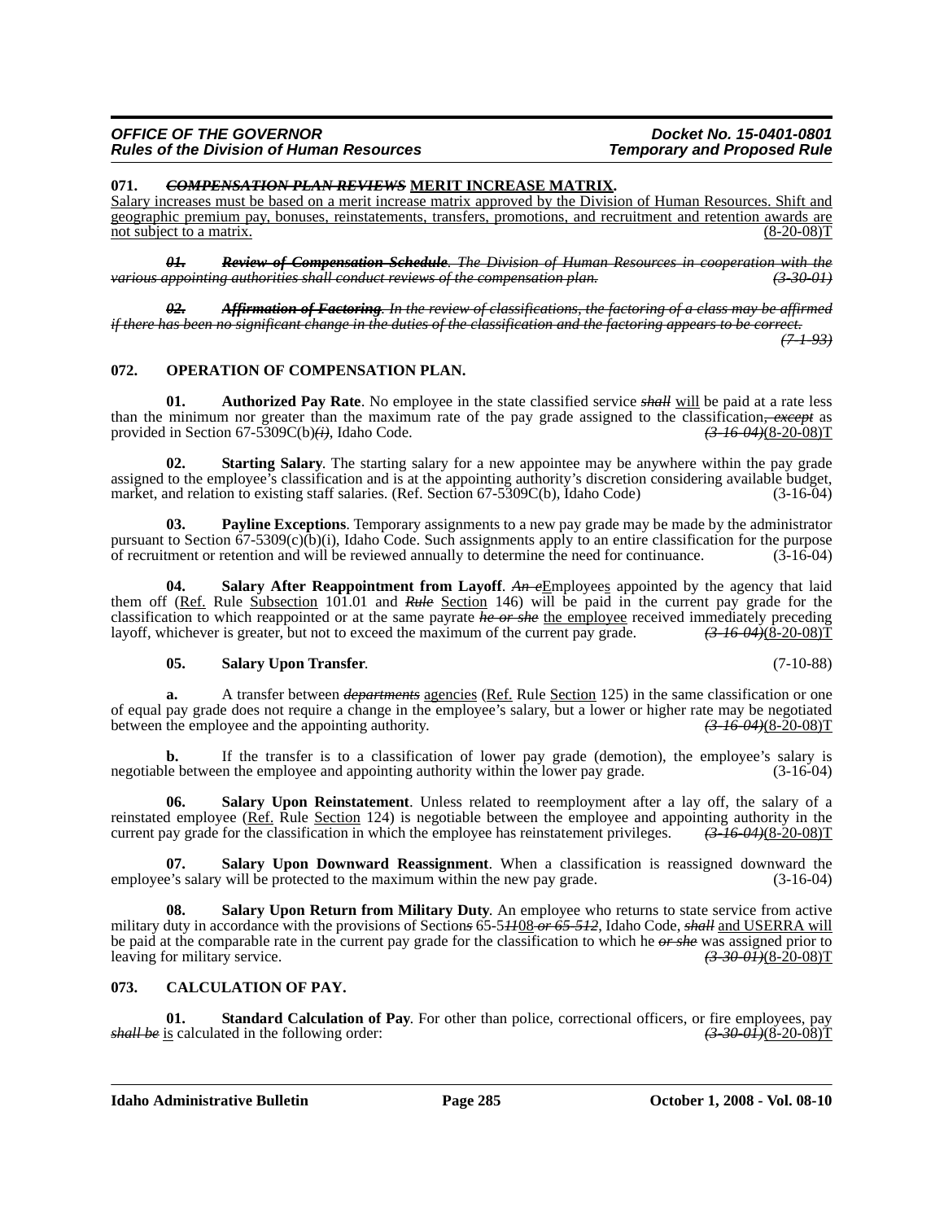**071. ~~*COMPENSATION PLAN REVIEWS*~~ <u>MERIT INCREASE MATRIX</u>.**

<u>Salary increases must be based on a merit increase matrix approved by the Division of Human Resources. Shift and geographic premium pay, bonuses, reinstatements, transfers, promotions, and recruitment and retention awards are not subject to a matrix.</u> (8-20-08)T

~~***01. Review of Compensation Schedule***~~~~*. The Division of Human Resources in cooperation with the various appointing authorities shall conduct reviews of the compensation plan.*~~ ~~*(3-30-01)*~~

~~***02. Affirmation of Factoring***~~~~*. In the review of classifications, the factoring of a class may be affirmed if there has been no significant change in the duties of the classification and the factoring appears to be correct.*~~ ~~*(7-1-93)*~~

**072. OPERATION OF COMPENSATION PLAN.**

**01. Authorized Pay Rate**. No employee in the state classified service ~~***shall***~~ <u>will</u> be paid at a rate less than the minimum nor greater than the maximum rate of the pay grade assigned to the classification~~*, except*~~ as provided in Section 67-5309C(b)~~*(i)*~~, Idaho Code. ~~*(3-16-04)*~~(8-20-08)T

**02. Starting Salary**. The starting salary for a new appointee may be anywhere within the pay grade assigned to the employee's classification and is at the appointing authority's discretion considering available budget, market, and relation to existing staff salaries. (Ref. Section 67-5309C(b), Idaho Code) (3-16-04)

**03. Payline Exceptions**. Temporary assignments to a new pay grade may be made by the administrator pursuant to Section 67-5309(c)(b)(i), Idaho Code. Such assignments apply to an entire classification for the purpose of recruitment or retention and will be reviewed annually to determine the need for continuance. (3-16-04)

**04. Salary After Reappointment from Layoff**. ~~*An e*~~<u>E</u>mployee<u>s</u> appointed by the agency that laid them off (<u>Ref.</u> Rule <u>Subsection</u> 101.01 and ~~***Rule***~~ <u>Section</u> 146) will be paid in the current pay grade for the classification to which reappointed or at the same payrate ~~***he or she***~~ <u>the employee</u> received immediately preceding layoff, whichever is greater, but not to exceed the maximum of the current pay grade. ~~*(3-16-04)*~~(8-20-08)T

**05. Salary Upon Transfer**. (7-10-88)

**a.** A transfer between ~~***departments***~~ <u>agencies</u> (<u>Ref.</u> Rule <u>Section</u> 125) in the same classification or one of equal pay grade does not require a change in the employee's salary, but a lower or higher rate may be negotiated between the employee and the appointing authority. ~~*(3-16-04)*~~(8-20-08)T

**b.** If the transfer is to a classification of lower pay grade (demotion), the employee's salary is negotiable between the employee and appointing authority within the lower pay grade. (3-16-04)

**06. Salary Upon Reinstatement**. Unless related to reemployment after a lay off, the salary of a reinstated employee (<u>Ref.</u> Rule <u>Section</u> 124) is negotiable between the employee and appointing authority in the current pay grade for the classification in which the employee has reinstatement privileges. ~~*(3-16-04)*~~(8-20-08)T

**07. Salary Upon Downward Reassignment**. When a classification is reassigned downward the employee's salary will be protected to the maximum within the new pay grade. (3-16-04)

**08. Salary Upon Return from Military Duty**. An employee who returns to state service from active military duty in accordance with the provisions of Section~~*s*~~ 65-5~~*11*~~<u>08</u> ~~*or 65-512*~~, Idaho Code, ~~***shall***~~ <u>and USERRA will</u> be paid at the comparable rate in the current pay grade for the classification to which he ~~*or she*~~ was assigned prior to leaving for military service. ~~*(3-30-01)*~~(8-20-08)T

**073. CALCULATION OF PAY.**

**01. Standard Calculation of Pay**. For other than police, correctional officers, or fire employees, pay ~~***shall be***~~ <u>is</u> calculated in the following order: ~~*(3-30-01)*~~(8-20-08)T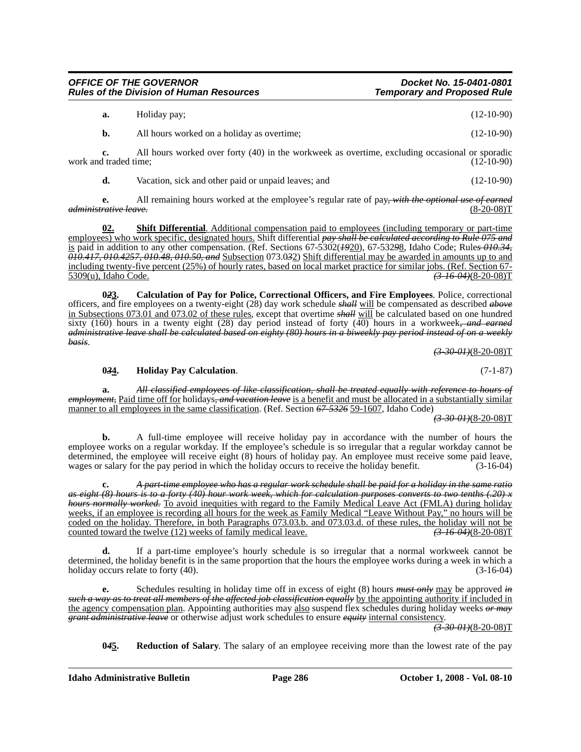**a.** Holiday pay; (12-10-90)

**b.** All hours worked on a holiday as overtime; (12-10-90)

**c.** All hours worked over forty (40) in the workweek as overtime, excluding occasional or sporadic work and traded time; (12-10-90)

**d.** Vacation, sick and other paid or unpaid leaves; and (12-10-90)

**e.** All remaining hours worked at the employee's regular rate of pay~~, with the optional use of earned administrative leave.~~ (8-20-08)T

**02. Shift Differential**. Additional compensation paid to employees (including temporary or part-time employees) who work specific, designated hours. Shift differential ~~pay shall be calculated according to Rule 075 and~~ is paid in addition to any other compensation. (Ref. Sections 67-5302(~~19~~20), 67-532~~9~~8, Idaho Code; Rule~~s 010.34, 010.417, 010.4257, 010.48, 010.50, and~~ Subsection 073.0~~3~~2) Shift differential may be awarded in amounts up to and including twenty-five percent (25%) of hourly rates, based on local market practice for similar jobs. (Ref. Section 67-5309(u), Idaho Code. ~~(3-16-04)~~(8-20-08)T

**0~~2~~3. Calculation of Pay for Police, Correctional Officers, and Fire Employees**. Police, correctional officers, and fire employees on a twenty-eight (28) day work schedule ~~shall~~ will be compensated as described ~~above~~ in Subsections 073.01 and 073.02 of these rules, except that overtime ~~shall~~ will be calculated based on one hundred sixty (160) hours in a twenty eight (28) day period instead of forty (40) hours in a workweek~~, and earned administrative leave shall be calculated based on eighty (80) hours in a biweekly pay period instead of on a weekly basis~~. ~~(3-30-01)~~(8-20-08)T

**0~~3~~4. Holiday Pay Calculation**. (7-1-87)

**a.** ~~All classified employees of like classification, shall be treated equally with reference to hours of employment,~~ Paid time off for holidays~~, and vacation leave~~ is a benefit and must be allocated in a substantially similar manner to all employees in the same classification. (Ref. Section ~~67-5326~~ 59-1607, Idaho Code) ~~(3-30-01)~~(8-20-08)T

**b.** A full-time employee will receive holiday pay in accordance with the number of hours the employee works on a regular workday. If the employee's schedule is so irregular that a regular workday cannot be determined, the employee will receive eight (8) hours of holiday pay. An employee must receive some paid leave, wages or salary for the pay period in which the holiday occurs to receive the holiday benefit. (3-16-04)

**c.** ~~A part-time employee who has a regular work schedule shall be paid for a holiday in the same ratio as eight (8) hours is to a forty (40) hour work week, which for calculation purposes converts to two tenths (.20) x hours normally worked.~~ To avoid inequities with regard to the Family Medical Leave Act (FMLA) during holiday weeks, if an employee is recording all hours for the week as Family Medical "Leave Without Pay," no hours will be coded on the holiday. Therefore, in both Paragraphs 073.03.b. and 073.03.d. of these rules, the holiday will not be counted toward the twelve (12) weeks of family medical leave. ~~(3-16-04)~~(8-20-08)T

**d.** If a part-time employee's hourly schedule is so irregular that a normal workweek cannot be determined, the holiday benefit is in the same proportion that the hours the employee works during a week in which a holiday occurs relate to forty (40). (3-16-04)

**e.** Schedules resulting in holiday time off in excess of eight (8) hours ~~must only~~ may be approved ~~in such a way as to treat all members of the affected job classification equally~~ by the appointing authority if included in the agency compensation plan. Appointing authorities may also suspend flex schedules during holiday weeks ~~or may grant administrative leave~~ or otherwise adjust work schedules to ensure ~~equity~~ internal consistency. ~~(3-30-01)~~(8-20-08)T

**0~~4~~5. Reduction of Salary**. The salary of an employee receiving more than the lowest rate of the pay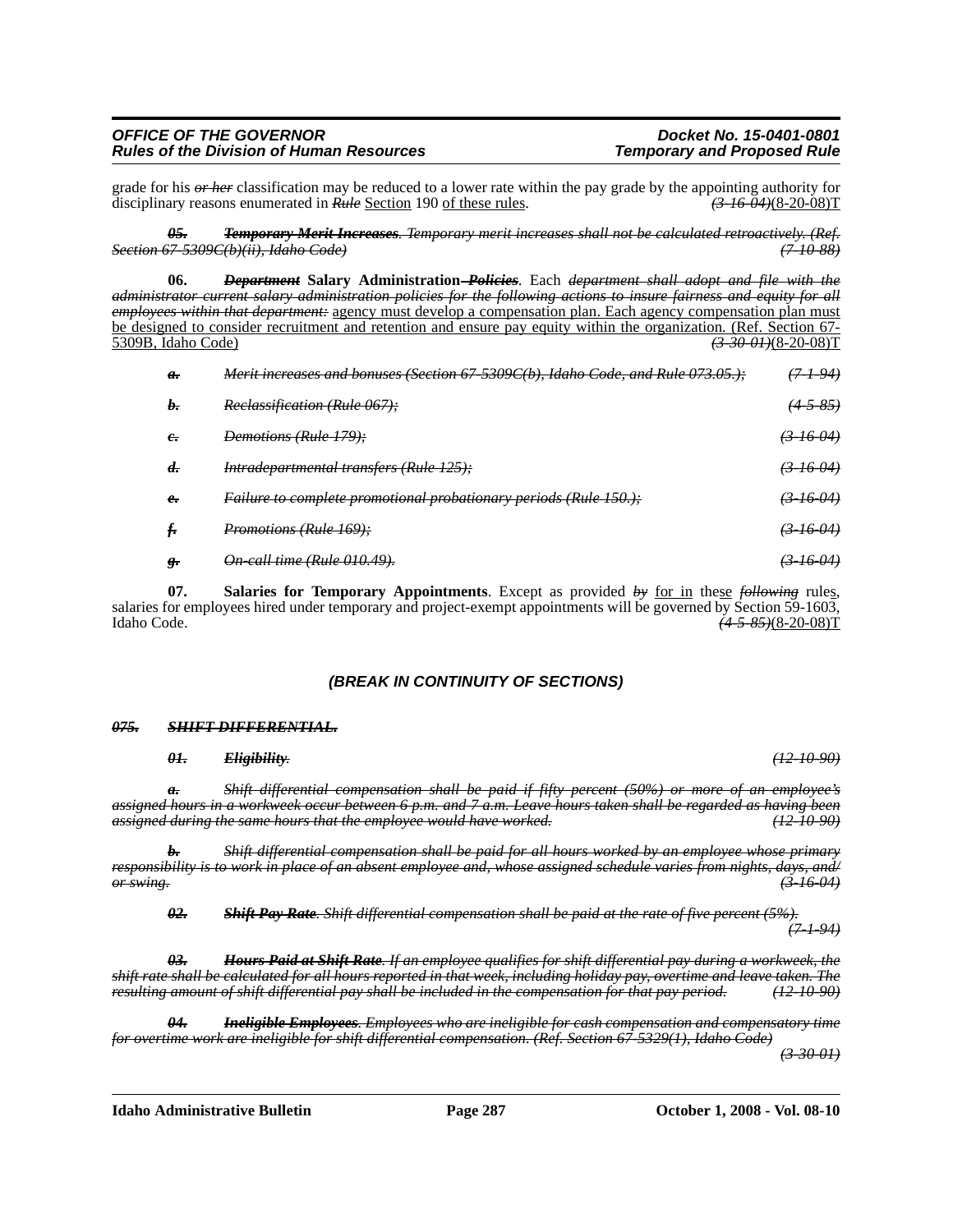grade for his ~~*or her*~~ classification may be reduced to a lower rate within the pay grade by the appointing authority for disciplinary reasons enumerated in ~~*Rule*~~ Section 190 of these rules. ~~*(3-16-04)*~~(8-20-08)T

~~***05. Temporary Merit Increases**. Temporary merit increases shall not be calculated retroactively. (Ref. Section 67-5309C(b)(ii), Idaho Code) (7-10-88)*~~

**06. ~~*Department*~~ Salary Administration ~~*- Policies*~~**. Each ~~*department shall adopt and file with the administrator current salary administration policies for the following actions to insure fairness and equity for all employees within that department:*~~ agency must develop a compensation plan. Each agency compensation plan must be designed to consider recruitment and retention and ensure pay equity within the organization. (Ref. Section 67-5309B, Idaho Code) ~~*(3-30-01)*~~(8-20-08)T

~~***a.** Merit increases and bonuses (Section 67-5309C(b), Idaho Code, and Rule 073.05.); (7-1-94)*~~

~~***b.** Reclassification (Rule 067); (4-5-85)*~~

~~***c.** Demotions (Rule 179); (3-16-04)*~~

~~***d.** Intradepartmental transfers (Rule 125); (3-16-04)*~~

~~***e.** Failure to complete promotional probationary periods (Rule 150.); (3-16-04)*~~

~~***f.** Promotions (Rule 169); (3-16-04)*~~

~~***g.** On-call time (Rule 010.49). (3-16-04)*~~

**07. Salaries for Temporary Appointments**. Except as provided ~~*by*~~ for in these ~~*following*~~ rules, salaries for employees hired under temporary and project-exempt appointments will be governed by Section 59-1603, Idaho Code. ~~*(4-5-85)*~~(8-20-08)T

***(BREAK IN CONTINUITY OF SECTIONS)***

~~***075. SHIFT DIFFERENTIAL.***~~

~~***01. Eligibility**. (12-10-90)*~~

~~***a.** Shift differential compensation shall be paid if fifty percent (50%) or more of an employee's assigned hours in a workweek occur between 6 p.m. and 7 a.m. Leave hours taken shall be regarded as having been assigned during the same hours that the employee would have worked. (12-10-90)*~~

~~***b.** Shift differential compensation shall be paid for all hours worked by an employee whose primary responsibility is to work in place of an absent employee and, whose assigned schedule varies from nights, days, and/or swing. (3-16-04)*~~

~~***02. Shift Pay Rate**. Shift differential compensation shall be paid at the rate of five percent (5%). (7-1-94)*~~

~~***03. Hours Paid at Shift Rate**. If an employee qualifies for shift differential pay during a workweek, the shift rate shall be calculated for all hours reported in that week, including holiday pay, overtime and leave taken. The resulting amount of shift differential pay shall be included in the compensation for that pay period. (12-10-90)*~~

~~***04. Ineligible Employees**. Employees who are ineligible for cash compensation and compensatory time for overtime work are ineligible for shift differential compensation. (Ref. Section 67-5329(1), Idaho Code) (3-30-01)*~~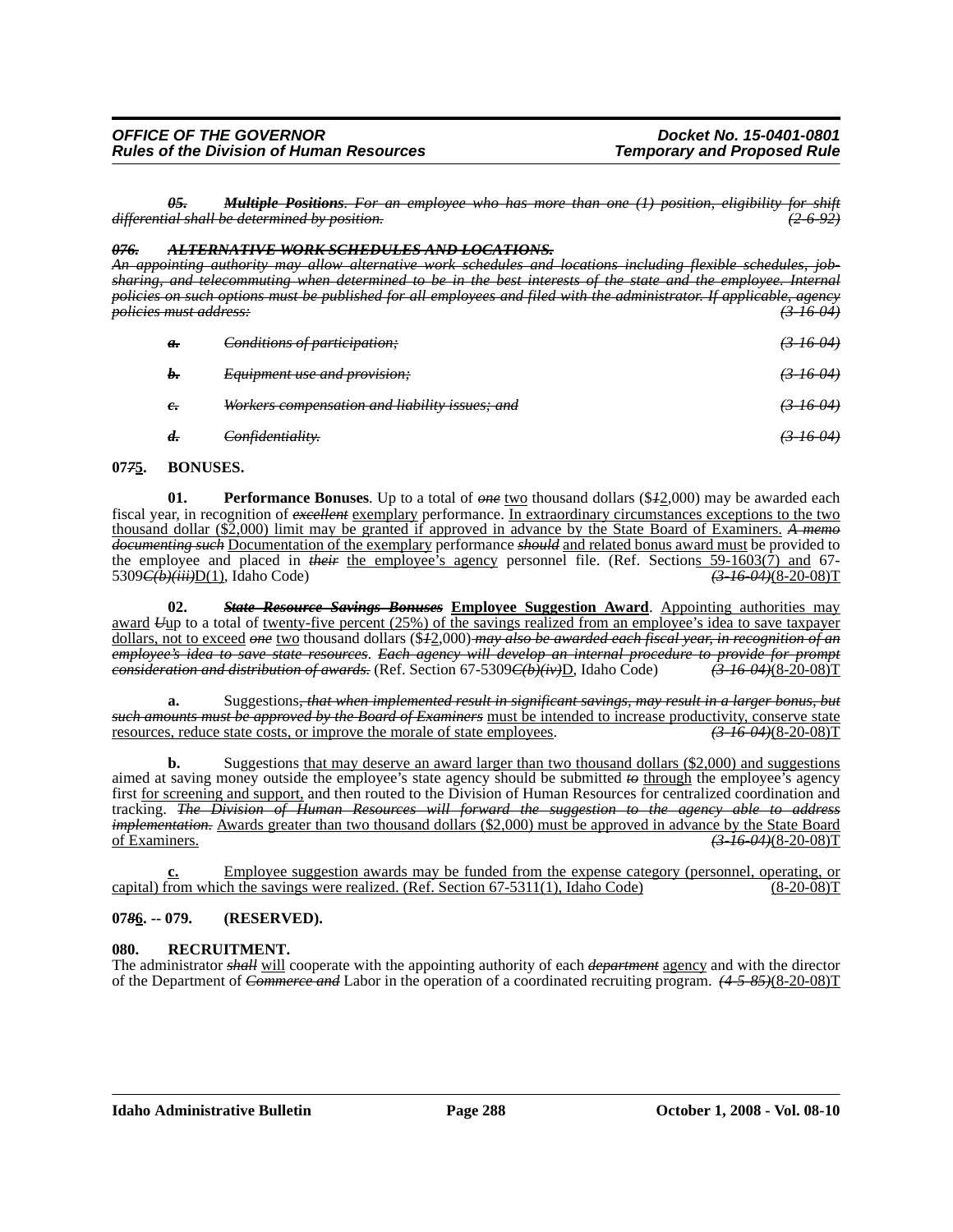~~*05.*~~ ~~***Multiple Positions***~~ ~~*. For an employee who has more than one (1) position, eligibility for shift differential shall be determined by position.*~~ ~~*(2-6-92)*~~

~~***076.*** ***ALTERNATIVE WORK SCHEDULES AND LOCATIONS.***~~

~~*An appointing authority may allow alternative work schedules and locations including flexible schedules, job-sharing, and telecommuting when determined to be in the best interests of the state and the employee. Internal policies on such options must be published for all employees and filed with the administrator. If applicable, agency policies must address:*~~ ~~*(3-16-04)*~~

~~***a.***~~ ~~*Conditions of participation;*~~ ~~*(3-16-04)*~~

~~***b.***~~ ~~*Equipment use and provision;*~~ ~~*(3-16-04)*~~

~~***c.***~~ ~~*Workers compensation and liability issues; and*~~ ~~*(3-16-04)*~~

~~***d.***~~ ~~*Confidentiality.*~~ ~~*(3-16-04)*~~

**07~~*7*~~<u>5</u>. BONUSES.**

**01. Performance Bonuses**. Up to a total of ~~*one*~~ <u>two</u> thousand dollars ($~~*1*~~<u>2</u>,000) may be awarded each fiscal year, in recognition of ~~*excellent*~~ <u>exemplary</u> performance. <u>In extraordinary circumstances exceptions to the two thousand dollar ($2,000) limit may be granted if approved in advance by the State Board of Examiners.</u> ~~*A memo documenting such*~~ <u>Documentation of the exemplary</u> performance ~~*should*~~ <u>and related bonus award must</u> be provided to the employee and placed in ~~*their*~~ <u>the employee's agency</u> personnel file. (Ref. Section<u>s 59-1603(7) and</u> 67-5309~~*C(b)(iii)*~~<u>D(1)</u>, Idaho Code) ~~*(3-16-04)*~~(8-20-08)T

**02. ~~*State Resource Savings Bonuses*~~ <u>Employee Suggestion Award</u>**. <u>Appointing authorities may award</u> ~~*U*~~<u>u</u>p to a total of <u>twenty-five percent (25%) of the savings realized from an employee's idea to save taxpayer dollars, not to exceed</u> ~~*one*~~ <u>two</u> thousand dollars ($~~*1*~~<u>2</u>,000) ~~*may also be awarded each fiscal year, in recognition of an employee's idea to save state resources*~~. ~~*Each agency will develop an internal procedure to provide for prompt consideration and distribution of awards.*~~ (Ref. Section 67-5309~~*C(b)(iv)*~~<u>D</u>, Idaho Code) ~~*(3-16-04)*~~(8-20-08)T

**a.** Suggestions~~*, that when implemented result in significant savings, may result in a larger bonus, but such amounts must be approved by the Board of Examiners*~~ <u>must be intended to increase productivity, conserve state resources, reduce state costs, or improve the morale of state employees</u>. ~~*(3-16-04)*~~(8-20-08)T

**b.** Suggestions <u>that may deserve an award larger than two thousand dollars ($2,000) and suggestions</u> aimed at saving money outside the employee's state agency should be submitted ~~*to*~~ <u>through</u> the employee's agency first <u>for screening and support,</u> and then routed to the Division of Human Resources for centralized coordination and tracking. ~~*The Division of Human Resources will forward the suggestion to the agency able to address implementation.*~~ <u>Awards greater than two thousand dollars ($2,000) must be approved in advance by the State Board of Examiners.</u> ~~*(3-16-04)*~~(8-20-08)T

**<u>c.</u>** <u>Employee suggestion awards may be funded from the expense category (personnel, operating, or capital) from which the savings were realized. (Ref. Section 67-5311(1), Idaho Code)</u> (8-20-08)T

**07~~*8*~~<u>6</u>. -- 079. (RESERVED).**

**080. RECRUITMENT.**

The administrator ~~*shall*~~ <u>will</u> cooperate with the appointing authority of each ~~*department*~~ <u>agency</u> and with the director of the Department of ~~*Commerce and*~~ Labor in the operation of a coordinated recruiting program. ~~*(4-5-85)*~~(8-20-08)T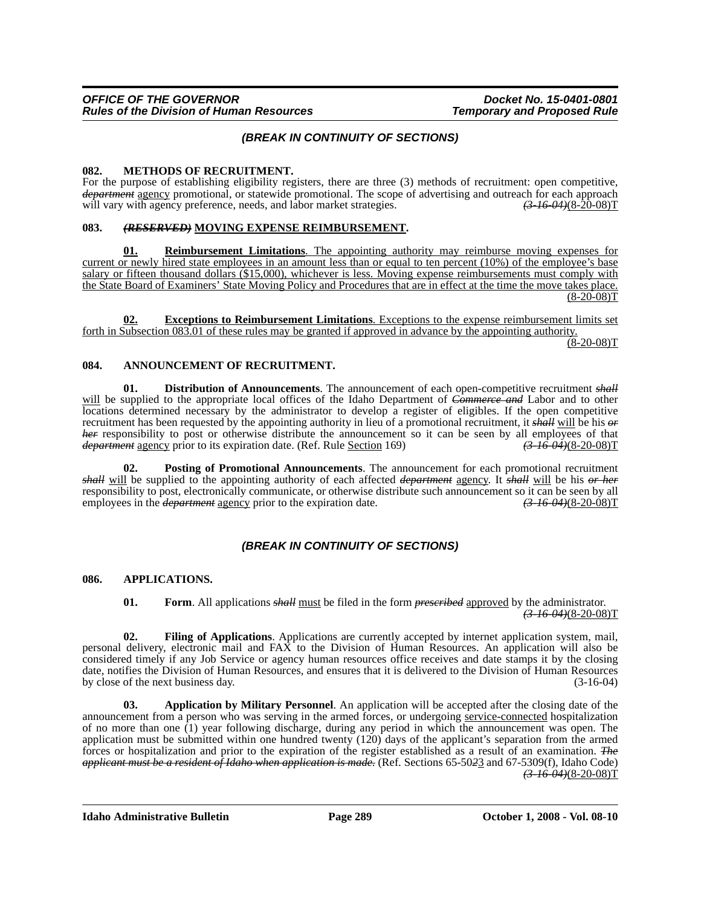*(BREAK IN CONTINUITY OF SECTIONS)*

**082. METHODS OF RECRUITMENT.**

For the purpose of establishing eligibility registers, there are three (3) methods of recruitment: open competitive, ~~*department*~~ agency promotional, or statewide promotional. The scope of advertising and outreach for each approach will vary with agency preference, needs, and labor market strategies. ~~*(3-16-04)*~~(8-20-08)T

**083. ~~*(RESERVED)*~~ MOVING EXPENSE REIMBURSEMENT.**

**01. Reimbursement Limitations**. The appointing authority may reimburse moving expenses for current or newly hired state employees in an amount less than or equal to ten percent (10%) of the employee's base salary or fifteen thousand dollars ($15,000), whichever is less. Moving expense reimbursements must comply with the State Board of Examiners' State Moving Policy and Procedures that are in effect at the time the move takes place. (8-20-08)T

**02. Exceptions to Reimbursement Limitations**. Exceptions to the expense reimbursement limits set forth in Subsection 083.01 of these rules may be granted if approved in advance by the appointing authority. (8-20-08)T

**084. ANNOUNCEMENT OF RECRUITMENT.**

**01. Distribution of Announcements**. The announcement of each open-competitive recruitment ~~*shall*~~ will be supplied to the appropriate local offices of the Idaho Department of ~~*Commerce and*~~ Labor and to other locations determined necessary by the administrator to develop a register of eligibles. If the open competitive recruitment has been requested by the appointing authority in lieu of a promotional recruitment, it ~~*shall*~~ will be his ~~*or her*~~ responsibility to post or otherwise distribute the announcement so it can be seen by all employees of that ~~*department*~~ agency prior to its expiration date. (Ref. Rule Section 169) ~~*(3-16-04)*~~(8-20-08)T

**02. Posting of Promotional Announcements**. The announcement for each promotional recruitment ~~*shall*~~ will be supplied to the appointing authority of each affected ~~*department*~~ agency. It ~~*shall*~~ will be his ~~*or her*~~ responsibility to post, electronically communicate, or otherwise distribute such announcement so it can be seen by all employees in the ~~*department*~~ agency prior to the expiration date. ~~*(3-16-04)*~~(8-20-08)T

*(BREAK IN CONTINUITY OF SECTIONS)*

**086. APPLICATIONS.**

**01. Form**. All applications ~~*shall*~~ must be filed in the form ~~*prescribed*~~ approved by the administrator. ~~*(3-16-04)*~~(8-20-08)T

**02. Filing of Applications**. Applications are currently accepted by internet application system, mail, personal delivery, electronic mail and FAX to the Division of Human Resources. An application will also be considered timely if any Job Service or agency human resources office receives and date stamps it by the closing date, notifies the Division of Human Resources, and ensures that it is delivered to the Division of Human Resources by close of the next business day. (3-16-04)

**03. Application by Military Personnel**. An application will be accepted after the closing date of the announcement from a person who was serving in the armed forces, or undergoing service-connected hospitalization of no more than one (1) year following discharge, during any period in which the announcement was open. The application must be submitted within one hundred twenty (120) days of the applicant's separation from the armed forces or hospitalization and prior to the expiration of the register established as a result of an examination. ~~*The applicant must be a resident of Idaho when application is made.*~~ (Ref. Sections 65-50~~*2*~~3 and 67-5309(f), Idaho Code) ~~*(3-16-04)*~~(8-20-08)T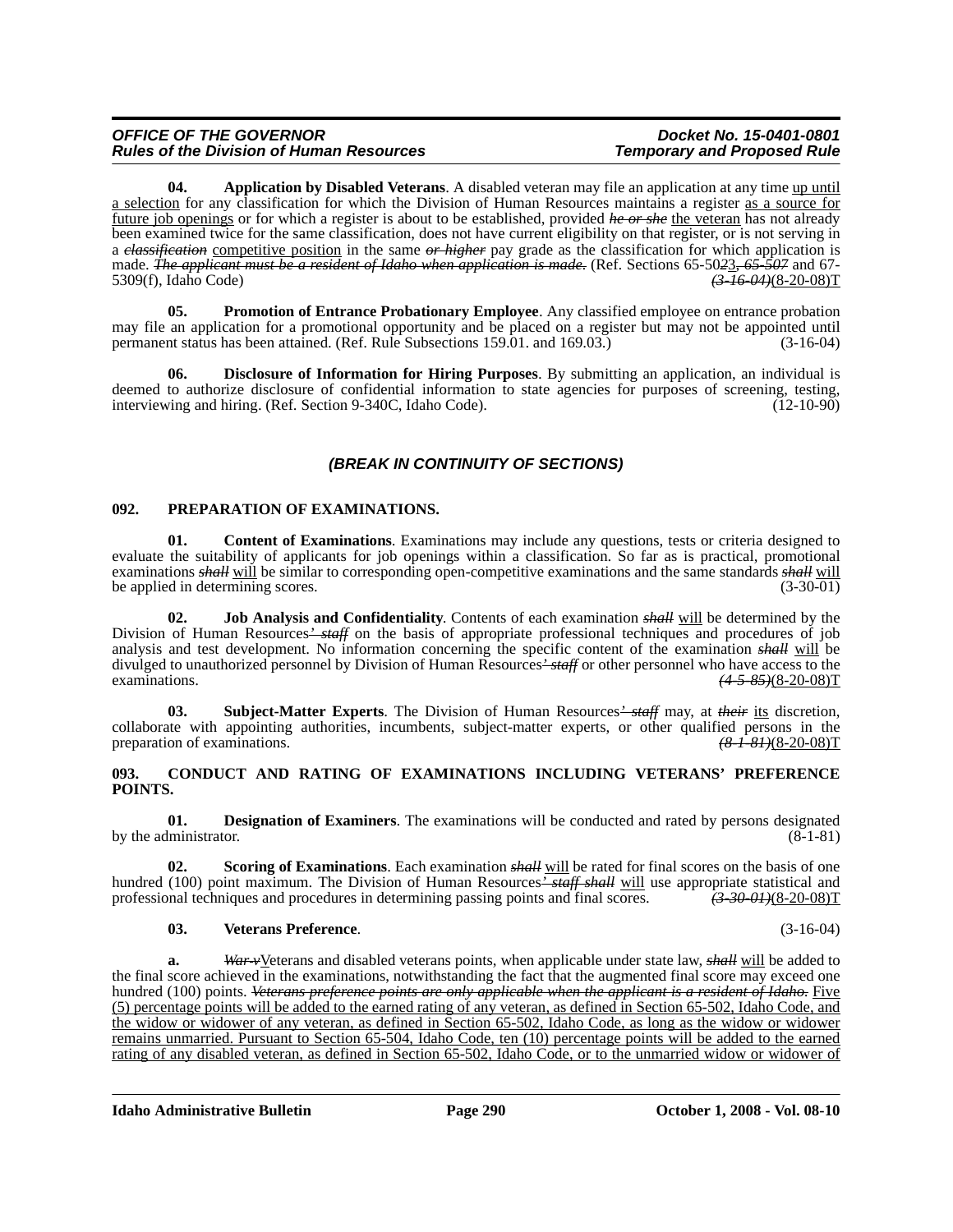**04. Application by Disabled Veterans**. A disabled veteran may file an application at any time up until a selection for any classification for which the Division of Human Resources maintains a register as a source for future job openings or for which a register is about to be established, provided ~~*he or she*~~ the veteran has not already been examined twice for the same classification, does not have current eligibility on that register, or is not serving in a ~~*classification*~~ competitive position in the same ~~*or higher*~~ pay grade as the classification for which application is made. ~~*The applicant must be a resident of Idaho when application is made.*~~ (Ref. Sections 65-50~~*2*~~3~~*, 65-507*~~ and 67-5309(f), Idaho Code) ~~*(3-16-04)*~~(8-20-08)T

**05. Promotion of Entrance Probationary Employee**. Any classified employee on entrance probation may file an application for a promotional opportunity and be placed on a register but may not be appointed until permanent status has been attained. (Ref. Rule Subsections 159.01. and 169.03.) (3-16-04)

**06. Disclosure of Information for Hiring Purposes**. By submitting an application, an individual is deemed to authorize disclosure of confidential information to state agencies for purposes of screening, testing, interviewing and hiring. (Ref. Section 9-340C, Idaho Code). (12-10-90)

***(BREAK IN CONTINUITY OF SECTIONS)***

**092. PREPARATION OF EXAMINATIONS.**

**01. Content of Examinations**. Examinations may include any questions, tests or criteria designed to evaluate the suitability of applicants for job openings within a classification. So far as is practical, promotional examinations ~~*shall*~~ will be similar to corresponding open-competitive examinations and the same standards ~~*shall*~~ will be applied in determining scores. (3-30-01)

**02. Job Analysis and Confidentiality**. Contents of each examination ~~*shall*~~ will be determined by the Division of Human Resources~~*' staff*~~ on the basis of appropriate professional techniques and procedures of job analysis and test development. No information concerning the specific content of the examination ~~*shall*~~ will be divulged to unauthorized personnel by Division of Human Resources~~*' staff*~~ or other personnel who have access to the examinations. ~~*(4-5-85)*~~(8-20-08)T

**03. Subject-Matter Experts**. The Division of Human Resources~~*' staff*~~ may, at ~~*their*~~ its discretion, collaborate with appointing authorities, incumbents, subject-matter experts, or other qualified persons in the preparation of examinations. ~~*(8-1-81)*~~(8-20-08)T

**093. CONDUCT AND RATING OF EXAMINATIONS INCLUDING VETERANS' PREFERENCE POINTS.**

**01. Designation of Examiners**. The examinations will be conducted and rated by persons designated by the administrator. (8-1-81)

**02. Scoring of Examinations**. Each examination ~~*shall*~~ will be rated for final scores on the basis of one hundred (100) point maximum. The Division of Human Resources~~*' staff shall*~~ will use appropriate statistical and professional techniques and procedures in determining passing points and final scores. ~~*(3-30-01)*~~(8-20-08)T

**03. Veterans Preference**. (3-16-04)

**a.** ~~*War-v*~~Veterans and disabled veterans points, when applicable under state law, ~~*shall*~~ will be added to the final score achieved in the examinations, notwithstanding the fact that the augmented final score may exceed one hundred (100) points. ~~*Veterans preference points are only applicable when the applicant is a resident of Idaho.*~~ Five (5) percentage points will be added to the earned rating of any veteran, as defined in Section 65-502, Idaho Code, and the widow or widower of any veteran, as defined in Section 65-502, Idaho Code, as long as the widow or widower remains unmarried. Pursuant to Section 65-504, Idaho Code, ten (10) percentage points will be added to the earned rating of any disabled veteran, as defined in Section 65-502, Idaho Code, or to the unmarried widow or widower of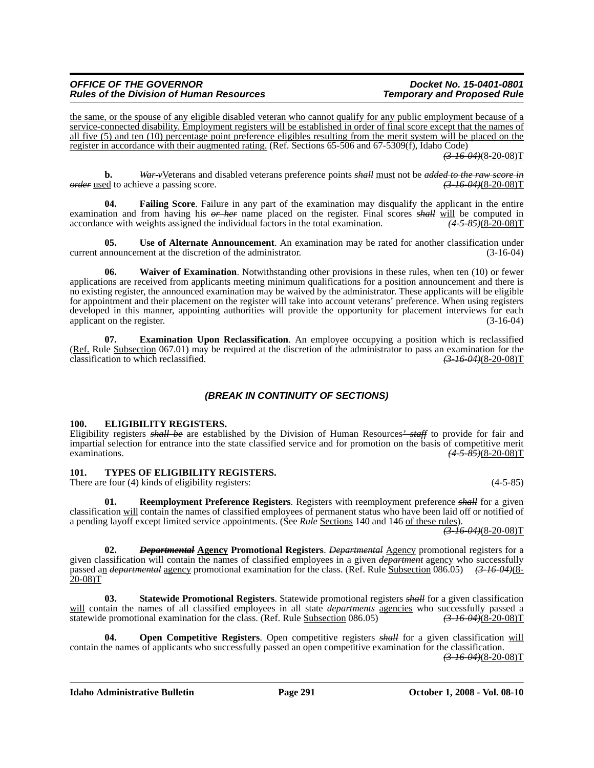the same, or the spouse of any eligible disabled veteran who cannot qualify for any public employment because of a service-connected disability. Employment registers will be established in order of final score except that the names of all five (5) and ten (10) percentage point preference eligibles resulting from the merit system will be placed on the register in accordance with their augmented rating. (Ref. Sections 65-506 and 67-5309(f), Idaho Code) ~~(3-16-04)~~(8-20-08)T

**b.** ~~War v~~Veterans and disabled veterans preference points ~~shall~~ must not be ~~added to the raw score in order~~ used to achieve a passing score. ~~(3-16-04)~~(8-20-08)T

**04. Failing Score**. Failure in any part of the examination may disqualify the applicant in the entire examination and from having his ~~or her~~ name placed on the register. Final scores ~~shall~~ will be computed in accordance with weights assigned the individual factors in the total examination. ~~(4-5-85)~~(8-20-08)T

**05. Use of Alternate Announcement**. An examination may be rated for another classification under current announcement at the discretion of the administrator. (3-16-04)

**06. Waiver of Examination**. Notwithstanding other provisions in these rules, when ten (10) or fewer applications are received from applicants meeting minimum qualifications for a position announcement and there is no existing register, the announced examination may be waived by the administrator. These applicants will be eligible for appointment and their placement on the register will take into account veterans' preference. When using registers developed in this manner, appointing authorities will provide the opportunity for placement interviews for each applicant on the register. (3-16-04)

**07. Examination Upon Reclassification**. An employee occupying a position which is reclassified (Ref. Rule Subsection 067.01) may be required at the discretion of the administrator to pass an examination for the classification to which reclassified. ~~(3-16-04)~~(8-20-08)T

### *(BREAK IN CONTINUITY OF SECTIONS)*

**100. ELIGIBILITY REGISTERS.**

Eligibility registers ~~shall be~~ are established by the Division of Human Resources~~' staff~~ to provide for fair and impartial selection for entrance into the state classified service and for promotion on the basis of competitive merit examinations. ~~(4-5-85)~~(8-20-08)T

**101. TYPES OF ELIGIBILITY REGISTERS.**

There are four (4) kinds of eligibility registers: (4-5-85)

**01. Reemployment Preference Registers**. Registers with reemployment preference ~~shall~~ for a given classification will contain the names of classified employees of permanent status who have been laid off or notified of a pending layoff except limited service appointments. (See ~~Rule~~ Sections 140 and 146 of these rules). ~~(3-16-04)~~(8-20-08)T

**02. ~~Departmental~~ Agency Promotional Registers**. ~~Departmental~~ Agency promotional registers for a given classification will contain the names of classified employees in a given ~~department~~ agency who successfully passed an ~~departmental~~ agency promotional examination for the class. (Ref. Rule Subsection 086.05) ~~(3-16-04)~~(8-20-08)T

**03. Statewide Promotional Registers**. Statewide promotional registers ~~shall~~ for a given classification will contain the names of all classified employees in all state ~~departments~~ agencies who successfully passed a statewide promotional examination for the class. (Ref. Rule Subsection 086.05) ~~(3-16-04)~~(8-20-08)T

**04. Open Competitive Registers**. Open competitive registers ~~shall~~ for a given classification will contain the names of applicants who successfully passed an open competitive examination for the classification. ~~(3-16-04)~~(8-20-08)T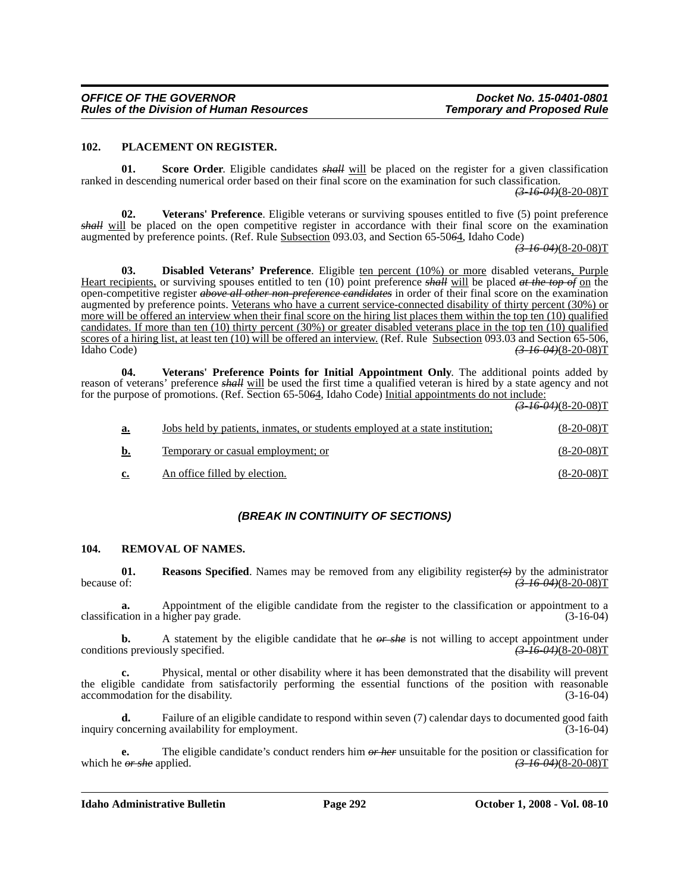## 102. PLACEMENT ON REGISTER.

**01. Score Order**. Eligible candidates ~~*shall*~~ will be placed on the register for a given classification ranked in descending numerical order based on their final score on the examination for such classification. ~~*(3-16-04)*~~(8-20-08)T

**02. Veterans' Preference**. Eligible veterans or surviving spouses entitled to five (5) point preference ~~*shall*~~ will be placed on the open competitive register in accordance with their final score on the examination augmented by preference points. (Ref. Rule Subsection 093.03, and Section 65-50~~*6*~~4, Idaho Code) ~~*(3-16-04)*~~(8-20-08)T

**03. Disabled Veterans' Preference**. Eligible ten percent (10%) or more disabled veterans, Purple Heart recipients, or surviving spouses entitled to ten (10) point preference ~~*shall*~~ will be placed ~~*at the top of*~~ on the open-competitive register ~~*above all other non-preference candidates*~~ in order of their final score on the examination augmented by preference points. Veterans who have a current service-connected disability of thirty percent (30%) or more will be offered an interview when their final score on the hiring list places them within the top ten (10) qualified candidates. If more than ten (10) thirty percent (30%) or greater disabled veterans place in the top ten (10) qualified scores of a hiring list, at least ten (10) will be offered an interview. (Ref. Rule Subsection 093.03 and Section 65-506, Idaho Code) ~~*(3-16-04)*~~(8-20-08)T

**04. Veterans' Preference Points for Initial Appointment Only**. The additional points added by reason of veterans' preference ~~*shall*~~ will be used the first time a qualified veteran is hired by a state agency and not for the purpose of promotions. (Ref. Section 65-50~~*6*~~4, Idaho Code) Initial appointments do not include: ~~*(3-16-04)*~~(8-20-08)T

**a.** Jobs held by patients, inmates, or students employed at a state institution; (8-20-08)T

**b.** Temporary or casual employment; or (8-20-08)T

**c.** An office filled by election. (8-20-08)T

***(BREAK IN CONTINUITY OF SECTIONS)***

## 104. REMOVAL OF NAMES.

**01. Reasons Specified**. Names may be removed from any eligibility register~~*(s)*~~ by the administrator because of: ~~*(3-16-04)*~~(8-20-08)T

**a.** Appointment of the eligible candidate from the register to the classification or appointment to a classification in a higher pay grade. (3-16-04)

**b.** A statement by the eligible candidate that he ~~*or she*~~ is not willing to accept appointment under conditions previously specified. ~~*(3-16-04)*~~(8-20-08)T

**c.** Physical, mental or other disability where it has been demonstrated that the disability will prevent the eligible candidate from satisfactorily performing the essential functions of the position with reasonable accommodation for the disability. (3-16-04)

**d.** Failure of an eligible candidate to respond within seven (7) calendar days to documented good faith inquiry concerning availability for employment. (3-16-04)

**e.** The eligible candidate's conduct renders him ~~*or her*~~ unsuitable for the position or classification for which he ~~*or she*~~ applied. ~~*(3-16-04)*~~(8-20-08)T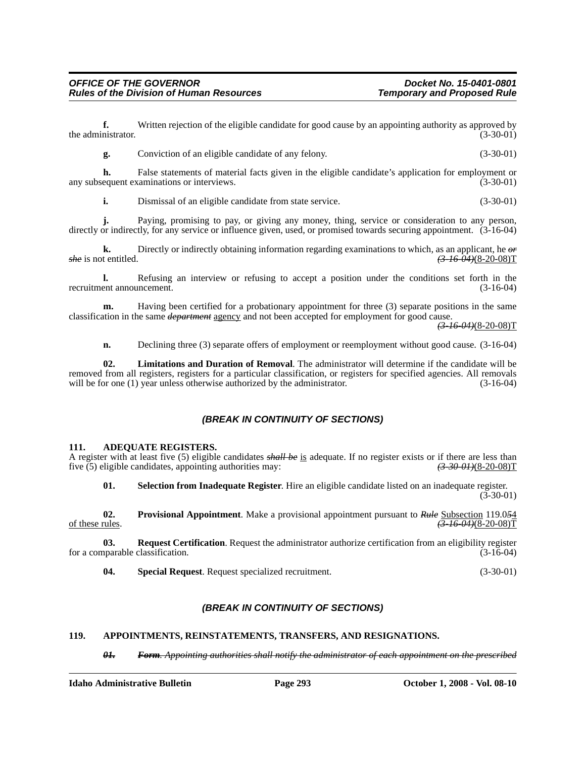**f.** Written rejection of the eligible candidate for good cause by an appointing authority as approved by the administrator. (3-30-01)

**g.** Conviction of an eligible candidate of any felony. (3-30-01)

**h.** False statements of material facts given in the eligible candidate's application for employment or any subsequent examinations or interviews. (3-30-01)

**i.** Dismissal of an eligible candidate from state service. (3-30-01)

**j.** Paying, promising to pay, or giving any money, thing, service or consideration to any person, directly or indirectly, for any service or influence given, used, or promised towards securing appointment. (3-16-04)

**k.** Directly or indirectly obtaining information regarding examinations to which, as an applicant, he ~~*or she*~~ is not entitled. ~~*(3-16-04)*~~(8-20-08)T

**l.** Refusing an interview or refusing to accept a position under the conditions set forth in the recruitment announcement. (3-16-04)

**m.** Having been certified for a probationary appointment for three (3) separate positions in the same classification in the same ~~*department*~~ <u>agency</u> and not been accepted for employment for good cause. ~~*(3-16-04)*~~(8-20-08)T

**n.** Declining three (3) separate offers of employment or reemployment without good cause. (3-16-04)

**02. Limitations and Duration of Removal**. The administrator will determine if the candidate will be removed from all registers, registers for a particular classification, or registers for specified agencies. All removals will be for one (1) year unless otherwise authorized by the administrator. (3-16-04)

***(BREAK IN CONTINUITY OF SECTIONS)***

**111. ADEQUATE REGISTERS.**

A register with at least five (5) eligible candidates ~~*shall be*~~ <u>is</u> adequate. If no register exists or if there are less than five (5) eligible candidates, appointing authorities may: ~~*(3-30-01)*~~(8-20-08)T

**01. Selection from Inadequate Register**. Hire an eligible candidate listed on an inadequate register. (3-30-01)

**02. Provisional Appointment**. Make a provisional appointment pursuant to ~~*Rule*~~ <u>Subsection</u> 119.0~~5~~<u>4</u> <u>of these rules</u>. ~~*(3-16-04)*~~(8-20-08)T

**03. Request Certification**. Request the administrator authorize certification from an eligibility register for a comparable classification. (3-16-04)

**04. Special Request**. Request specialized recruitment. (3-30-01)

***(BREAK IN CONTINUITY OF SECTIONS)***

**119. APPOINTMENTS, REINSTATEMENTS, TRANSFERS, AND RESIGNATIONS.**

~~***01. Form**. Appointing authorities shall notify the administrator of each appointment on the prescribed*~~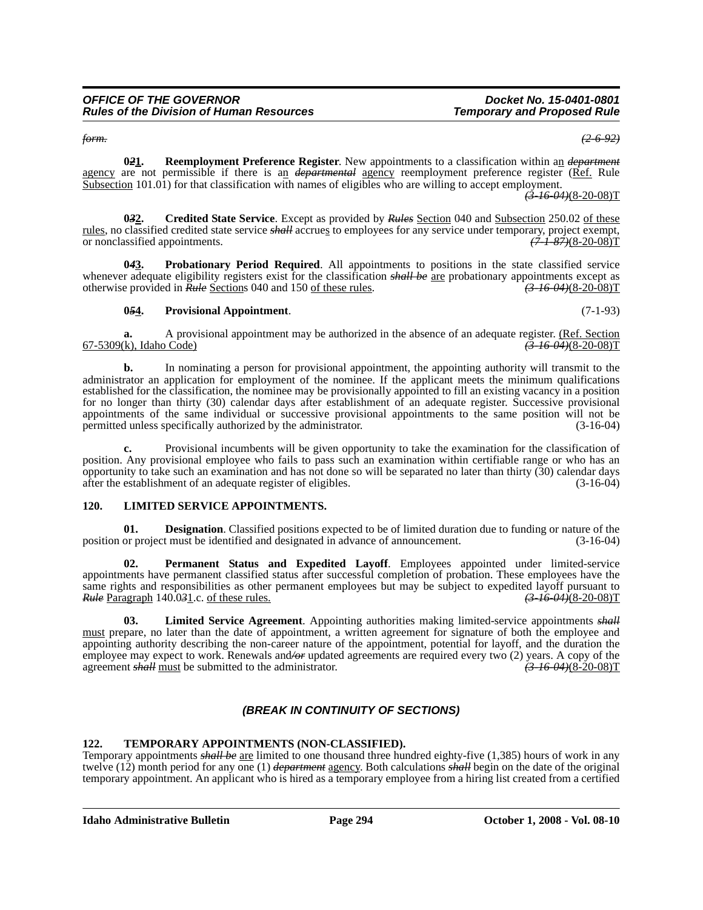*form.* *(2-6-92)*

**0~~2~~1. Reemployment Preference Register**. New appointments to a classification within a<u>n</u> ~~*department*~~ <u>agency</u> are not permissible if there is a<u>n</u> ~~*departmental*~~ <u>agency</u> reemployment preference register (<u>Ref.</u> Rule <u>Subsection</u> 101.01) for that classification with names of eligibles who are willing to accept employment. ~~*(3-16-04)*~~(8-20-08)T

**0~~3~~2. Credited State Service**. Except as provided by ~~*Rules*~~ <u>Section</u> 040 and <u>Subsection</u> 250.02 <u>of these rules</u>, no classified credited state service ~~*shall*~~ accrue<u>s</u> to employees for any service under temporary, project exempt, or nonclassified appointments. ~~*(7-1-87)*~~(8-20-08)T

**0~~4~~3. Probationary Period Required**. All appointments to positions in the state classified service whenever adequate eligibility registers exist for the classification ~~*shall be*~~ <u>are</u> probationary appointments except as otherwise provided in ~~*Rule*~~ <u>Section</u>s 040 and 150 <u>of these rules</u>. ~~*(3-16-04)*~~(8-20-08)T

**0~~5~~4. Provisional Appointment**. (7-1-93)

**a.** A provisional appointment may be authorized in the absence of an adequate register. <u>(Ref. Section 67-5309(k), Idaho Code)</u> ~~*(3-16-04)*~~(8-20-08)T

**b.** In nominating a person for provisional appointment, the appointing authority will transmit to the administrator an application for employment of the nominee. If the applicant meets the minimum qualifications established for the classification, the nominee may be provisionally appointed to fill an existing vacancy in a position for no longer than thirty (30) calendar days after establishment of an adequate register. Successive provisional appointments of the same individual or successive provisional appointments to the same position will not be permitted unless specifically authorized by the administrator. (3-16-04)

**c.** Provisional incumbents will be given opportunity to take the examination for the classification of position. Any provisional employee who fails to pass such an examination within certifiable range or who has an opportunity to take such an examination and has not done so will be separated no later than thirty (30) calendar days after the establishment of an adequate register of eligibles. (3-16-04)

## 120. LIMITED SERVICE APPOINTMENTS.

**01. Designation**. Classified positions expected to be of limited duration due to funding or nature of the position or project must be identified and designated in advance of announcement. (3-16-04)

**02. Permanent Status and Expedited Layoff**. Employees appointed under limited-service appointments have permanent classified status after successful completion of probation. These employees have the same rights and responsibilities as other permanent employees but may be subject to expedited layoff pursuant to ~~*Rule*~~ <u>Paragraph</u> 140.0~~3~~1.c. <u>of these rules.</u> ~~*(3-16-04)*~~(8-20-08)T

**03. Limited Service Agreement**. Appointing authorities making limited-service appointments ~~*shall*~~ <u>must</u> prepare, no later than the date of appointment, a written agreement for signature of both the employee and appointing authority describing the non-career nature of the appointment, potential for layoff, and the duration the employee may expect to work. Renewals and~~*/or*~~ updated agreements are required every two (2) years. A copy of the agreement ~~*shall*~~ <u>must</u> be submitted to the administrator. ~~*(3-16-04)*~~(8-20-08)T

***(BREAK IN CONTINUITY OF SECTIONS)***

## 122. TEMPORARY APPOINTMENTS (NON-CLASSIFIED).

Temporary appointments ~~*shall be*~~ <u>are</u> limited to one thousand three hundred eighty-five (1,385) hours of work in any twelve (12) month period for any one (1) ~~*department*~~ <u>agency</u>. Both calculations ~~*shall*~~ begin on the date of the original temporary appointment. An applicant who is hired as a temporary employee from a hiring list created from a certified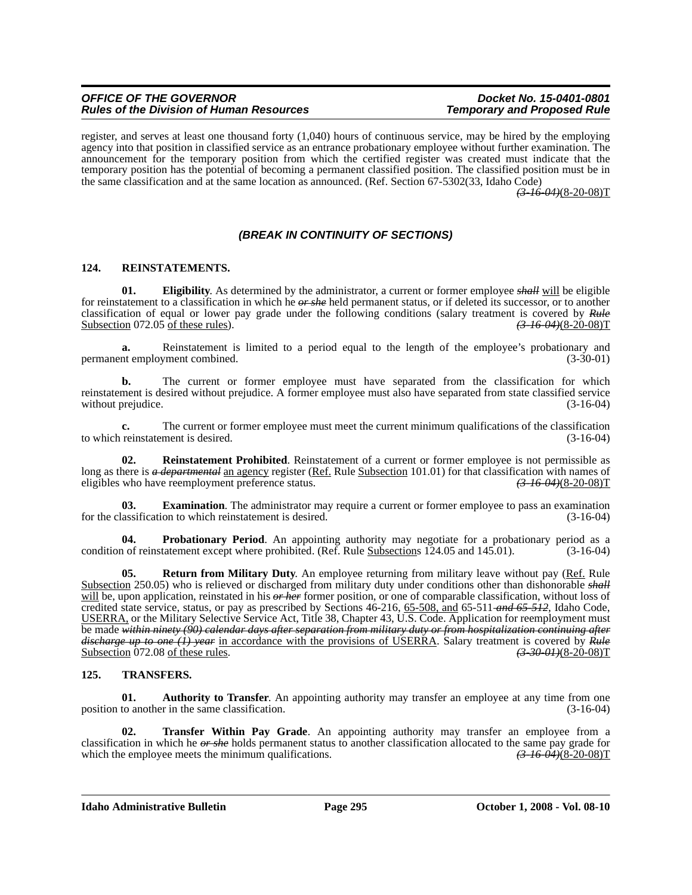register, and serves at least one thousand forty (1,040) hours of continuous service, may be hired by the employing agency into that position in classified service as an entrance probationary employee without further examination. The announcement for the temporary position from which the certified register was created must indicate that the temporary position has the potential of becoming a permanent classified position. The classified position must be in the same classification and at the same location as announced. (Ref. Section 67-5302(33, Idaho Code) ~~(3-16-04)~~(8-20-08)T

### *(BREAK IN CONTINUITY OF SECTIONS)*

### 124. REINSTATEMENTS.

**01. Eligibility**. As determined by the administrator, a current or former employee ~~*shall*~~ will be eligible for reinstatement to a classification in which he ~~*or she*~~ held permanent status, or if deleted its successor, or to another classification of equal or lower pay grade under the following conditions (salary treatment is covered by ~~*Rule*~~ Subsection 072.05 of these rules). ~~(3-16-04)~~(8-20-08)T

**a.** Reinstatement is limited to a period equal to the length of the employee's probationary and permanent employment combined. (3-30-01)

**b.** The current or former employee must have separated from the classification for which reinstatement is desired without prejudice. A former employee must also have separated from state classified service without prejudice. (3-16-04)

**c.** The current or former employee must meet the current minimum qualifications of the classification to which reinstatement is desired. (3-16-04)

**02. Reinstatement Prohibited**. Reinstatement of a current or former employee is not permissible as long as there is ~~*a departmental*~~ an agency register (Ref. Rule Subsection 101.01) for that classification with names of eligibles who have reemployment preference status. ~~(3-16-04)~~(8-20-08)T

**03. Examination**. The administrator may require a current or former employee to pass an examination for the classification to which reinstatement is desired. (3-16-04)

**04. Probationary Period**. An appointing authority may negotiate for a probationary period as a condition of reinstatement except where prohibited. (Ref. Rule Subsections 124.05 and 145.01). (3-16-04)

**05. Return from Military Duty**. An employee returning from military leave without pay (Ref. Rule Subsection 250.05) who is relieved or discharged from military duty under conditions other than dishonorable ~~*shall*~~ will be, upon application, reinstated in his ~~*or her*~~ former position, or one of comparable classification, without loss of credited state service, status, or pay as prescribed by Sections 46-216, 65-508, and 65-511 ~~*and 65-512*~~, Idaho Code, USERRA, or the Military Selective Service Act, Title 38, Chapter 43, U.S. Code. Application for reemployment must be made ~~*within ninety (90) calendar days after separation from military duty or from hospitalization continuing after discharge up to one (1) year*~~ in accordance with the provisions of USERRA. Salary treatment is covered by ~~*Rule*~~ Subsection 072.08 of these rules. ~~(3-30-01)~~(8-20-08)T

### 125. TRANSFERS.

**01. Authority to Transfer**. An appointing authority may transfer an employee at any time from one position to another in the same classification. (3-16-04)

**02. Transfer Within Pay Grade**. An appointing authority may transfer an employee from a classification in which he ~~*or she*~~ holds permanent status to another classification allocated to the same pay grade for which the employee meets the minimum qualifications. ~~(3-16-04)~~(8-20-08)T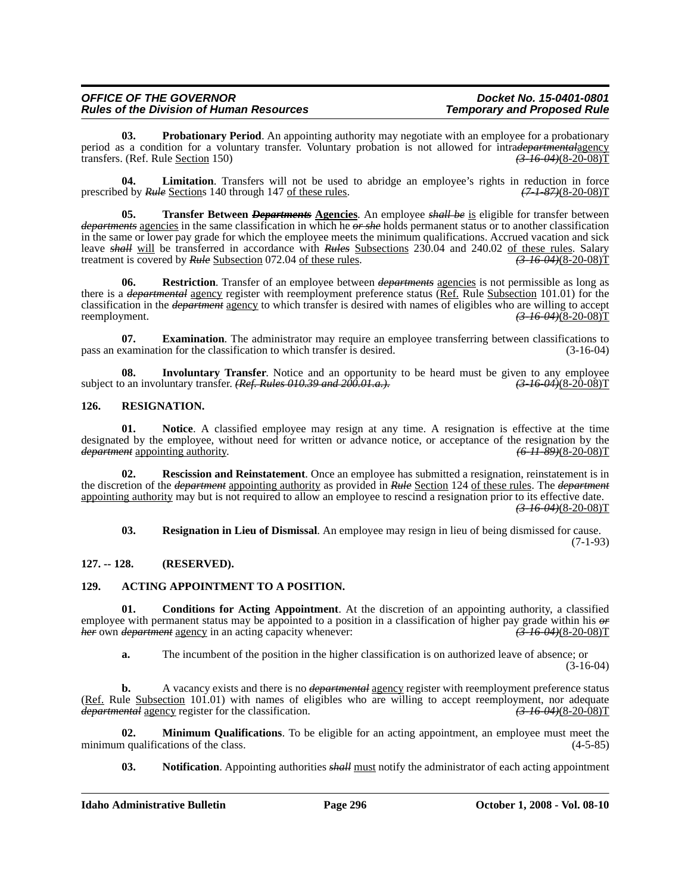**03. Probationary Period**. An appointing authority may negotiate with an employee for a probationary period as a condition for a voluntary transfer. Voluntary probation is not allowed for intra~~*departmental*~~agency transfers. (Ref. Rule Section 150) ~~*(3-16-04)*~~(8-20-08)T

**04. Limitation**. Transfers will not be used to abridge an employee's rights in reduction in force prescribed by ~~*Rule*~~ Sections 140 through 147 of these rules. ~~*(7-1-87)*~~(8-20-08)T

**05. Transfer Between ~~*Departments*~~ Agencies**. An employee ~~*shall be*~~ is eligible for transfer between ~~*departments*~~ agencies in the same classification in which he ~~*or she*~~ holds permanent status or to another classification in the same or lower pay grade for which the employee meets the minimum qualifications. Accrued vacation and sick leave ~~*shall*~~ will be transferred in accordance with ~~*Rules*~~ Subsections 230.04 and 240.02 of these rules. Salary treatment is covered by ~~*Rule*~~ Subsection 072.04 of these rules. ~~*(3-16-04)*~~(8-20-08)T

**06. Restriction**. Transfer of an employee between ~~*departments*~~ agencies is not permissible as long as there is a ~~*departmental*~~ agency register with reemployment preference status (Ref. Rule Subsection 101.01) for the classification in the ~~*department*~~ agency to which transfer is desired with names of eligibles who are willing to accept reemployment. ~~*(3-16-04)*~~(8-20-08)T

**07. Examination**. The administrator may require an employee transferring between classifications to pass an examination for the classification to which transfer is desired. (3-16-04)

**08. Involuntary Transfer**. Notice and an opportunity to be heard must be given to any employee subject to an involuntary transfer. ~~*(Ref. Rules 010.39 and 200.01.a.).*~~ ~~*(3-16-04)*~~(8-20-08)T

## 126. RESIGNATION.

**01. Notice**. A classified employee may resign at any time. A resignation is effective at the time designated by the employee, without need for written or advance notice, or acceptance of the resignation by the ~~*department*~~ appointing authority. ~~*(6-11-89)*~~(8-20-08)T

**02. Rescission and Reinstatement**. Once an employee has submitted a resignation, reinstatement is in the discretion of the ~~*department*~~ appointing authority as provided in ~~*Rule*~~ Section 124 of these rules. The ~~*department*~~ appointing authority may but is not required to allow an employee to rescind a resignation prior to its effective date. ~~*(3-16-04)*~~(8-20-08)T

**03. Resignation in Lieu of Dismissal**. An employee may resign in lieu of being dismissed for cause. (7-1-93)

## 127. -- 128. (RESERVED).

## 129. ACTING APPOINTMENT TO A POSITION.

**01. Conditions for Acting Appointment**. At the discretion of an appointing authority, a classified employee with permanent status may be appointed to a position in a classification of higher pay grade within his ~~*or her*~~ own ~~*department*~~ agency in an acting capacity whenever: ~~*(3-16-04)*~~(8-20-08)T

**a.** The incumbent of the position in the higher classification is on authorized leave of absence; or (3-16-04)

**b.** A vacancy exists and there is no ~~*departmental*~~ agency register with reemployment preference status (Ref. Rule Subsection 101.01) with names of eligibles who are willing to accept reemployment, nor adequate ~~*departmental*~~ agency register for the classification. ~~*(3-16-04)*~~(8-20-08)T

**02. Minimum Qualifications**. To be eligible for an acting appointment, an employee must meet the minimum qualifications of the class. (4-5-85)

**03. Notification**. Appointing authorities ~~*shall*~~ must notify the administrator of each acting appointment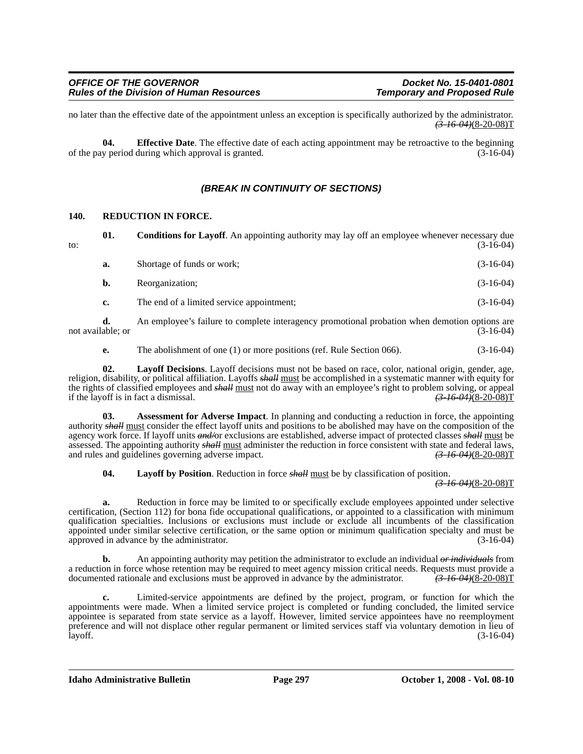no later than the effective date of the appointment unless an exception is specifically authorized by the administrator. ~~*(3-16-04)*~~<u>(8-20-08)T</u>

**04. Effective Date**. The effective date of each acting appointment may be retroactive to the beginning of the pay period during which approval is granted. (3-16-04)

### *(BREAK IN CONTINUITY OF SECTIONS)*

## 140. REDUCTION IN FORCE.

**01. Conditions for Layoff**. An appointing authority may lay off an employee whenever necessary due to: (3-16-04)

**a.** Shortage of funds or work; (3-16-04)

**b.** Reorganization; (3-16-04)

**c.** The end of a limited service appointment; (3-16-04)

**d.** An employee's failure to complete interagency promotional probation when demotion options are not available; or (3-16-04)

**e.** The abolishment of one (1) or more positions (ref. Rule Section 066). (3-16-04)

**02. Layoff Decisions**. Layoff decisions must not be based on race, color, national origin, gender, age, religion, disability, or political affiliation. Layoffs ~~*shall*~~ <u>must</u> be accomplished in a systematic manner with equity for the rights of classified employees and ~~*shall*~~ <u>must</u> not do away with an employee's right to problem solving, or appeal if the layoff is in fact a dismissal. ~~*(3-16-04)*~~<u>(8-20-08)T</u>

**03. Assessment for Adverse Impact**. In planning and conducting a reduction in force, the appointing authority ~~*shall*~~ <u>must</u> consider the effect layoff units and positions to be abolished may have on the composition of the agency work force. If layoff units ~~*and/*~~or exclusions are established, adverse impact of protected classes ~~*shall*~~ <u>must</u> be assessed. The appointing authority ~~*shall*~~ <u>must</u> administer the reduction in force consistent with state and federal laws, and rules and guidelines governing adverse impact. ~~*(3-16-04)*~~<u>(8-20-08)T</u>

**04. Layoff by Position**. Reduction in force ~~*shall*~~ <u>must</u> be by classification of position. ~~*(3-16-04)*~~<u>(8-20-08)T</u>

**a.** Reduction in force may be limited to or specifically exclude employees appointed under selective certification, (Section 112) for bona fide occupational qualifications, or appointed to a classification with minimum qualification specialties. Inclusions or exclusions must include or exclude all incumbents of the classification appointed under similar selective certification, or the same option or minimum qualification specialty and must be approved in advance by the administrator. (3-16-04)

**b.** An appointing authority may petition the administrator to exclude an individual ~~*or individuals*~~ from a reduction in force whose retention may be required to meet agency mission critical needs. Requests must provide a documented rationale and exclusions must be approved in advance by the administrator. ~~*(3-16-04)*~~<u>(8-20-08)T</u>

**c.** Limited-service appointments are defined by the project, program, or function for which the appointments were made. When a limited service project is completed or funding concluded, the limited service appointee is separated from state service as a layoff. However, limited service appointees have no reemployment preference and will not displace other regular permanent or limited services staff via voluntary demotion in lieu of layoff. (3-16-04)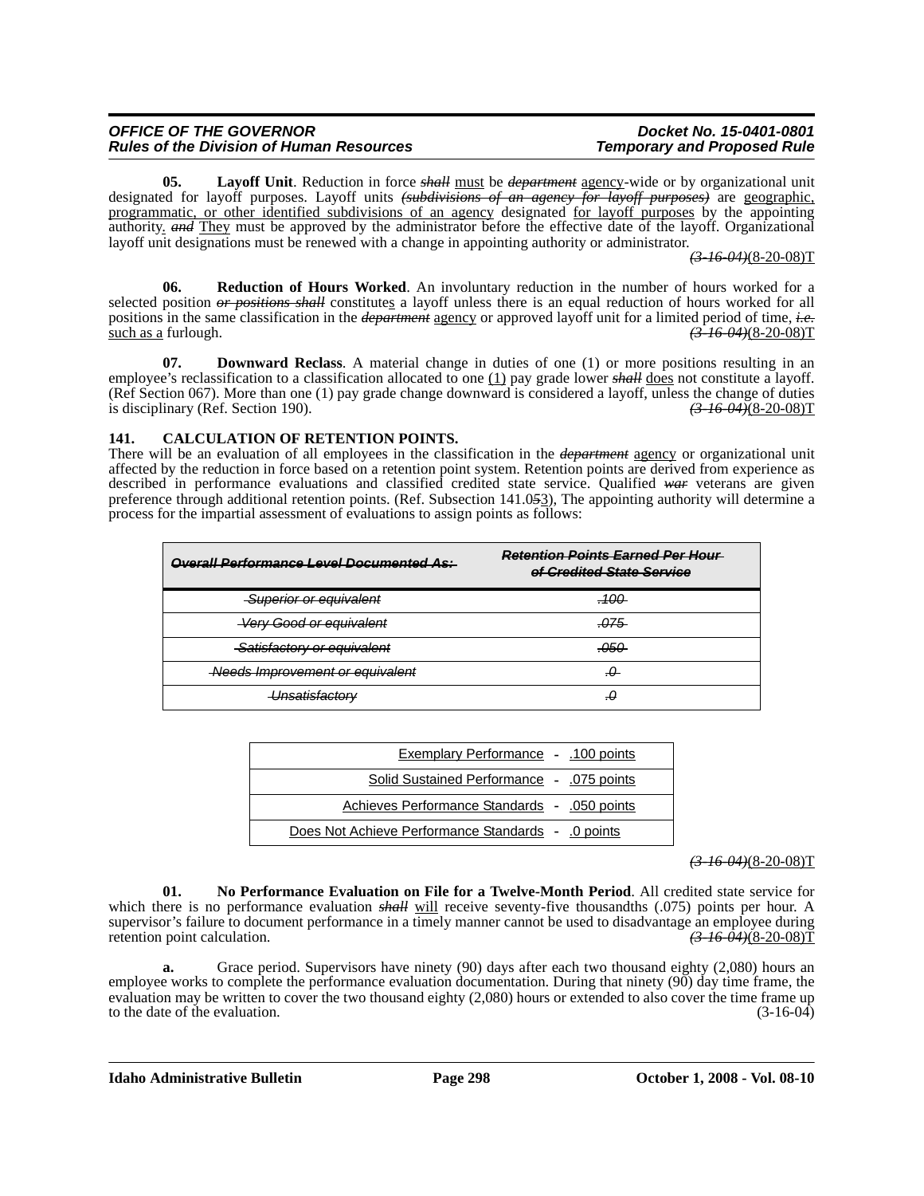**05. Layoff Unit**. Reduction in force ~~*shall*~~ must be ~~*department*~~ agency-wide or by organizational unit designated for layoff purposes. Layoff units ~~*(subdivisions of an agency for layoff purposes)*~~ are geographic, programmatic, or other identified subdivisions of an agency designated for layoff purposes by the appointing authority. ~~*and*~~ They must be approved by the administrator before the effective date of the layoff. Organizational layoff unit designations must be renewed with a change in appointing authority or administrator. ~~*(3-16-04)*~~(8-20-08)T

**06. Reduction of Hours Worked**. An involuntary reduction in the number of hours worked for a selected position ~~*or positions shall*~~ constitutes a layoff unless there is an equal reduction of hours worked for all positions in the same classification in the ~~*department*~~ agency or approved layoff unit for a limited period of time, ~~*i.e.*~~ such as a furlough. ~~*(3-16-04)*~~(8-20-08)T

**07. Downward Reclass**. A material change in duties of one (1) or more positions resulting in an employee's reclassification to a classification allocated to one (1) pay grade lower ~~*shall*~~ does not constitute a layoff. (Ref Section 067). More than one (1) pay grade change downward is considered a layoff, unless the change of duties is disciplinary (Ref. Section 190). ~~*(3-16-04)*~~(8-20-08)T

**141. CALCULATION OF RETENTION POINTS.**

There will be an evaluation of all employees in the classification in the ~~*department*~~ agency or organizational unit affected by the reduction in force based on a retention point system. Retention points are derived from experience as described in performance evaluations and classified credited state service. Qualified ~~*war*~~ veterans are given preference through additional retention points. (Ref. Subsection 141.0~~*5*~~3), The appointing authority will determine a process for the impartial assessment of evaluations to assign points as follows:

| ~~*Overall Performance Level Documented As:*~~ | ~~*Retention Points Earned Per Hour of Credited State Service*~~ |
|---|---|
| ~~*Superior or equivalent*~~ | ~~*.100*~~ |
| ~~*Very Good or equivalent*~~ | ~~*.075*~~ |
| ~~*Satisfactory or equivalent*~~ | ~~*.050*~~ |
| ~~*Needs Improvement or equivalent*~~ | ~~*.0*~~ |
| ~~*Unsatisfactory*~~ | ~~*.0*~~ |

| | |
|---|---|
| Exemplary Performance - | .100 points |
| Solid Sustained Performance - | .075 points |
| Achieves Performance Standards - | .050 points |
| Does Not Achieve Performance Standards - | .0 points |

~~*(3-16-04)*~~(8-20-08)T

**01. No Performance Evaluation on File for a Twelve-Month Period**. All credited state service for which there is no performance evaluation ~~*shall*~~ will receive seventy-five thousandths (.075) points per hour. A supervisor's failure to document performance in a timely manner cannot be used to disadvantage an employee during retention point calculation. ~~*(3-16-04)*~~(8-20-08)T

**a.** Grace period. Supervisors have ninety (90) days after each two thousand eighty (2,080) hours an employee works to complete the performance evaluation documentation. During that ninety (90) day time frame, the evaluation may be written to cover the two thousand eighty (2,080) hours or extended to also cover the time frame up to the date of the evaluation. (3-16-04)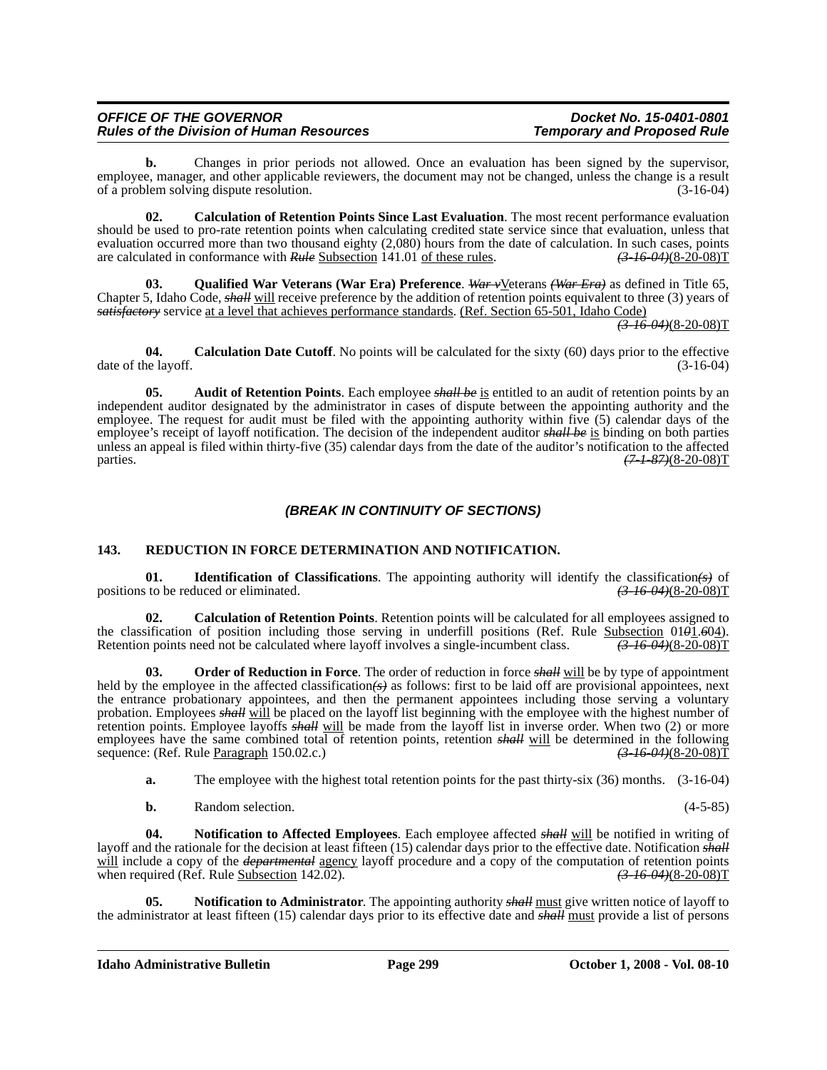**b.** Changes in prior periods not allowed. Once an evaluation has been signed by the supervisor, employee, manager, and other applicable reviewers, the document may not be changed, unless the change is a result of a problem solving dispute resolution. (3-16-04)

**02. Calculation of Retention Points Since Last Evaluation**. The most recent performance evaluation should be used to pro-rate retention points when calculating credited state service since that evaluation, unless that evaluation occurred more than two thousand eighty (2,080) hours from the date of calculation. In such cases, points are calculated in conformance with ~~*Rule*~~ Subsection 141.01 of these rules. ~~*(3-16-04)*~~(8-20-08)T

**03. Qualified War Veterans (War Era) Preference**. ~~*War v*~~Veterans ~~*(War Era)*~~ as defined in Title 65, Chapter 5, Idaho Code, ~~*shall*~~ will receive preference by the addition of retention points equivalent to three (3) years of ~~*satisfactory*~~ service at a level that achieves performance standards. (Ref. Section 65-501, Idaho Code) ~~*(3-16-04)*~~(8-20-08)T

**04. Calculation Date Cutoff**. No points will be calculated for the sixty (60) days prior to the effective date of the layoff. (3-16-04)

**05. Audit of Retention Points**. Each employee ~~*shall be*~~ is entitled to an audit of retention points by an independent auditor designated by the administrator in cases of dispute between the appointing authority and the employee. The request for audit must be filed with the appointing authority within five (5) calendar days of the employee's receipt of layoff notification. The decision of the independent auditor ~~*shall be*~~ is binding on both parties unless an appeal is filed within thirty-five (35) calendar days from the date of the auditor's notification to the affected parties. ~~*(7-1-87)*~~(8-20-08)T

***(BREAK IN CONTINUITY OF SECTIONS)***

## 143. REDUCTION IN FORCE DETERMINATION AND NOTIFICATION.

**01. Identification of Classifications**. The appointing authority will identify the classification~~*(s)*~~ of positions to be reduced or eliminated. ~~*(3-16-04)*~~(8-20-08)T

**02. Calculation of Retention Points**. Retention points will be calculated for all employees assigned to the classification of position including those serving in underfill positions (Ref. Rule Subsection 01~~*0*~~1.~~*6*~~04). Retention points need not be calculated where layoff involves a single-incumbent class. ~~*(3-16-04)*~~(8-20-08)T

**03. Order of Reduction in Force**. The order of reduction in force ~~*shall*~~ will be by type of appointment held by the employee in the affected classification~~*(s)*~~ as follows: first to be laid off are provisional appointees, next the entrance probationary appointees, and then the permanent appointees including those serving a voluntary probation. Employees ~~*shall*~~ will be placed on the layoff list beginning with the employee with the highest number of retention points. Employee layoffs ~~*shall*~~ will be made from the layoff list in inverse order. When two (2) or more employees have the same combined total of retention points, retention ~~*shall*~~ will be determined in the following sequence: (Ref. Rule Paragraph 150.02.c.) ~~*(3-16-04)*~~(8-20-08)T

**a.** The employee with the highest total retention points for the past thirty-six (36) months. (3-16-04)

**b.** Random selection. (4-5-85)

**04. Notification to Affected Employees**. Each employee affected ~~*shall*~~ will be notified in writing of layoff and the rationale for the decision at least fifteen (15) calendar days prior to the effective date. Notification ~~*shall*~~ will include a copy of the ~~*departmental*~~ agency layoff procedure and a copy of the computation of retention points when required (Ref. Rule Subsection 142.02). ~~*(3-16-04)*~~(8-20-08)T

**05. Notification to Administrator**. The appointing authority ~~*shall*~~ must give written notice of layoff to the administrator at least fifteen (15) calendar days prior to its effective date and ~~*shall*~~ must provide a list of persons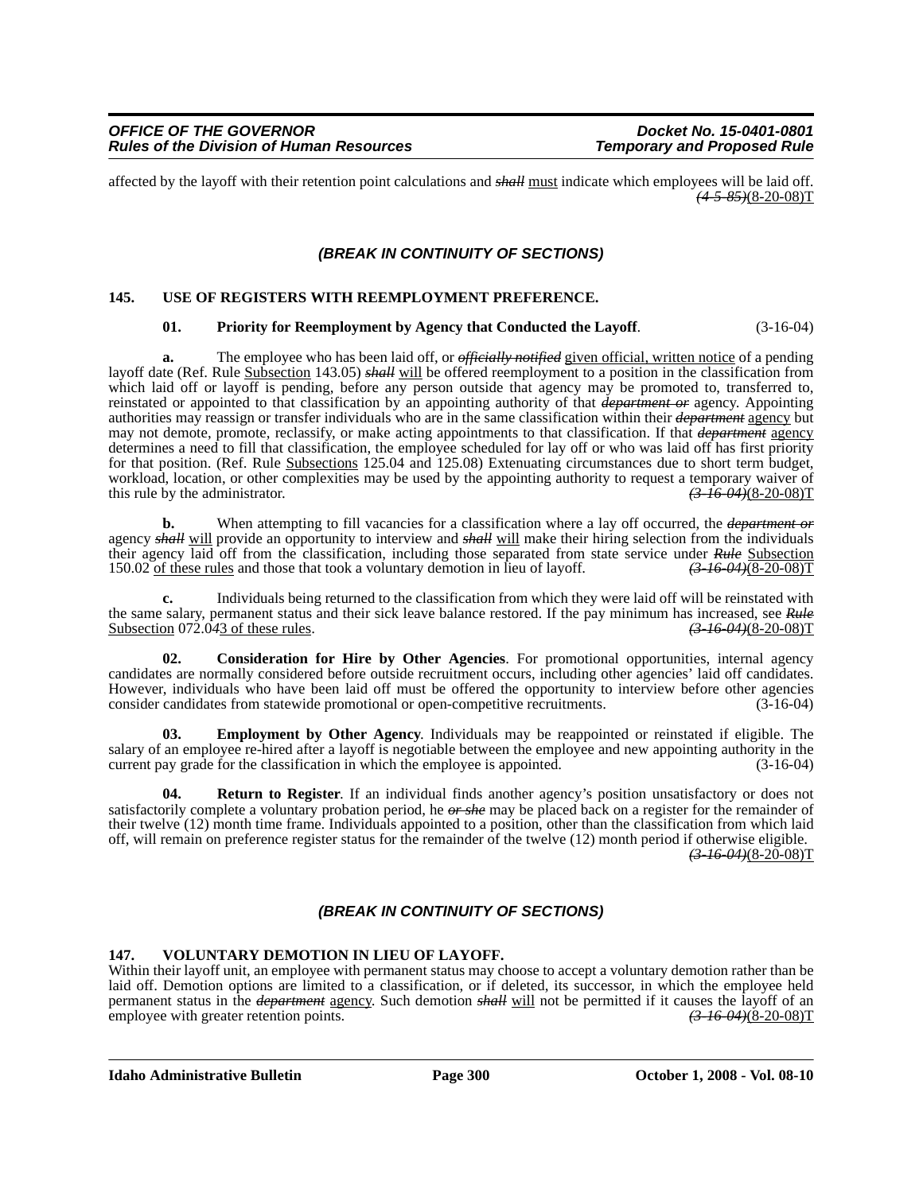affected by the layoff with their retention point calculations and *~~shall~~* must indicate which employees will be laid off. *~~(4-5-85)~~*(8-20-08)T

### *(BREAK IN CONTINUITY OF SECTIONS)*

**145. USE OF REGISTERS WITH REEMPLOYMENT PREFERENCE.**

**01. Priority for Reemployment by Agency that Conducted the Layoff**. (3-16-04)

**a.** The employee who has been laid off, or *~~officially notified~~* given official, written notice of a pending layoff date (Ref. Rule Subsection 143.05) *~~shall~~* will be offered reemployment to a position in the classification from which laid off or layoff is pending, before any person outside that agency may be promoted to, transferred to, reinstated or appointed to that classification by an appointing authority of that *~~department or~~* agency. Appointing authorities may reassign or transfer individuals who are in the same classification within their *~~department~~* agency but may not demote, promote, reclassify, or make acting appointments to that classification. If that *~~department~~* agency determines a need to fill that classification, the employee scheduled for lay off or who was laid off has first priority for that position. (Ref. Rule Subsections 125.04 and 125.08) Extenuating circumstances due to short term budget, workload, location, or other complexities may be used by the appointing authority to request a temporary waiver of this rule by the administrator. *~~(3-16-04)~~*(8-20-08)T

**b.** When attempting to fill vacancies for a classification where a lay off occurred, the *~~department or~~* agency *~~shall~~* will provide an opportunity to interview and *~~shall~~* will make their hiring selection from the individuals their agency laid off from the classification, including those separated from state service under *~~Rule~~* Subsection 150.02 of these rules and those that took a voluntary demotion in lieu of layoff. *~~(3-16-04)~~*(8-20-08)T

**c.** Individuals being returned to the classification from which they were laid off will be reinstated with the same salary, permanent status and their sick leave balance restored. If the pay minimum has increased, see *~~Rule~~* Subsection 072.0*~~4~~*3 of these rules. *~~(3-16-04)~~*(8-20-08)T

**02. Consideration for Hire by Other Agencies**. For promotional opportunities, internal agency candidates are normally considered before outside recruitment occurs, including other agencies' laid off candidates. However, individuals who have been laid off must be offered the opportunity to interview before other agencies consider candidates from statewide promotional or open-competitive recruitments. (3-16-04)

**03. Employment by Other Agency**. Individuals may be reappointed or reinstated if eligible. The salary of an employee re-hired after a layoff is negotiable between the employee and new appointing authority in the current pay grade for the classification in which the employee is appointed. (3-16-04)

**04. Return to Register**. If an individual finds another agency's position unsatisfactory or does not satisfactorily complete a voluntary probation period, he *~~or she~~* may be placed back on a register for the remainder of their twelve (12) month time frame. Individuals appointed to a position, other than the classification from which laid off, will remain on preference register status for the remainder of the twelve (12) month period if otherwise eligible. *~~(3-16-04)~~*(8-20-08)T

### *(BREAK IN CONTINUITY OF SECTIONS)*

**147. VOLUNTARY DEMOTION IN LIEU OF LAYOFF.**

Within their layoff unit, an employee with permanent status may choose to accept a voluntary demotion rather than be laid off. Demotion options are limited to a classification, or if deleted, its successor, in which the employee held permanent status in the *~~department~~* agency. Such demotion *~~shall~~* will not be permitted if it causes the layoff of an employee with greater retention points. *~~(3-16-04)~~*(8-20-08)T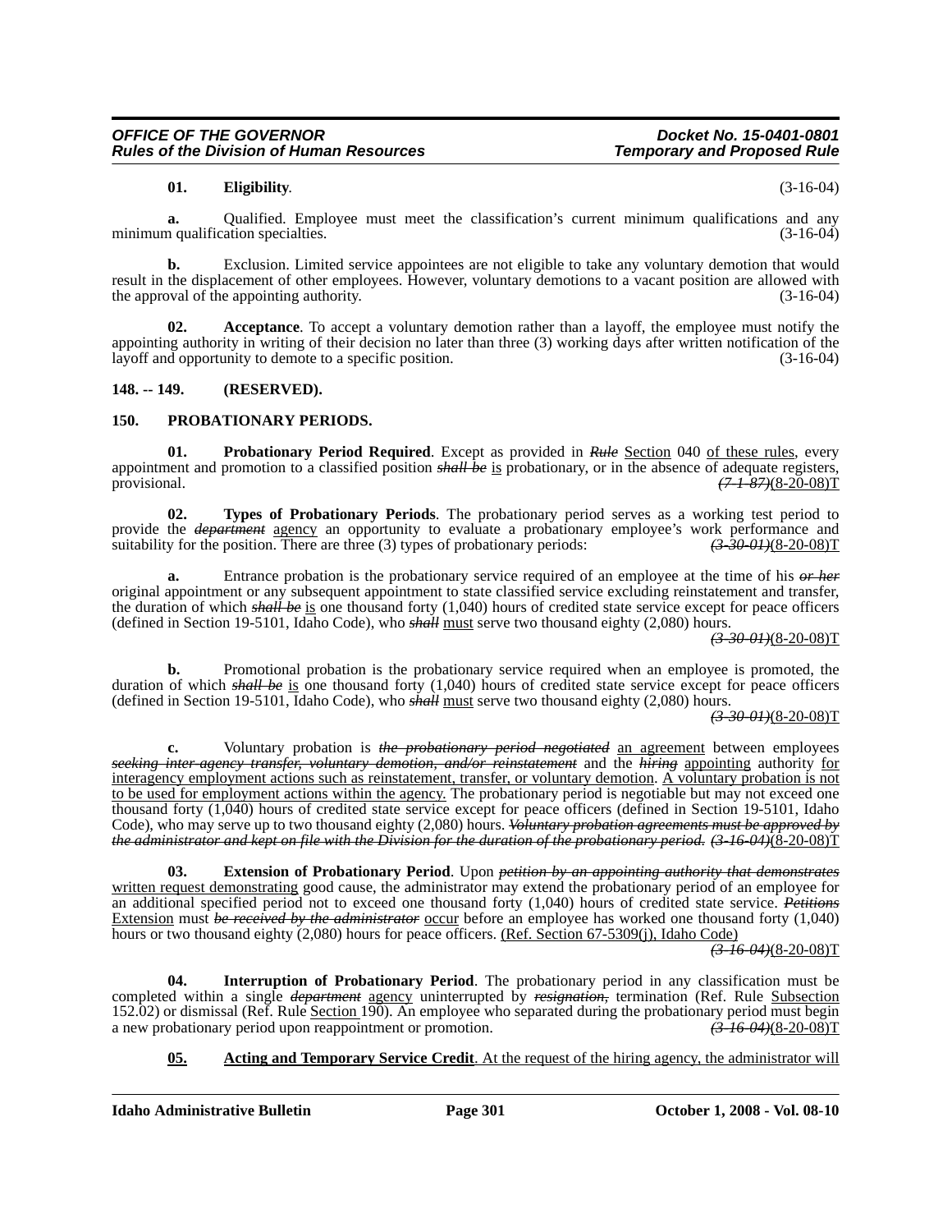**01. Eligibility**. (3-16-04)

**a.** Qualified. Employee must meet the classification's current minimum qualifications and any minimum qualification specialties. (3-16-04)

**b.** Exclusion. Limited service appointees are not eligible to take any voluntary demotion that would result in the displacement of other employees. However, voluntary demotions to a vacant position are allowed with the approval of the appointing authority. (3-16-04)

**02. Acceptance**. To accept a voluntary demotion rather than a layoff, the employee must notify the appointing authority in writing of their decision no later than three (3) working days after written notification of the layoff and opportunity to demote to a specific position. (3-16-04)

**148. -- 149. (RESERVED).**

**150. PROBATIONARY PERIODS.**

**01. Probationary Period Required**. Except as provided in ~~*Rule*~~ Section 040 of these rules, every appointment and promotion to a classified position ~~*shall be*~~ is probationary, or in the absence of adequate registers, provisional. ~~*(7-1-87)*~~(8-20-08)T

**02. Types of Probationary Periods**. The probationary period serves as a working test period to provide the ~~*department*~~ agency an opportunity to evaluate a probationary employee's work performance and suitability for the position. There are three (3) types of probationary periods: ~~*(3-30-01)*~~(8-20-08)T

**a.** Entrance probation is the probationary service required of an employee at the time of his ~~*or her*~~ original appointment or any subsequent appointment to state classified service excluding reinstatement and transfer, the duration of which ~~*shall be*~~ is one thousand forty (1,040) hours of credited state service except for peace officers (defined in Section 19-5101, Idaho Code), who ~~*shall*~~ must serve two thousand eighty (2,080) hours. ~~*(3-30-01)*~~(8-20-08)T

**b.** Promotional probation is the probationary service required when an employee is promoted, the duration of which ~~*shall be*~~ is one thousand forty (1,040) hours of credited state service except for peace officers (defined in Section 19-5101, Idaho Code), who ~~*shall*~~ must serve two thousand eighty (2,080) hours. ~~*(3-30-01)*~~(8-20-08)T

**c.** Voluntary probation is ~~*the probationary period negotiated*~~ an agreement between employees ~~*seeking inter-agency transfer, voluntary demotion, and/or reinstatement*~~ and the ~~*hiring*~~ appointing authority for interagency employment actions such as reinstatement, transfer, or voluntary demotion. A voluntary probation is not to be used for employment actions within the agency. The probationary period is negotiable but may not exceed one thousand forty (1,040) hours of credited state service except for peace officers (defined in Section 19-5101, Idaho Code), who may serve up to two thousand eighty (2,080) hours. ~~*Voluntary probation agreements must be approved by the administrator and kept on file with the Division for the duration of the probationary period.*~~ ~~*(3-16-04)*~~(8-20-08)T

**03. Extension of Probationary Period**. Upon ~~*petition by an appointing authority that demonstrates*~~ written request demonstrating good cause, the administrator may extend the probationary period of an employee for an additional specified period not to exceed one thousand forty (1,040) hours of credited state service. ~~*Petitions*~~ Extension must ~~*be received by the administrator*~~ occur before an employee has worked one thousand forty (1,040) hours or two thousand eighty (2,080) hours for peace officers. (Ref. Section 67-5309(j), Idaho Code) ~~*(3-16-04)*~~(8-20-08)T

**04. Interruption of Probationary Period**. The probationary period in any classification must be completed within a single ~~*department*~~ agency uninterrupted by ~~*resignation,*~~ termination (Ref. Rule Subsection 152.02) or dismissal (Ref. Rule Section 190). An employee who separated during the probationary period must begin a new probationary period upon reappointment or promotion. ~~*(3-16-04)*~~(8-20-08)T

**05. Acting and Temporary Service Credit**. At the request of the hiring agency, the administrator will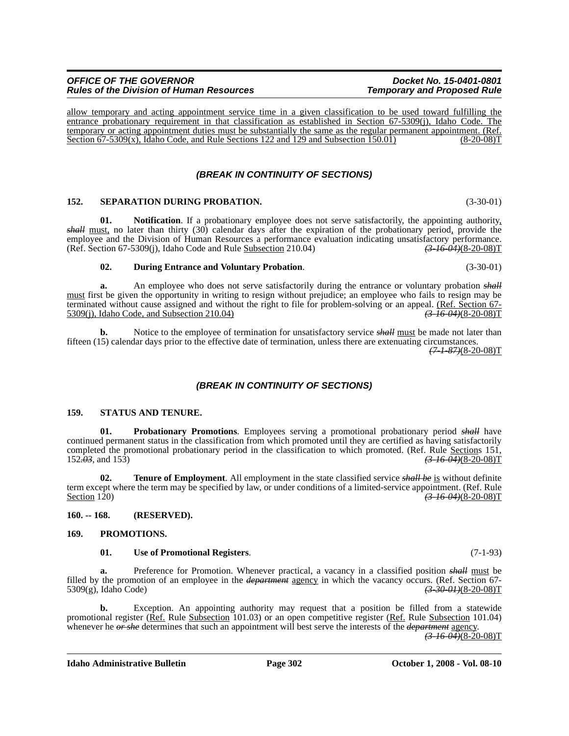allow temporary and acting appointment service time in a given classification to be used toward fulfilling the entrance probationary requirement in that classification as established in Section 67-5309(j), Idaho Code. The temporary or acting appointment duties must be substantially the same as the regular permanent appointment. (Ref. Section 67-5309(x), Idaho Code, and Rule Sections 122 and 129 and Subsection 150.01) (8-20-08)T

*(BREAK IN CONTINUITY OF SECTIONS)*

**152. SEPARATION DURING PROBATION.** (3-30-01)

**01. Notification**. If a probationary employee does not serve satisfactorily, the appointing authority, ~~*shall*~~ must, no later than thirty (30) calendar days after the expiration of the probationary period, provide the employee and the Division of Human Resources a performance evaluation indicating unsatisfactory performance. (Ref. Section 67-5309(j), Idaho Code and Rule Subsection 210.04) ~~*(3-16-04)*~~(8-20-08)T

**02. During Entrance and Voluntary Probation**. (3-30-01)

**a.** An employee who does not serve satisfactorily during the entrance or voluntary probation ~~*shall*~~ must first be given the opportunity in writing to resign without prejudice; an employee who fails to resign may be terminated without cause assigned and without the right to file for problem-solving or an appeal. (Ref. Section 67-5309(j), Idaho Code, and Subsection 210.04) ~~*(3-16-04)*~~(8-20-08)T

**b.** Notice to the employee of termination for unsatisfactory service ~~*shall*~~ must be made not later than fifteen (15) calendar days prior to the effective date of termination, unless there are extenuating circumstances. ~~*(7-1-87)*~~(8-20-08)T

*(BREAK IN CONTINUITY OF SECTIONS)*

**159. STATUS AND TENURE.**

**01. Probationary Promotions**. Employees serving a promotional probationary period ~~*shall*~~ have continued permanent status in the classification from which promoted until they are certified as having satisfactorily completed the promotional probationary period in the classification to which promoted. (Ref. Rule Sections 151, 152~~*.03*~~, and 153) ~~*(3-16-04)*~~(8-20-08)T

**02. Tenure of Employment**. All employment in the state classified service ~~*shall be*~~ is without definite term except where the term may be specified by law, or under conditions of a limited-service appointment. (Ref. Rule Section 120) ~~*(3-16-04)*~~(8-20-08)T

**160. -- 168. (RESERVED).**

**169. PROMOTIONS.**

**01. Use of Promotional Registers**. (7-1-93)

**a.** Preference for Promotion. Whenever practical, a vacancy in a classified position ~~*shall*~~ must be filled by the promotion of an employee in the ~~*department*~~ agency in which the vacancy occurs. (Ref. Section 67-5309(g), Idaho Code) ~~*(3-30-01)*~~(8-20-08)T

**b.** Exception. An appointing authority may request that a position be filled from a statewide promotional register (Ref. Rule Subsection 101.03) or an open competitive register (Ref. Rule Subsection 101.04) whenever he ~~*or she*~~ determines that such an appointment will best serve the interests of the ~~*department*~~ agency. ~~*(3-16-04)*~~(8-20-08)T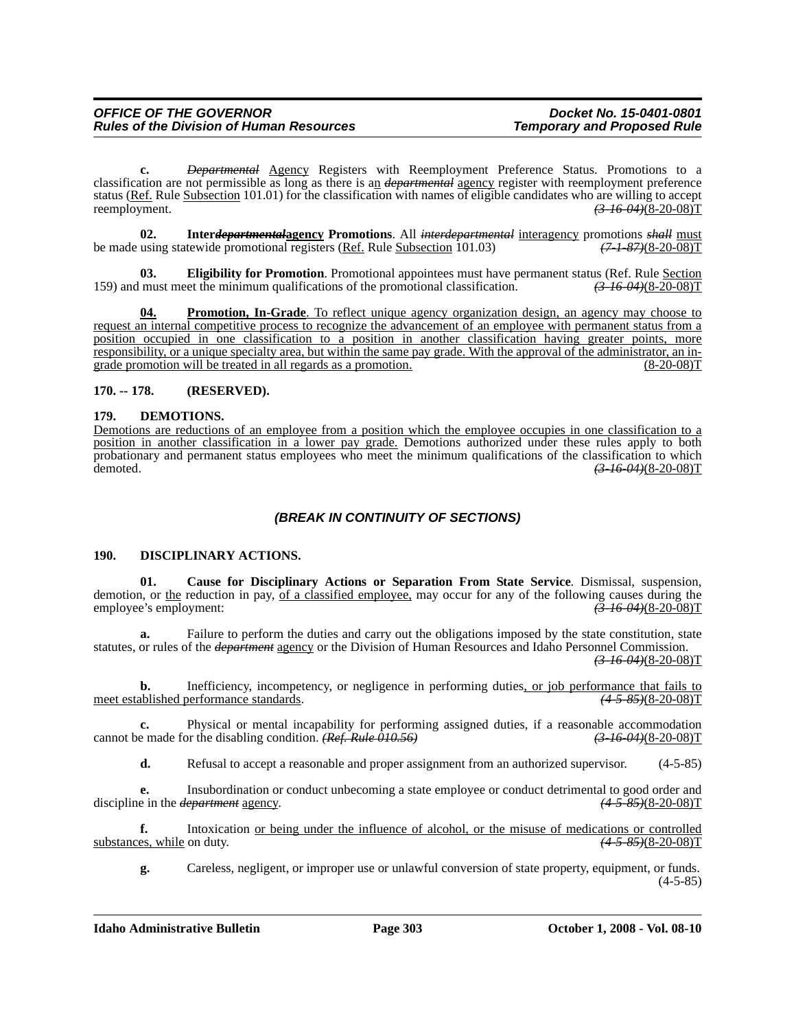**c.** ~~*Departmental*~~ Agency Registers with Reemployment Preference Status. Promotions to a classification are not permissible as long as there is an ~~*departmental*~~ agency register with reemployment preference status (Ref. Rule Subsection 101.01) for the classification with names of eligible candidates who are willing to accept reemployment. ~~*(3-16-04)*~~(8-20-08)T

**02. Inter~~*departmental*~~agency Promotions**. All ~~*interdepartmental*~~ interagency promotions ~~*shall*~~ must be made using statewide promotional registers (Ref. Rule Subsection 101.03) ~~*(7-1-87)*~~(8-20-08)T

**03. Eligibility for Promotion**. Promotional appointees must have permanent status (Ref. Rule Section 159) and must meet the minimum qualifications of the promotional classification. ~~*(3-16-04)*~~(8-20-08)T

**04. Promotion, In-Grade**. To reflect unique agency organization design, an agency may choose to request an internal competitive process to recognize the advancement of an employee with permanent status from a position occupied in one classification to a position in another classification having greater points, more responsibility, or a unique specialty area, but within the same pay grade. With the approval of the administrator, an in-grade promotion will be treated in all regards as a promotion. (8-20-08)T

**170. -- 178. (RESERVED).**

**179. DEMOTIONS.**

Demotions are reductions of an employee from a position which the employee occupies in one classification to a position in another classification in a lower pay grade. Demotions authorized under these rules apply to both probationary and permanent status employees who meet the minimum qualifications of the classification to which demoted. ~~*(3-16-04)*~~(8-20-08)T

***(BREAK IN CONTINUITY OF SECTIONS)***

**190. DISCIPLINARY ACTIONS.**

**01. Cause for Disciplinary Actions or Separation From State Service**. Dismissal, suspension, demotion, or the reduction in pay, of a classified employee, may occur for any of the following causes during the employee's employment: ~~*(3-16-04)*~~(8-20-08)T

**a.** Failure to perform the duties and carry out the obligations imposed by the state constitution, state statutes, or rules of the ~~*department*~~ agency or the Division of Human Resources and Idaho Personnel Commission. ~~*(3-16-04)*~~(8-20-08)T

**b.** Inefficiency, incompetency, or negligence in performing duties, or job performance that fails to meet established performance standards. ~~*(4-5-85)*~~(8-20-08)T

**c.** Physical or mental incapability for performing assigned duties, if a reasonable accommodation cannot be made for the disabling condition. ~~*(Ref. Rule 010.56)*~~ ~~*(3-16-04)*~~(8-20-08)T

**d.** Refusal to accept a reasonable and proper assignment from an authorized supervisor. (4-5-85)

**e.** Insubordination or conduct unbecoming a state employee or conduct detrimental to good order and discipline in the ~~*department*~~ agency. ~~*(4-5-85)*~~(8-20-08)T

**f.** Intoxication or being under the influence of alcohol, or the misuse of medications or controlled substances, while on duty. ~~*(4-5-85)*~~(8-20-08)T

**g.** Careless, negligent, or improper use or unlawful conversion of state property, equipment, or funds. (4-5-85)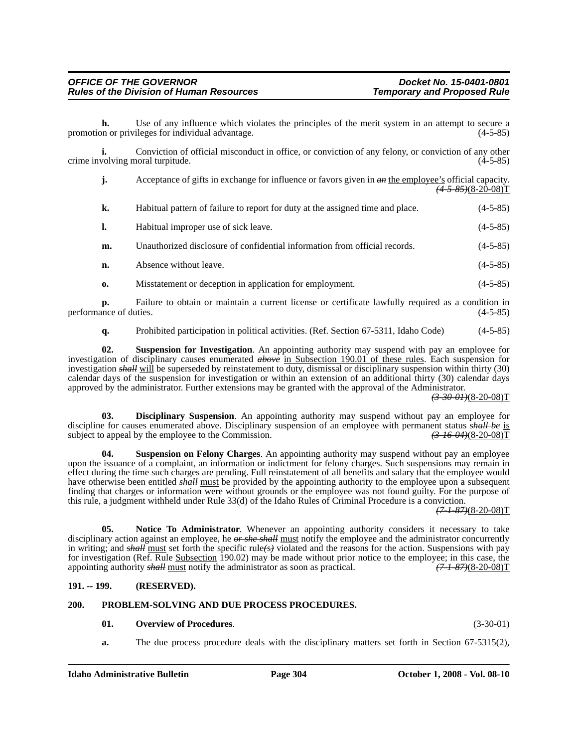**h.** Use of any influence which violates the principles of the merit system in an attempt to secure a promotion or privileges for individual advantage. (4-5-85)

**i.** Conviction of official misconduct in office, or conviction of any felony, or conviction of any other crime involving moral turpitude. (4-5-85)

**j.** Acceptance of gifts in exchange for influence or favors given in ~~*an*~~ <u>the employee's</u> official capacity. ~~*(4-5-85)*~~(8-20-08)T

**k.** Habitual pattern of failure to report for duty at the assigned time and place. (4-5-85)

**l.** Habitual improper use of sick leave. (4-5-85)

**m.** Unauthorized disclosure of confidential information from official records. (4-5-85)

**n.** Absence without leave. (4-5-85)

**o.** Misstatement or deception in application for employment. (4-5-85)

**p.** Failure to obtain or maintain a current license or certificate lawfully required as a condition in performance of duties. (4-5-85)

**q.** Prohibited participation in political activities. (Ref. Section 67-5311, Idaho Code) (4-5-85)

**02. Suspension for Investigation**. An appointing authority may suspend with pay an employee for investigation of disciplinary causes enumerated ~~*above*~~ <u>in Subsection 190.01 of these rules</u>. Each suspension for investigation ~~*shall*~~ <u>will</u> be superseded by reinstatement to duty, dismissal or disciplinary suspension within thirty (30) calendar days of the suspension for investigation or within an extension of an additional thirty (30) calendar days approved by the administrator. Further extensions may be granted with the approval of the Administrator. ~~*(3-30-01)*~~(8-20-08)T

**03. Disciplinary Suspension**. An appointing authority may suspend without pay an employee for discipline for causes enumerated above. Disciplinary suspension of an employee with permanent status ~~*shall be*~~ <u>is</u> subject to appeal by the employee to the Commission. ~~*(3-16-04)*~~(8-20-08)T

**04. Suspension on Felony Charges**. An appointing authority may suspend without pay an employee upon the issuance of a complaint, an information or indictment for felony charges. Such suspensions may remain in effect during the time such charges are pending. Full reinstatement of all benefits and salary that the employee would have otherwise been entitled ~~*shall*~~ <u>must</u> be provided by the appointing authority to the employee upon a subsequent finding that charges or information were without grounds or the employee was not found guilty. For the purpose of this rule, a judgment withheld under Rule 33(d) of the Idaho Rules of Criminal Procedure is a conviction. ~~*(7-1-87)*~~(8-20-08)T

**05. Notice To Administrator**. Whenever an appointing authority considers it necessary to take disciplinary action against an employee, he ~~*or she shall*~~ <u>must</u> notify the employee and the administrator concurrently in writing; and ~~*shall*~~ <u>must</u> set forth the specific rule~~*(s)*~~ violated and the reasons for the action. Suspensions with pay for investigation (Ref. Rule <u>Subsection</u> 190.02) may be made without prior notice to the employee; in this case, the appointing authority ~~*shall*~~ <u>must</u> notify the administrator as soon as practical. ~~*(7-1-87)*~~(8-20-08)T

**191. -- 199. (RESERVED).**

**200. PROBLEM-SOLVING AND DUE PROCESS PROCEDURES.**

**01. Overview of Procedures**. (3-30-01)

**a.** The due process procedure deals with the disciplinary matters set forth in Section 67-5315(2),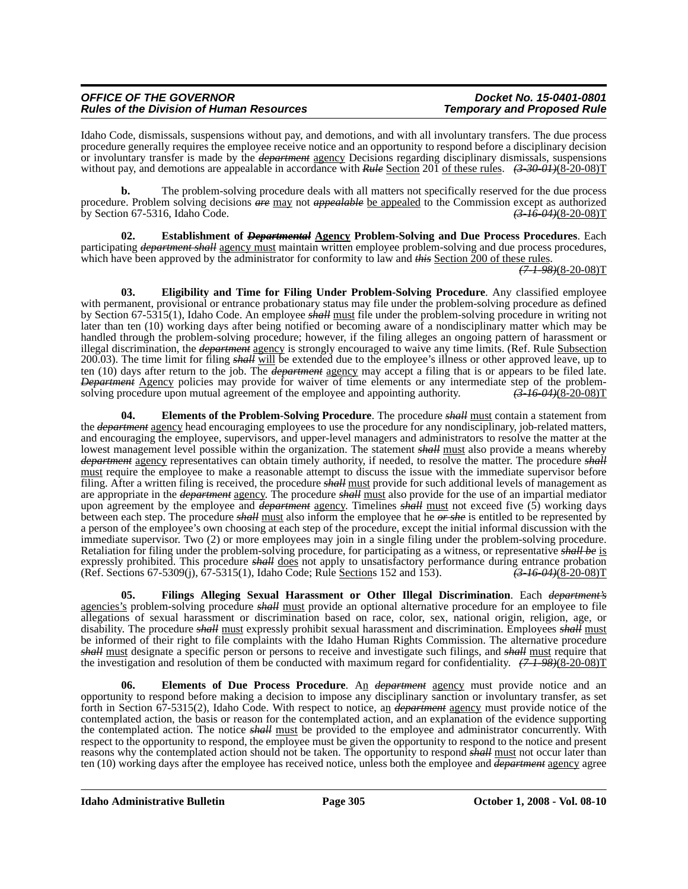Idaho Code, dismissals, suspensions without pay, and demotions, and with all involuntary transfers. The due process procedure generally requires the employee receive notice and an opportunity to respond before a disciplinary decision or involuntary transfer is made by the ~~*department*~~ agency Decisions regarding disciplinary dismissals, suspensions without pay, and demotions are appealable in accordance with ~~*Rule*~~ Section 201 of these rules. ~~*(3-30-01)*~~(8-20-08)T

**b.** The problem-solving procedure deals with all matters not specifically reserved for the due process procedure. Problem solving decisions ~~*are*~~ may not ~~*appealable*~~ be appealed to the Commission except as authorized by Section 67-5316, Idaho Code. ~~*(3-16-04)*~~(8-20-08)T

**02. Establishment of ~~*Departmental*~~ Agency Problem-Solving and Due Process Procedures**. Each participating ~~*department shall*~~ agency must maintain written employee problem-solving and due process procedures, which have been approved by the administrator for conformity to law and ~~*this*~~ Section 200 of these rules. ~~*(7-1-98)*~~(8-20-08)T

**03. Eligibility and Time for Filing Under Problem-Solving Procedure**. Any classified employee with permanent, provisional or entrance probationary status may file under the problem-solving procedure as defined by Section 67-5315(1), Idaho Code. An employee ~~*shall*~~ must file under the problem-solving procedure in writing not later than ten (10) working days after being notified or becoming aware of a nondisciplinary matter which may be handled through the problem-solving procedure; however, if the filing alleges an ongoing pattern of harassment or illegal discrimination, the ~~*department*~~ agency is strongly encouraged to waive any time limits. (Ref. Rule Subsection 200.03). The time limit for filing ~~*shall*~~ will be extended due to the employee's illness or other approved leave, up to ten (10) days after return to the job. The ~~*department*~~ agency may accept a filing that is or appears to be filed late. ~~*Department*~~ Agency policies may provide for waiver of time elements or any intermediate step of the problem-solving procedure upon mutual agreement of the employee and appointing authority. ~~*(3-16-04)*~~(8-20-08)T

**04. Elements of the Problem-Solving Procedure**. The procedure ~~*shall*~~ must contain a statement from the ~~*department*~~ agency head encouraging employees to use the procedure for any nondisciplinary, job-related matters, and encouraging the employee, supervisors, and upper-level managers and administrators to resolve the matter at the lowest management level possible within the organization. The statement ~~*shall*~~ must also provide a means whereby ~~*department*~~ agency representatives can obtain timely authority, if needed, to resolve the matter. The procedure ~~*shall*~~ must require the employee to make a reasonable attempt to discuss the issue with the immediate supervisor before filing. After a written filing is received, the procedure ~~*shall*~~ must provide for such additional levels of management as are appropriate in the ~~*department*~~ agency. The procedure ~~*shall*~~ must also provide for the use of an impartial mediator upon agreement by the employee and ~~*department*~~ agency. Timelines ~~*shall*~~ must not exceed five (5) working days between each step. The procedure ~~*shall*~~ must also inform the employee that he ~~*or she*~~ is entitled to be represented by a person of the employee's own choosing at each step of the procedure, except the initial informal discussion with the immediate supervisor. Two (2) or more employees may join in a single filing under the problem-solving procedure. Retaliation for filing under the problem-solving procedure, for participating as a witness, or representative ~~*shall be*~~ is expressly prohibited. This procedure ~~*shall*~~ does not apply to unsatisfactory performance during entrance probation (Ref. Sections 67-5309(j), 67-5315(1), Idaho Code; Rule Sections 152 and 153). ~~*(3-16-04)*~~(8-20-08)T

**05. Filings Alleging Sexual Harassment or Other Illegal Discrimination**. Each ~~*department's*~~ agencies's problem-solving procedure ~~*shall*~~ must provide an optional alternative procedure for an employee to file allegations of sexual harassment or discrimination based on race, color, sex, national origin, religion, age, or disability. The procedure ~~*shall*~~ must expressly prohibit sexual harassment and discrimination. Employees ~~*shall*~~ must be informed of their right to file complaints with the Idaho Human Rights Commission. The alternative procedure ~~*shall*~~ must designate a specific person or persons to receive and investigate such filings, and ~~*shall*~~ must require that the investigation and resolution of them be conducted with maximum regard for confidentiality. ~~*(7-1-98)*~~(8-20-08)T

**06. Elements of Due Process Procedure**. An ~~*department*~~ agency must provide notice and an opportunity to respond before making a decision to impose any disciplinary sanction or involuntary transfer, as set forth in Section 67-5315(2), Idaho Code. With respect to notice, an ~~*department*~~ agency must provide notice of the contemplated action, the basis or reason for the contemplated action, and an explanation of the evidence supporting the contemplated action. The notice ~~*shall*~~ must be provided to the employee and administrator concurrently. With respect to the opportunity to respond, the employee must be given the opportunity to respond to the notice and present reasons why the contemplated action should not be taken. The opportunity to respond ~~*shall*~~ must not occur later than ten (10) working days after the employee has received notice, unless both the employee and ~~*department*~~ agency agree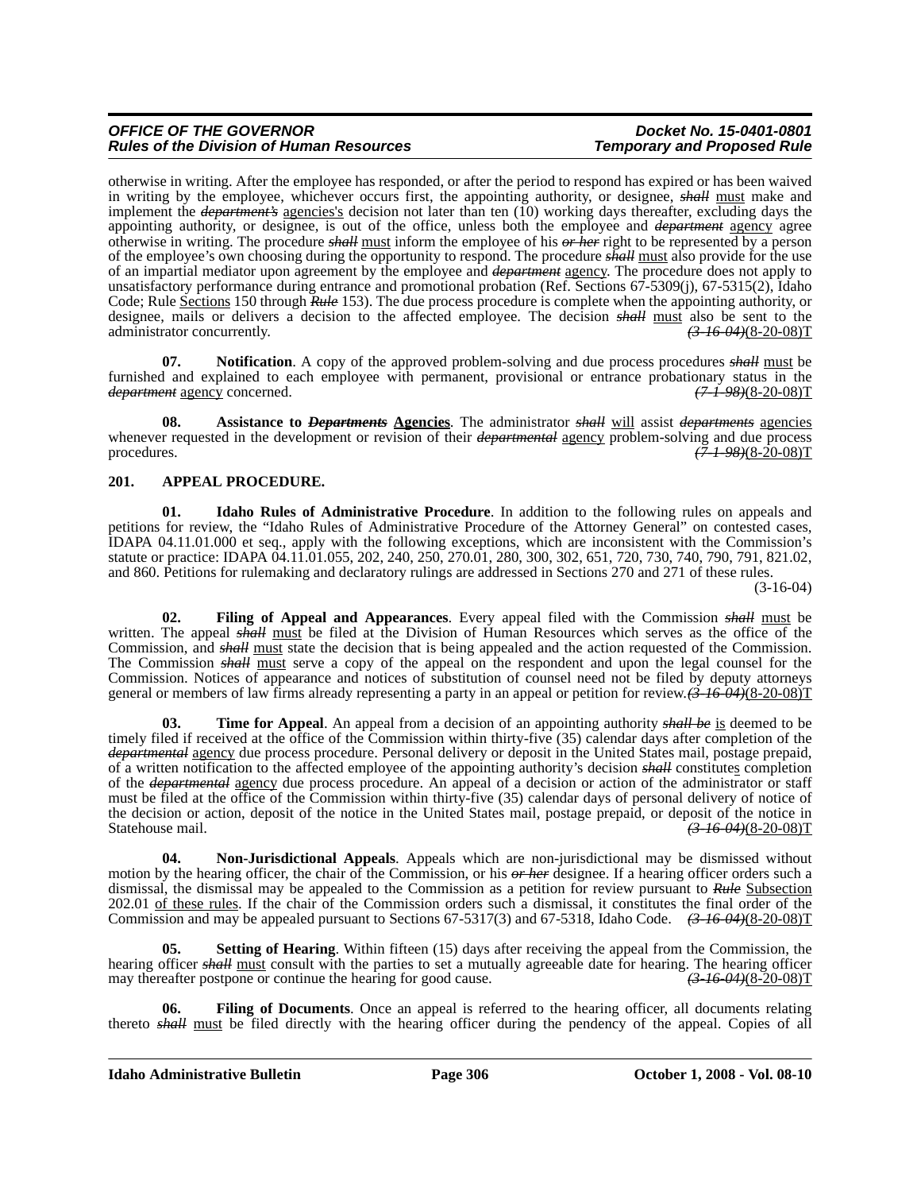otherwise in writing. After the employee has responded, or after the period to respond has expired or has been waived in writing by the employee, whichever occurs first, the appointing authority, or designee, ~~*shall*~~ must make and implement the ~~*department's*~~ agencies's decision not later than ten (10) working days thereafter, excluding days the appointing authority, or designee, is out of the office, unless both the employee and ~~*department*~~ agency agree otherwise in writing. The procedure ~~*shall*~~ must inform the employee of his ~~*or her*~~ right to be represented by a person of the employee's own choosing during the opportunity to respond. The procedure ~~*shall*~~ must also provide for the use of an impartial mediator upon agreement by the employee and ~~*department*~~ agency. The procedure does not apply to unsatisfactory performance during entrance and promotional probation (Ref. Sections 67-5309(j), 67-5315(2), Idaho Code; Rule Sections 150 through ~~*Rule*~~ 153). The due process procedure is complete when the appointing authority, or designee, mails or delivers a decision to the affected employee. The decision ~~*shall*~~ must also be sent to the administrator concurrently. ~~*(3-16-04)*~~(8-20-08)T

**07. Notification**. A copy of the approved problem-solving and due process procedures ~~*shall*~~ must be furnished and explained to each employee with permanent, provisional or entrance probationary status in the ~~*department*~~ agency concerned. ~~*(7-1-98)*~~(8-20-08)T

**08. Assistance to ~~*Departments*~~ Agencies**. The administrator ~~*shall*~~ will assist ~~*departments*~~ agencies whenever requested in the development or revision of their ~~*departmental*~~ agency problem-solving and due process procedures. ~~*(7-1-98)*~~(8-20-08)T

**201. APPEAL PROCEDURE.**

**01. Idaho Rules of Administrative Procedure**. In addition to the following rules on appeals and petitions for review, the "Idaho Rules of Administrative Procedure of the Attorney General" on contested cases, IDAPA 04.11.01.000 et seq., apply with the following exceptions, which are inconsistent with the Commission's statute or practice: IDAPA 04.11.01.055, 202, 240, 250, 270.01, 280, 300, 302, 651, 720, 730, 740, 790, 791, 821.02, and 860. Petitions for rulemaking and declaratory rulings are addressed in Sections 270 and 271 of these rules. (3-16-04)

**02. Filing of Appeal and Appearances**. Every appeal filed with the Commission ~~*shall*~~ must be written. The appeal ~~*shall*~~ must be filed at the Division of Human Resources which serves as the office of the Commission, and ~~*shall*~~ must state the decision that is being appealed and the action requested of the Commission. The Commission ~~*shall*~~ must serve a copy of the appeal on the respondent and upon the legal counsel for the Commission. Notices of appearance and notices of substitution of counsel need not be filed by deputy attorneys general or members of law firms already representing a party in an appeal or petition for review. ~~*(3-16-04)*~~(8-20-08)T

**03. Time for Appeal**. An appeal from a decision of an appointing authority ~~*shall be*~~ is deemed to be timely filed if received at the office of the Commission within thirty-five (35) calendar days after completion of the ~~*departmental*~~ agency due process procedure. Personal delivery or deposit in the United States mail, postage prepaid, of a written notification to the affected employee of the appointing authority's decision ~~*shall*~~ constitutes completion of the ~~*departmental*~~ agency due process procedure. An appeal of a decision or action of the administrator or staff must be filed at the office of the Commission within thirty-five (35) calendar days of personal delivery of notice of the decision or action, deposit of the notice in the United States mail, postage prepaid, or deposit of the notice in Statehouse mail. ~~*(3-16-04)*~~(8-20-08)T

**04. Non-Jurisdictional Appeals**. Appeals which are non-jurisdictional may be dismissed without motion by the hearing officer, the chair of the Commission, or his ~~*or her*~~ designee. If a hearing officer orders such a dismissal, the dismissal may be appealed to the Commission as a petition for review pursuant to ~~*Rule*~~ Subsection 202.01 of these rules. If the chair of the Commission orders such a dismissal, it constitutes the final order of the Commission and may be appealed pursuant to Sections 67-5317(3) and 67-5318, Idaho Code. ~~*(3-16-04)*~~(8-20-08)T

**05. Setting of Hearing**. Within fifteen (15) days after receiving the appeal from the Commission, the hearing officer ~~*shall*~~ must consult with the parties to set a mutually agreeable date for hearing. The hearing officer may thereafter postpone or continue the hearing for good cause. ~~*(3-16-04)*~~(8-20-08)T

**06. Filing of Documents**. Once an appeal is referred to the hearing officer, all documents relating thereto ~~*shall*~~ must be filed directly with the hearing officer during the pendency of the appeal. Copies of all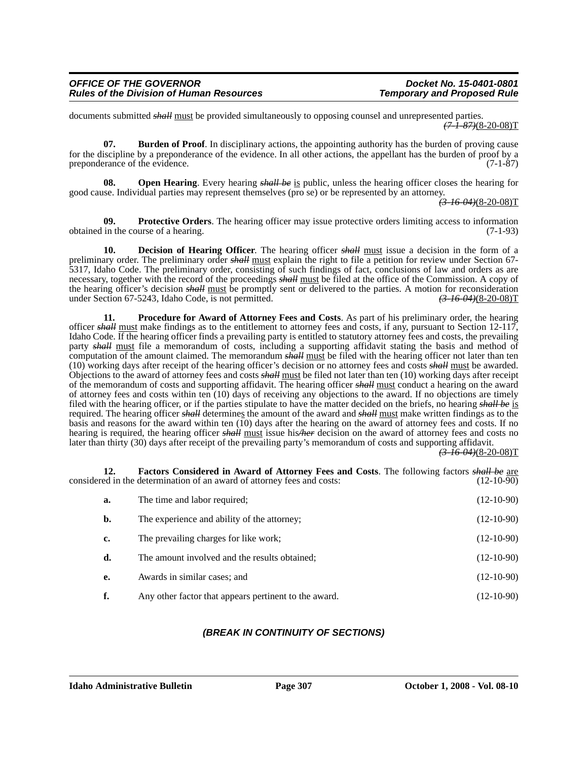documents submitted ~~*shall*~~ must be provided simultaneously to opposing counsel and unrepresented parties. ~~*(7-1-87)*~~(8-20-08)T

**07. Burden of Proof**. In disciplinary actions, the appointing authority has the burden of proving cause for the discipline by a preponderance of the evidence. In all other actions, the appellant has the burden of proof by a preponderance of the evidence. (7-1-87)

**08. Open Hearing**. Every hearing ~~*shall be*~~ is public, unless the hearing officer closes the hearing for good cause. Individual parties may represent themselves (pro se) or be represented by an attorney. ~~*(3-16-04)*~~(8-20-08)T

**09. Protective Orders**. The hearing officer may issue protective orders limiting access to information obtained in the course of a hearing. (7-1-93)

**10. Decision of Hearing Officer**. The hearing officer ~~*shall*~~ must issue a decision in the form of a preliminary order. The preliminary order ~~*shall*~~ must explain the right to file a petition for review under Section 67-5317, Idaho Code. The preliminary order, consisting of such findings of fact, conclusions of law and orders as are necessary, together with the record of the proceedings ~~*shall*~~ must be filed at the office of the Commission. A copy of the hearing officer's decision ~~*shall*~~ must be promptly sent or delivered to the parties. A motion for reconsideration under Section 67-5243, Idaho Code, is not permitted. ~~*(3-16-04)*~~(8-20-08)T

**11. Procedure for Award of Attorney Fees and Costs**. As part of his preliminary order, the hearing officer ~~*shall*~~ must make findings as to the entitlement to attorney fees and costs, if any, pursuant to Section 12-117, Idaho Code. If the hearing officer finds a prevailing party is entitled to statutory attorney fees and costs, the prevailing party ~~*shall*~~ must file a memorandum of costs, including a supporting affidavit stating the basis and method of computation of the amount claimed. The memorandum ~~*shall*~~ must be filed with the hearing officer not later than ten (10) working days after receipt of the hearing officer's decision or no attorney fees and costs ~~*shall*~~ must be awarded. Objections to the award of attorney fees and costs ~~*shall*~~ must be filed not later than ten (10) working days after receipt of the memorandum of costs and supporting affidavit. The hearing officer ~~*shall*~~ must conduct a hearing on the award of attorney fees and costs within ten (10) days of receiving any objections to the award. If no objections are timely filed with the hearing officer, or if the parties stipulate to have the matter decided on the briefs, no hearing ~~*shall be*~~ is required. The hearing officer ~~*shall*~~ determines the amount of the award and ~~*shall*~~ must make written findings as to the basis and reasons for the award within ten (10) days after the hearing on the award of attorney fees and costs. If no hearing is required, the hearing officer ~~*shall*~~ must issue his~~*/her*~~ decision on the award of attorney fees and costs no later than thirty (30) days after receipt of the prevailing party's memorandum of costs and supporting affidavit. ~~*(3-16-04)*~~(8-20-08)T

**12. Factors Considered in Award of Attorney Fees and Costs**. The following factors ~~*shall be*~~ are considered in the determination of an award of attorney fees and costs: (12-10-90)

**a.** The time and labor required; (12-10-90)

**b.** The experience and ability of the attorney; (12-10-90)

**c.** The prevailing charges for like work; (12-10-90)

**d.** The amount involved and the results obtained; (12-10-90)

**e.** Awards in similar cases; and (12-10-90)

**f.** Any other factor that appears pertinent to the award. (12-10-90)

***(BREAK IN CONTINUITY OF SECTIONS)***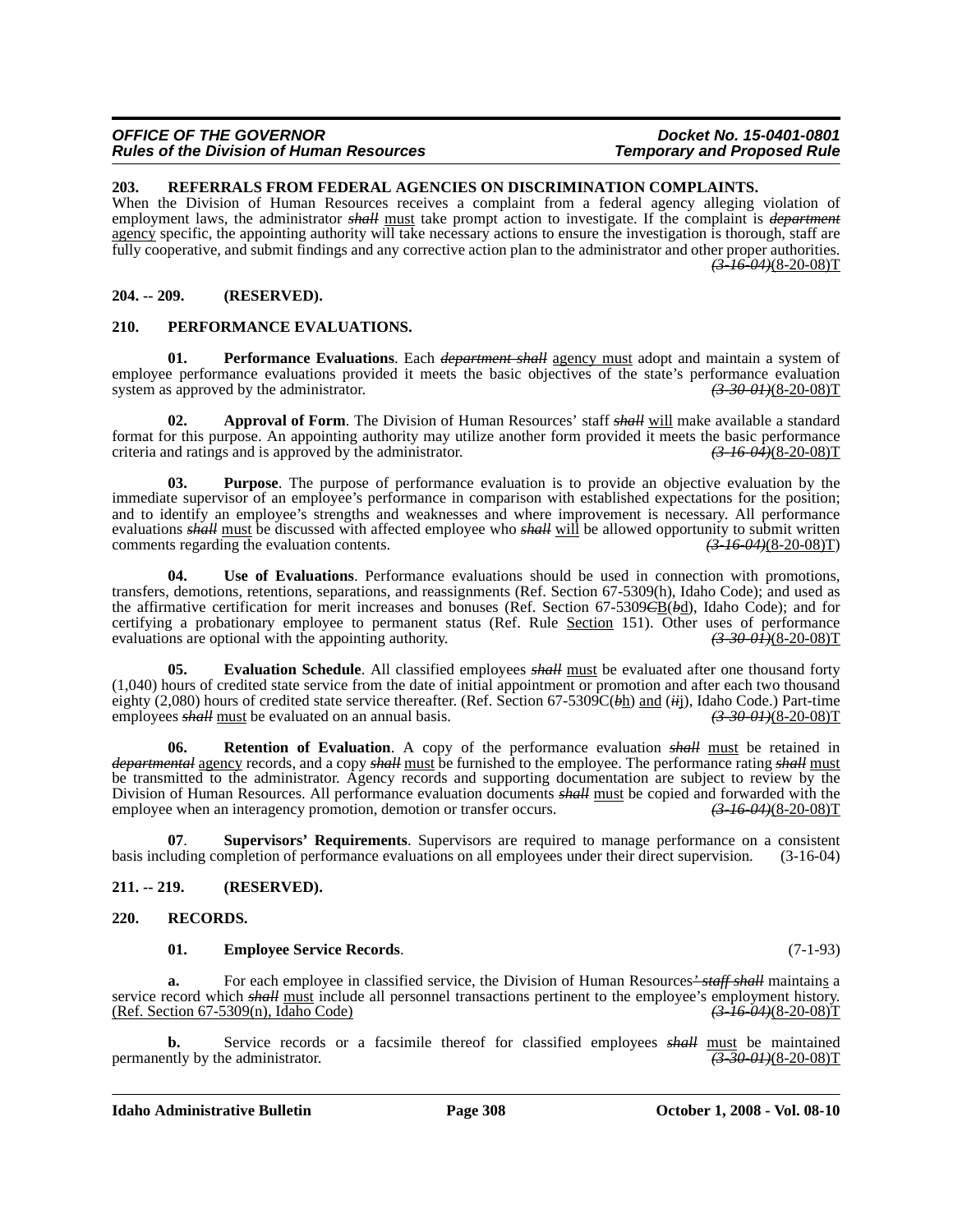**203. REFERRALS FROM FEDERAL AGENCIES ON DISCRIMINATION COMPLAINTS.**

When the Division of Human Resources receives a complaint from a federal agency alleging violation of employment laws, the administrator ~~*shall*~~ must take prompt action to investigate. If the complaint is ~~*department*~~ agency specific, the appointing authority will take necessary actions to ensure the investigation is thorough, staff are fully cooperative, and submit findings and any corrective action plan to the administrator and other proper authorities. ~~*(3-16-04)*~~(8-20-08)T

**204. -- 209. (RESERVED).**

**210. PERFORMANCE EVALUATIONS.**

**01. Performance Evaluations**. Each ~~*department shall*~~ agency must adopt and maintain a system of employee performance evaluations provided it meets the basic objectives of the state's performance evaluation system as approved by the administrator. ~~*(3-30-01)*~~(8-20-08)T

**02. Approval of Form**. The Division of Human Resources' staff ~~*shall*~~ will make available a standard format for this purpose. An appointing authority may utilize another form provided it meets the basic performance criteria and ratings and is approved by the administrator. ~~*(3-16-04)*~~(8-20-08)T

**03. Purpose**. The purpose of performance evaluation is to provide an objective evaluation by the immediate supervisor of an employee's performance in comparison with established expectations for the position; and to identify an employee's strengths and weaknesses and where improvement is necessary. All performance evaluations ~~*shall*~~ must be discussed with affected employee who ~~*shall*~~ will be allowed opportunity to submit written comments regarding the evaluation contents. ~~*(3-16-04)*~~(8-20-08)T)

**04. Use of Evaluations**. Performance evaluations should be used in connection with promotions, transfers, demotions, retentions, separations, and reassignments (Ref. Section 67-5309(h), Idaho Code); and used as the affirmative certification for merit increases and bonuses (Ref. Section 67-5309~~C~~B(~~*b*~~d), Idaho Code); and for certifying a probationary employee to permanent status (Ref. Rule Section 151). Other uses of performance evaluations are optional with the appointing authority. ~~*(3-30-01)*~~(8-20-08)T

**05. Evaluation Schedule**. All classified employees ~~*shall*~~ must be evaluated after one thousand forty (1,040) hours of credited state service from the date of initial appointment or promotion and after each two thousand eighty (2,080) hours of credited state service thereafter. (Ref. Section 67-5309C(~~*b*~~h) and (~~*ii*~~j), Idaho Code.) Part-time employees ~~*shall*~~ must be evaluated on an annual basis. ~~*(3-30-01)*~~(8-20-08)T

**06. Retention of Evaluation**. A copy of the performance evaluation ~~*shall*~~ must be retained in ~~*departmental*~~ agency records, and a copy ~~*shall*~~ must be furnished to the employee. The performance rating ~~*shall*~~ must be transmitted to the administrator. Agency records and supporting documentation are subject to review by the Division of Human Resources. All performance evaluation documents ~~*shall*~~ must be copied and forwarded with the employee when an interagency promotion, demotion or transfer occurs. ~~*(3-16-04)*~~(8-20-08)T

**07. Supervisors' Requirements**. Supervisors are required to manage performance on a consistent basis including completion of performance evaluations on all employees under their direct supervision. (3-16-04)

**211. -- 219. (RESERVED).**

**220. RECORDS.**

**01. Employee Service Records**. (7-1-93)

**a.** For each employee in classified service, the Division of Human Resources~~*' staff shall*~~ maintains a service record which ~~*shall*~~ must include all personnel transactions pertinent to the employee's employment history. (Ref. Section 67-5309(n), Idaho Code) ~~*(3-16-04)*~~(8-20-08)T

**b.** Service records or a facsimile thereof for classified employees ~~*shall*~~ must be maintained permanently by the administrator. ~~*(3-30-01)*~~(8-20-08)T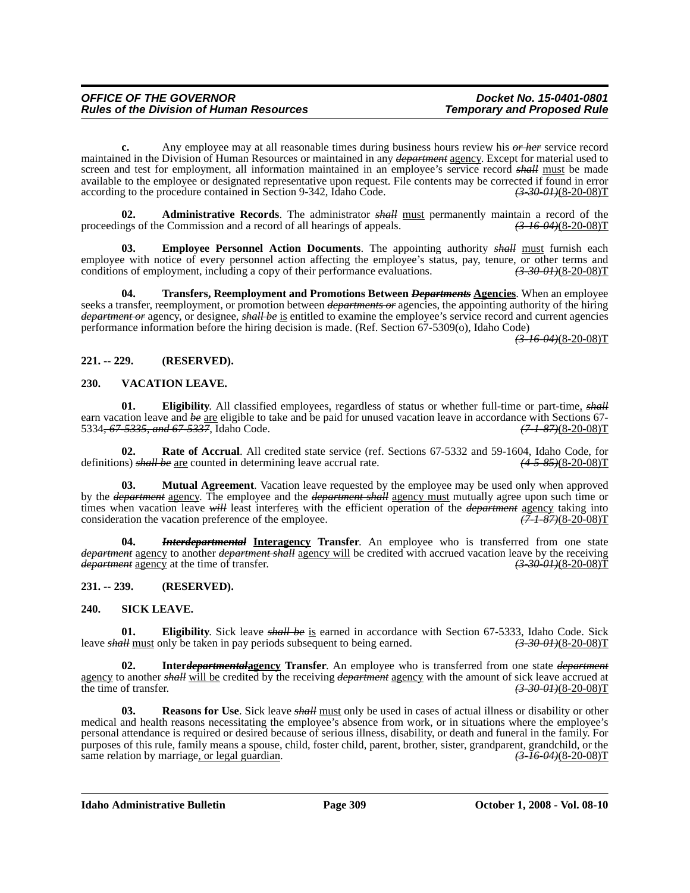**c.** Any employee may at all reasonable times during business hours review his ~~*or her*~~ service record maintained in the Division of Human Resources or maintained in any ~~*department*~~ agency. Except for material used to screen and test for employment, all information maintained in an employee's service record ~~*shall*~~ must be made available to the employee or designated representative upon request. File contents may be corrected if found in error according to the procedure contained in Section 9-342, Idaho Code. ~~*(3-30-01)*~~(8-20-08)T

**02. Administrative Records**. The administrator ~~*shall*~~ must permanently maintain a record of the proceedings of the Commission and a record of all hearings of appeals. ~~*(3-16-04)*~~(8-20-08)T

**03. Employee Personnel Action Documents**. The appointing authority ~~*shall*~~ must furnish each employee with notice of every personnel action affecting the employee's status, pay, tenure, or other terms and conditions of employment, including a copy of their performance evaluations. ~~*(3-30-01)*~~(8-20-08)T

**04. Transfers, Reemployment and Promotions Between ~~*Departments*~~ Agencies**. When an employee seeks a transfer, reemployment, or promotion between ~~*departments or*~~ agencies, the appointing authority of the hiring ~~*department or*~~ agency, or designee, ~~*shall be*~~ is entitled to examine the employee's service record and current agencies performance information before the hiring decision is made. (Ref. Section 67-5309(o), Idaho Code) ~~*(3-16-04)*~~(8-20-08)T

**221. -- 229. (RESERVED).**

**230. VACATION LEAVE.**

**01. Eligibility**. All classified employees, regardless of status or whether full-time or part-time, ~~*shall*~~ earn vacation leave and ~~*be*~~ are eligible to take and be paid for unused vacation leave in accordance with Sections 67-5334~~*, 67-5335, and 67-5337*~~, Idaho Code. ~~*(7-1-87)*~~(8-20-08)T

**02. Rate of Accrual**. All credited state service (ref. Sections 67-5332 and 59-1604, Idaho Code, for definitions) ~~*shall be*~~ are counted in determining leave accrual rate. ~~*(4-5-85)*~~(8-20-08)T

**03. Mutual Agreement**. Vacation leave requested by the employee may be used only when approved by the ~~*department*~~ agency. The employee and the ~~*department shall*~~ agency must mutually agree upon such time or times when vacation leave ~~*will*~~ least interferes with the efficient operation of the ~~*department*~~ agency taking into consideration the vacation preference of the employee. ~~*(7-1-87)*~~(8-20-08)T

**04. ~~*Interdepartmental*~~ Interagency Transfer**. An employee who is transferred from one state ~~*department*~~ agency to another ~~*department shall*~~ agency will be credited with accrued vacation leave by the receiving ~~*department*~~ agency at the time of transfer. ~~*(3-30-01)*~~(8-20-08)T

**231. -- 239. (RESERVED).**

**240. SICK LEAVE.**

**01. Eligibility**. Sick leave ~~*shall be*~~ is earned in accordance with Section 67-5333, Idaho Code. Sick leave ~~*shall*~~ must only be taken in pay periods subsequent to being earned. ~~*(3-30-01)*~~(8-20-08)T

**02. Inter~~*departmental*~~agency Transfer**. An employee who is transferred from one state ~~*department*~~ agency to another ~~*shall*~~ will be credited by the receiving ~~*department*~~ agency with the amount of sick leave accrued at the time of transfer. ~~*(3-30-01)*~~(8-20-08)T

**03. Reasons for Use**. Sick leave ~~*shall*~~ must only be used in cases of actual illness or disability or other medical and health reasons necessitating the employee's absence from work, or in situations where the employee's personal attendance is required or desired because of serious illness, disability, or death and funeral in the family. For purposes of this rule, family means a spouse, child, foster child, parent, brother, sister, grandparent, grandchild, or the same relation by marriage, or legal guardian. ~~*(3-16-04)*~~(8-20-08)T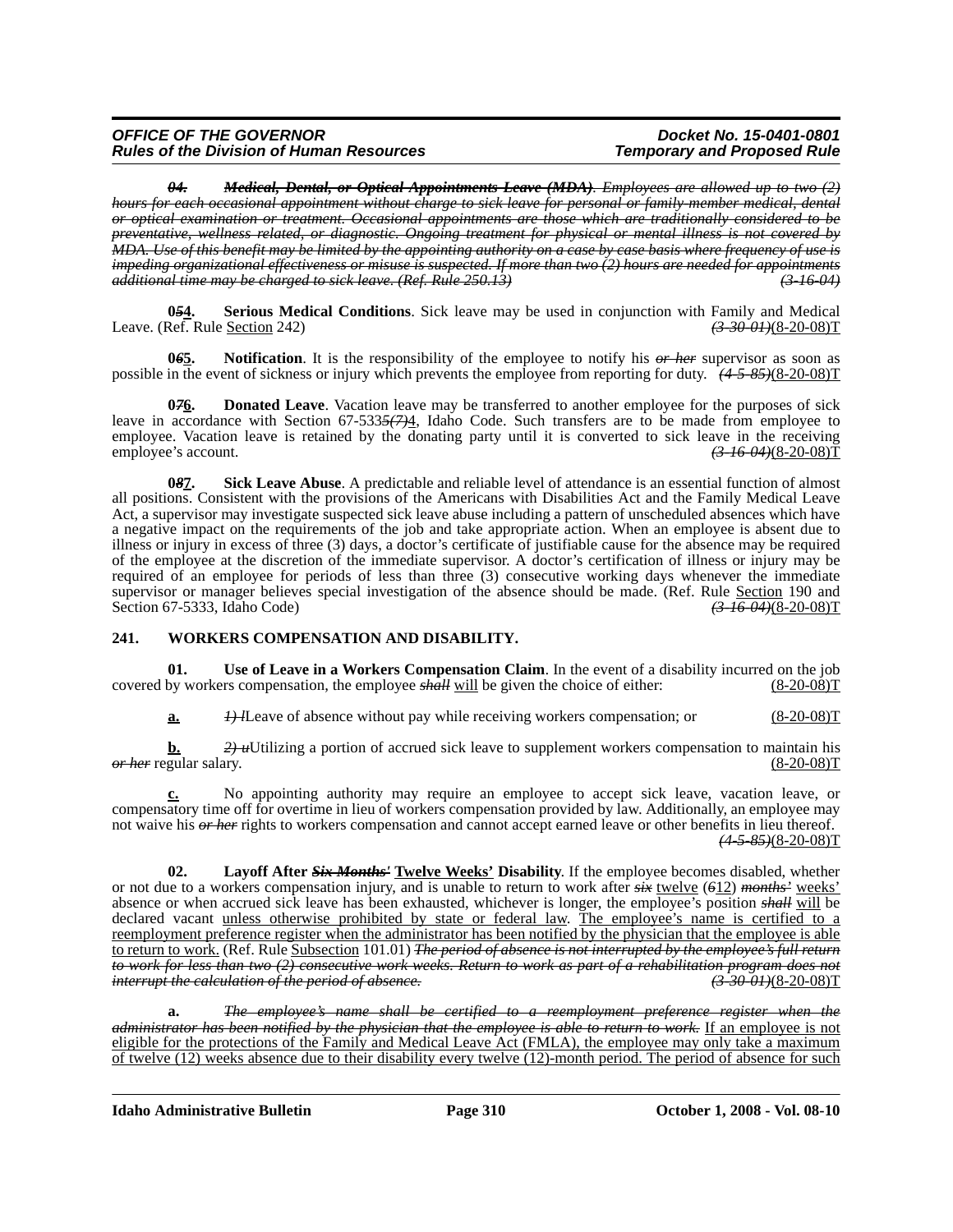***04. Medical, Dental, or Optical Appointments Leave (MDA)**. Employees are allowed up to two (2) hours for each occasional appointment without charge to sick leave for personal or family member medical, dental or optical examination or treatment. Occasional appointments are those which are traditionally considered to be preventative, wellness related, or diagnostic. Ongoing treatment for physical or mental illness is not covered by MDA. Use of this benefit may be limited by the appointing authority on a case by case basis where frequency of use is impeding organizational effectiveness or misuse is suspected. If more than two (2) hours are needed for appointments additional time may be charged to sick leave. (Ref. Rule 250.13)* *(3-16-04)*

**0*5*4. Serious Medical Conditions**. Sick leave may be used in conjunction with Family and Medical Leave. (Ref. Rule Section 242) *(3-30-01)*(8-20-08)T

**0*6*5. Notification**. It is the responsibility of the employee to notify his *or her* supervisor as soon as possible in the event of sickness or injury which prevents the employee from reporting for duty. *(4-5-85)*(8-20-08)T

**0*7*6. Donated Leave**. Vacation leave may be transferred to another employee for the purposes of sick leave in accordance with Section 67-533*5(7)*4, Idaho Code. Such transfers are to be made from employee to employee. Vacation leave is retained by the donating party until it is converted to sick leave in the receiving employee's account. *(3-16-04)*(8-20-08)T

**0*8*7. Sick Leave Abuse**. A predictable and reliable level of attendance is an essential function of almost all positions. Consistent with the provisions of the Americans with Disabilities Act and the Family Medical Leave Act, a supervisor may investigate suspected sick leave abuse including a pattern of unscheduled absences which have a negative impact on the requirements of the job and take appropriate action. When an employee is absent due to illness or injury in excess of three (3) days, a doctor's certificate of justifiable cause for the absence may be required of the employee at the discretion of the immediate supervisor. A doctor's certification of illness or injury may be required of an employee for periods of less than three (3) consecutive working days whenever the immediate supervisor or manager believes special investigation of the absence should be made. (Ref. Rule Section 190 and Section 67-5333, Idaho Code) *(3-16-04)*(8-20-08)T

## 241. WORKERS COMPENSATION AND DISABILITY.

**01. Use of Leave in a Workers Compensation Claim**. In the event of a disability incurred on the job covered by workers compensation, the employee *shall* will be given the choice of either: (8-20-08)T

**a.** *1) l*Leave of absence without pay while receiving workers compensation; or (8-20-08)T

**b.** *2) u*Utilizing a portion of accrued sick leave to supplement workers compensation to maintain his *or her* regular salary. (8-20-08)T

**c.** No appointing authority may require an employee to accept sick leave, vacation leave, or compensatory time off for overtime in lieu of workers compensation provided by law. Additionally, an employee may not waive his *or her* rights to workers compensation and cannot accept earned leave or other benefits in lieu thereof. *(4-5-85)*(8-20-08)T

**02. Layoff After *Six Months'* Twelve Weeks' Disability**. If the employee becomes disabled, whether or not due to a workers compensation injury, and is unable to return to work after *six* twelve (*6*12) *months'* weeks' absence or when accrued sick leave has been exhausted, whichever is longer, the employee's position *shall* will be declared vacant unless otherwise prohibited by state or federal law. The employee's name is certified to a reemployment preference register when the administrator has been notified by the physician that the employee is able to return to work. (Ref. Rule Subsection 101.01) *The period of absence is not interrupted by the employee's full return to work for less than two (2) consecutive work weeks. Return to work as part of a rehabilitation program does not interrupt the calculation of the period of absence.* *(3-30-01)*(8-20-08)T

**a.** *The employee's name shall be certified to a reemployment preference register when the administrator has been notified by the physician that the employee is able to return to work.* If an employee is not eligible for the protections of the Family and Medical Leave Act (FMLA), the employee may only take a maximum of twelve (12) weeks absence due to their disability every twelve (12)-month period. The period of absence for such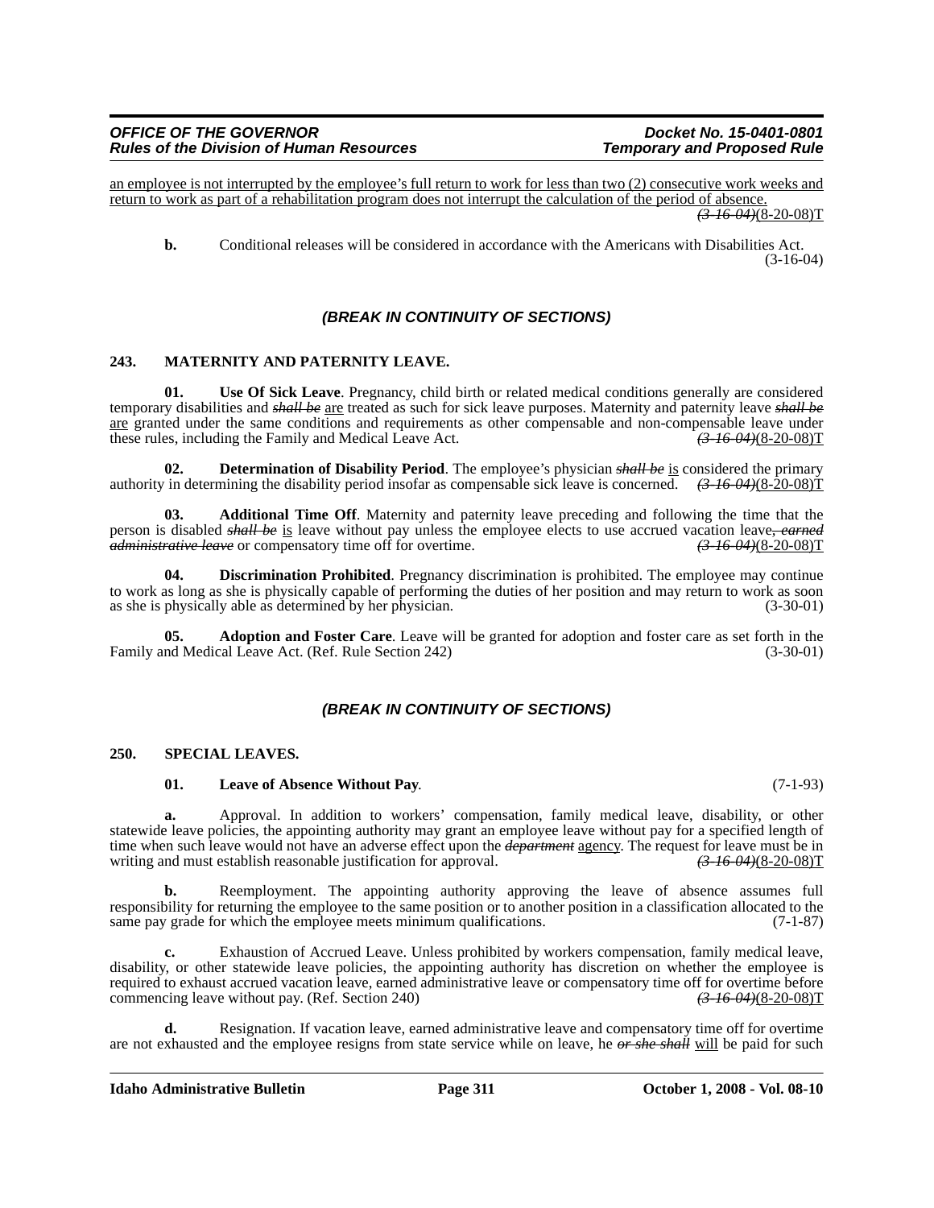an employee is not interrupted by the employee's full return to work for less than two (2) consecutive work weeks and return to work as part of a rehabilitation program does not interrupt the calculation of the period of absence. ~~(3-16-04)~~(8-20-08)T

**b.** Conditional releases will be considered in accordance with the Americans with Disabilities Act. (3-16-04)

### *(BREAK IN CONTINUITY OF SECTIONS)*

## 243. MATERNITY AND PATERNITY LEAVE.

**01. Use Of Sick Leave**. Pregnancy, child birth or related medical conditions generally are considered temporary disabilities and ~~*shall be*~~ are treated as such for sick leave purposes. Maternity and paternity leave ~~*shall be*~~ are granted under the same conditions and requirements as other compensable and non-compensable leave under these rules, including the Family and Medical Leave Act. ~~(3-16-04)~~(8-20-08)T

**02. Determination of Disability Period**. The employee's physician ~~*shall be*~~ is considered the primary authority in determining the disability period insofar as compensable sick leave is concerned. ~~(3-16-04)~~(8-20-08)T

**03. Additional Time Off**. Maternity and paternity leave preceding and following the time that the person is disabled ~~*shall be*~~ is leave without pay unless the employee elects to use accrued vacation leave~~*, earned administrative leave*~~ or compensatory time off for overtime. ~~(3-16-04)~~(8-20-08)T

**04. Discrimination Prohibited**. Pregnancy discrimination is prohibited. The employee may continue to work as long as she is physically capable of performing the duties of her position and may return to work as soon as she is physically able as determined by her physician. (3-30-01)

**05. Adoption and Foster Care**. Leave will be granted for adoption and foster care as set forth in the Family and Medical Leave Act. (Ref. Rule Section 242) (3-30-01)

### *(BREAK IN CONTINUITY OF SECTIONS)*

## 250. SPECIAL LEAVES.

**01. Leave of Absence Without Pay**. (7-1-93)

**a.** Approval. In addition to workers' compensation, family medical leave, disability, or other statewide leave policies, the appointing authority may grant an employee leave without pay for a specified length of time when such leave would not have an adverse effect upon the ~~*department*~~ agency. The request for leave must be in writing and must establish reasonable justification for approval. ~~(3-16-04)~~(8-20-08)T

**b.** Reemployment. The appointing authority approving the leave of absence assumes full responsibility for returning the employee to the same position or to another position in a classification allocated to the same pay grade for which the employee meets minimum qualifications. (7-1-87)

**c.** Exhaustion of Accrued Leave. Unless prohibited by workers compensation, family medical leave, disability, or other statewide leave policies, the appointing authority has discretion on whether the employee is required to exhaust accrued vacation leave, earned administrative leave or compensatory time off for overtime before commencing leave without pay. (Ref. Section 240) ~~(3-16-04)~~(8-20-08)T

**d.** Resignation. If vacation leave, earned administrative leave and compensatory time off for overtime are not exhausted and the employee resigns from state service while on leave, he ~~*or she shall*~~ will be paid for such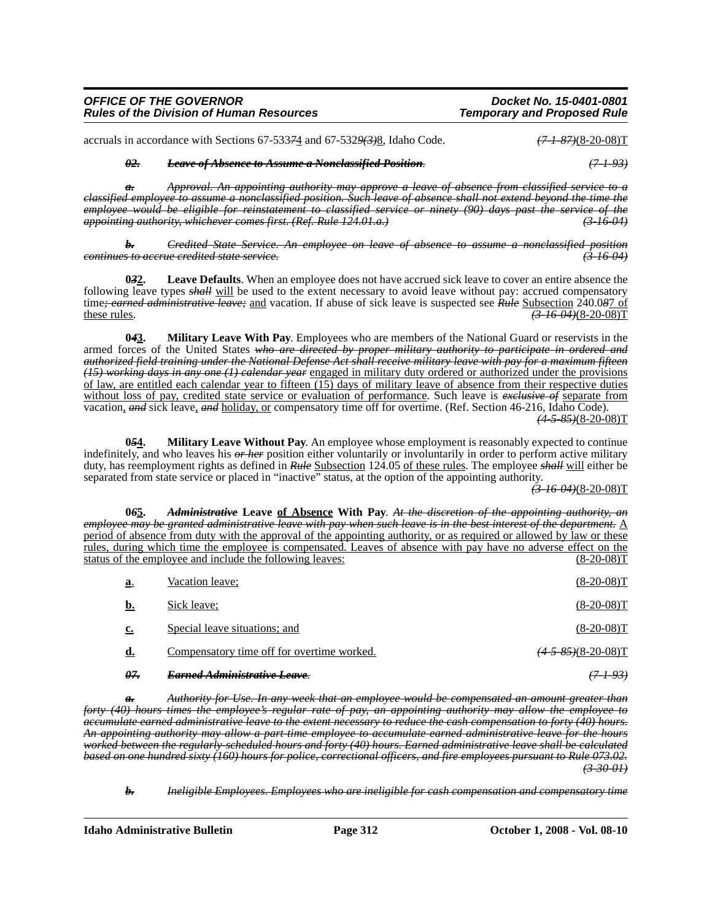accruals in accordance with Sections 67-5337~~7~~4 and 67-532~~9(3)~~8, Idaho Code. ~~(7-1-87)~~(8-20-08)T

~~*02. Leave of Absence to Assume a Nonclassified Position.*~~ ~~*(7-1-93)*~~

~~*a. Approval. An appointing authority may approve a leave of absence from classified service to a classified employee to assume a nonclassified position. Such leave of absence shall not extend beyond the time the employee would be eligible for reinstatement to classified service or ninety (90) days past the service of the appointing authority, whichever comes first. (Ref. Rule 124.01.a.)*~~ ~~*(3-16-04)*~~

~~*b. Credited State Service. An employee on leave of absence to assume a nonclassified position continues to accrue credited state service.*~~ ~~*(3-16-04)*~~

**0~~3~~2. Leave Defaults**. When an employee does not have accrued sick leave to cover an entire absence the following leave types ~~*shall*~~ will be used to the extent necessary to avoid leave without pay: accrued compensatory time~~*; earned administrative leave;*~~ and vacation. If abuse of sick leave is suspected see ~~*Rule*~~ Subsection 240.0~~8~~7 of these rules. ~~(3-16-04)~~(8-20-08)T

**0~~4~~3. Military Leave With Pay**. Employees who are members of the National Guard or reservists in the armed forces of the United States ~~*who are directed by proper military authority to participate in ordered and authorized field training under the National Defense Act shall receive military leave with pay for a maximum fifteen (15) working days in any one (1) calendar year*~~ engaged in military duty ordered or authorized under the provisions of law, are entitled each calendar year to fifteen (15) days of military leave of absence from their respective duties without loss of pay, credited state service or evaluation of performance. Such leave is ~~*exclusive of*~~ separate from vacation, ~~*and*~~ sick leave, ~~*and*~~ holiday, or compensatory time off for overtime. (Ref. Section 46-216, Idaho Code). ~~(4-5-85)~~(8-20-08)T

**0~~5~~4. Military Leave Without Pay**. An employee whose employment is reasonably expected to continue indefinitely, and who leaves his ~~*or her*~~ position either voluntarily or involuntarily in order to perform active military duty, has reemployment rights as defined in ~~*Rule*~~ Subsection 124.05 of these rules. The employee ~~*shall*~~ will either be separated from state service or placed in "inactive" status, at the option of the appointing authority. ~~(3-16-04)~~(8-20-08)T

**0~~6~~5. ~~*Administrative*~~ Leave of Absence With Pay**. ~~*At the discretion of the appointing authority, an employee may be granted administrative leave with pay when such leave is in the best interest of the department.*~~ A period of absence from duty with the approval of the appointing authority, or as required or allowed by law or these rules, during which time the employee is compensated. Leaves of absence with pay have no adverse effect on the status of the employee and include the following leaves: (8-20-08)T

**a**. Vacation leave; (8-20-08)T

**b.** Sick leave; (8-20-08)T

**c.** Special leave situations; and (8-20-08)T

**d.** Compensatory time off for overtime worked. ~~(4-5-85)~~(8-20-08)T

~~*07. Earned Administrative Leave.*~~ ~~*(7-1-93)*~~

~~*a. Authority for Use. In any week that an employee would be compensated an amount greater than forty (40) hours times the employee's regular rate of pay, an appointing authority may allow the employee to accumulate earned administrative leave to the extent necessary to reduce the cash compensation to forty (40) hours. An appointing authority may allow a part-time employee to accumulate earned administrative leave for the hours worked between the regularly scheduled hours and forty (40) hours. Earned administrative leave shall be calculated based on one hundred sixty (160) hours for police, correctional officers, and fire employees pursuant to Rule 073.02.*~~ ~~*(3-30-01)*~~

~~*b. Ineligible Employees. Employees who are ineligible for cash compensation and compensatory time*~~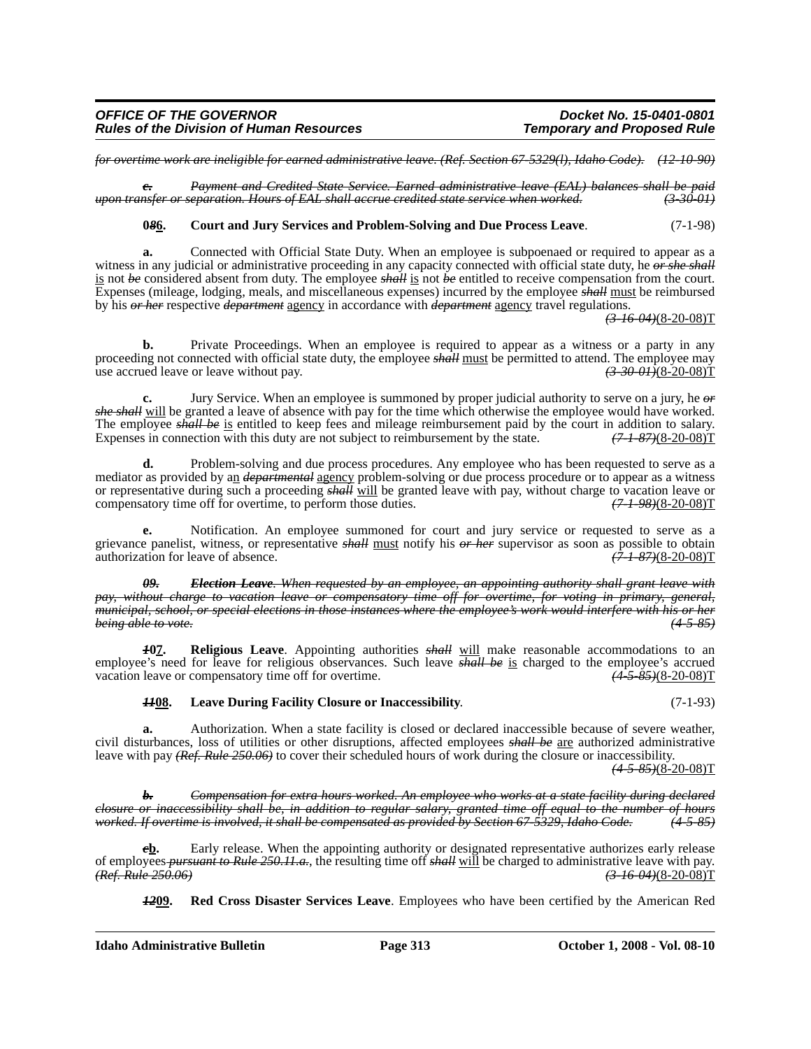~~*for overtime work are ineligible for earned administrative leave. (Ref. Section 67-5329(l), Idaho Code). (12-10-90)*~~

~~***c.*** *Payment and Credited State Service. Earned administrative leave (EAL) balances shall be paid upon transfer or separation. Hours of EAL shall accrue credited state service when worked. (3-30-01)*~~

**0~~*8*~~6. Court and Jury Services and Problem-Solving and Due Process Leave**. (7-1-98)

**a.** Connected with Official State Duty. When an employee is subpoenaed or required to appear as a witness in any judicial or administrative proceeding in any capacity connected with official state duty, he ~~*or she shall*~~ is not ~~*be*~~ considered absent from duty. The employee ~~*shall*~~ is not ~~*be*~~ entitled to receive compensation from the court. Expenses (mileage, lodging, meals, and miscellaneous expenses) incurred by the employee ~~*shall*~~ must be reimbursed by his ~~*or her*~~ respective ~~*department*~~ agency in accordance with ~~*department*~~ agency travel regulations. ~~*(3-16-04)*~~(8-20-08)T

**b.** Private Proceedings. When an employee is required to appear as a witness or a party in any proceeding not connected with official state duty, the employee ~~*shall*~~ must be permitted to attend. The employee may use accrued leave or leave without pay. ~~*(3-30-01)*~~(8-20-08)T

**c.** Jury Service. When an employee is summoned by proper judicial authority to serve on a jury, he ~~*or she shall*~~ will be granted a leave of absence with pay for the time which otherwise the employee would have worked. The employee ~~*shall be*~~ is entitled to keep fees and mileage reimbursement paid by the court in addition to salary. Expenses in connection with this duty are not subject to reimbursement by the state. ~~*(7-1-87)*~~(8-20-08)T

**d.** Problem-solving and due process procedures. Any employee who has been requested to serve as a mediator as provided by an ~~*departmental*~~ agency problem-solving or due process procedure or to appear as a witness or representative during such a proceeding ~~*shall*~~ will be granted leave with pay, without charge to vacation leave or compensatory time off for overtime, to perform those duties. ~~*(7-1-98)*~~(8-20-08)T

**e.** Notification. An employee summoned for court and jury service or requested to serve as a grievance panelist, witness, or representative ~~*shall*~~ must notify his ~~*or her*~~ supervisor as soon as possible to obtain authorization for leave of absence. ~~*(7-1-87)*~~(8-20-08)T

~~***09.*** ***Election Leave****. When requested by an employee, an appointing authority shall grant leave with pay, without charge to vacation leave or compensatory time off for overtime, for voting in primary, general, municipal, school, or special elections in those instances where the employee's work would interfere with his or her being able to vote. (4-5-85)*~~

**~~*1*~~07. Religious Leave**. Appointing authorities ~~*shall*~~ will make reasonable accommodations to an employee's need for leave for religious observances. Such leave ~~*shall be*~~ is charged to the employee's accrued vacation leave or compensatory time off for overtime. ~~*(4-5-85)*~~(8-20-08)T

**~~*11*~~08. Leave During Facility Closure or Inaccessibility**. (7-1-93)

**a.** Authorization. When a state facility is closed or declared inaccessible because of severe weather, civil disturbances, loss of utilities or other disruptions, affected employees ~~*shall be*~~ are authorized administrative leave with pay ~~*(Ref. Rule 250.06)*~~ to cover their scheduled hours of work during the closure or inaccessibility. ~~*(4-5-85)*~~(8-20-08)T

~~***b.*** *Compensation for extra hours worked. An employee who works at a state facility during declared closure or inaccessibility shall be, in addition to regular salary, granted time off equal to the number of hours worked. If overtime is involved, it shall be compensated as provided by Section 67-5329, Idaho Code. (4-5-85)*~~

**~~*c*~~b.** Early release. When the appointing authority or designated representative authorizes early release of employees ~~*pursuant to Rule 250.11.a.*~~, the resulting time off ~~*shall*~~ will be charged to administrative leave with pay. ~~*(Ref. Rule 250.06)*~~ ~~*(3-16-04)*~~(8-20-08)T

**~~*12*~~09. Red Cross Disaster Services Leave**. Employees who have been certified by the American Red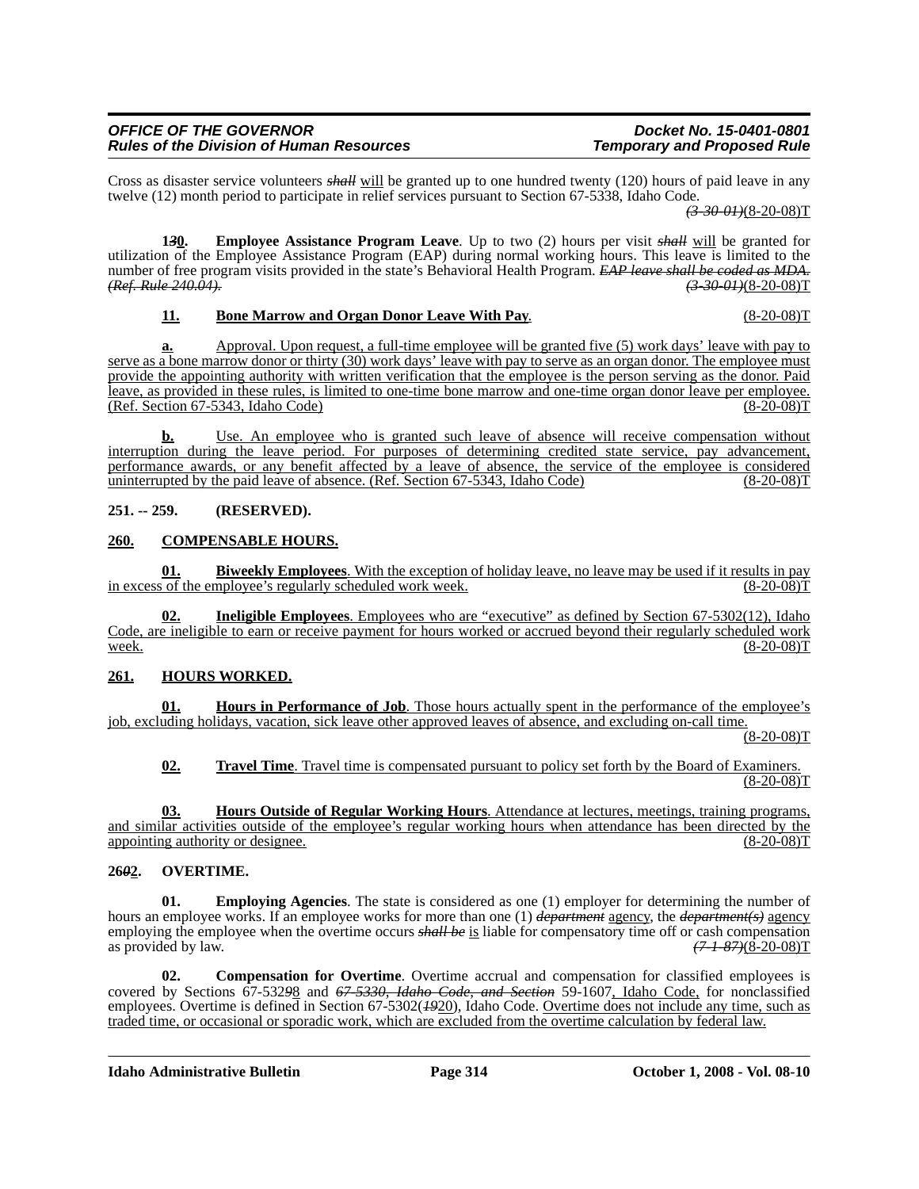Cross as disaster service volunteers ~~*shall*~~ will be granted up to one hundred twenty (120) hours of paid leave in any twelve (12) month period to participate in relief services pursuant to Section 67-5338, Idaho Code.

~~*(3-30-01)*~~(8-20-08)T

**1~~*3*~~0.** **Employee Assistance Program Leave**. Up to two (2) hours per visit ~~*shall*~~ will be granted for utilization of the Employee Assistance Program (EAP) during normal working hours. This leave is limited to the number of free program visits provided in the state's Behavioral Health Program. ~~*EAP leave shall be coded as MDA. (Ref. Rule 240.04).*~~ ~~*(3-30-01)*~~(8-20-08)T

**11.** **Bone Marrow and Organ Donor Leave With Pay**. (8-20-08)T

**a.** Approval. Upon request, a full-time employee will be granted five (5) work days' leave with pay to serve as a bone marrow donor or thirty (30) work days' leave with pay to serve as an organ donor. The employee must provide the appointing authority with written verification that the employee is the person serving as the donor. Paid leave, as provided in these rules, is limited to one-time bone marrow and one-time organ donor leave per employee. (Ref. Section 67-5343, Idaho Code) (8-20-08)T

**b.** Use. An employee who is granted such leave of absence will receive compensation without interruption during the leave period. For purposes of determining credited state service, pay advancement, performance awards, or any benefit affected by a leave of absence, the service of the employee is considered uninterrupted by the paid leave of absence. (Ref. Section 67-5343, Idaho Code) (8-20-08)T

**251. -- 259. (RESERVED).**

**260. COMPENSABLE HOURS.**

**01.** **Biweekly Employees**. With the exception of holiday leave, no leave may be used if it results in pay in excess of the employee's regularly scheduled work week. (8-20-08)T

**02.** **Ineligible Employees**. Employees who are "executive" as defined by Section 67-5302(12), Idaho Code, are ineligible to earn or receive payment for hours worked or accrued beyond their regularly scheduled work week. (8-20-08)T

**261. HOURS WORKED.**

**01.** **Hours in Performance of Job**. Those hours actually spent in the performance of the employee's job, excluding holidays, vacation, sick leave other approved leaves of absence, and excluding on-call time.

(8-20-08)T

**02.** **Travel Time**. Travel time is compensated pursuant to policy set forth by the Board of Examiners. (8-20-08)T

**03.** **Hours Outside of Regular Working Hours**. Attendance at lectures, meetings, training programs, and similar activities outside of the employee's regular working hours when attendance has been directed by the appointing authority or designee. (8-20-08)T

**26~~*0*~~2. OVERTIME.**

**01.** **Employing Agencies**. The state is considered as one (1) employer for determining the number of hours an employee works. If an employee works for more than one (1) ~~*department*~~ agency, the ~~*department(s)*~~ agency employing the employee when the overtime occurs ~~*shall be*~~ is liable for compensatory time off or cash compensation as provided by law. ~~*(7-1-87)*~~(8-20-08)T

**02.** **Compensation for Overtime**. Overtime accrual and compensation for classified employees is covered by Sections 67-532~~*9*~~8 and ~~*67-5330, Idaho Code, and Section*~~ 59-1607, Idaho Code, for nonclassified employees. Overtime is defined in Section 67-5302(~~*19*~~20), Idaho Code. Overtime does not include any time, such as traded time, or occasional or sporadic work, which are excluded from the overtime calculation by federal law.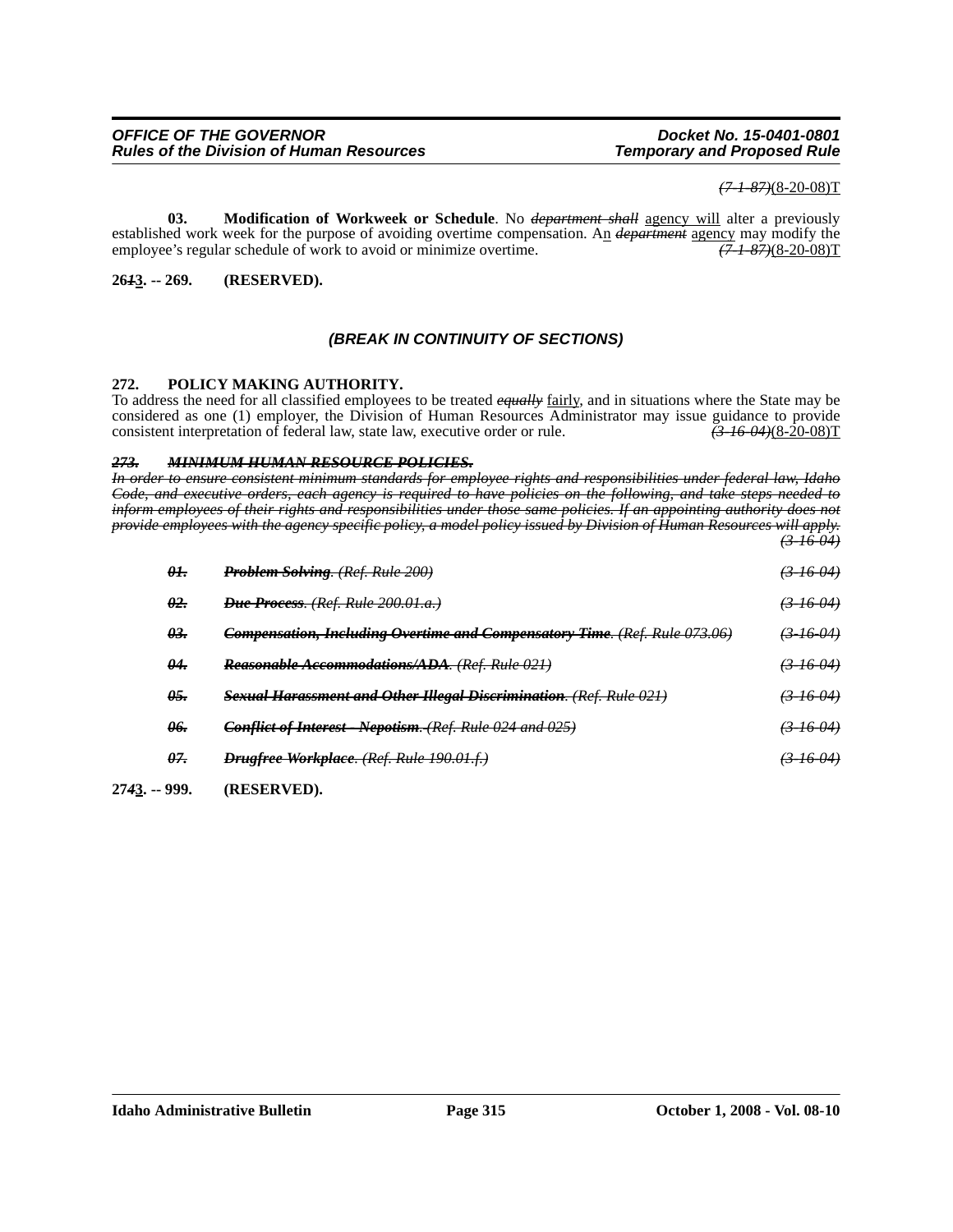~~(7-1-87)~~(8-20-08)T

**03. Modification of Workweek or Schedule**. No ~~*department shall*~~ agency will alter a previously established work week for the purpose of avoiding overtime compensation. An ~~*department*~~ agency may modify the employee's regular schedule of work to avoid or minimize overtime. ~~(7-1-87)~~(8-20-08)T

**26~~1~~3. -- 269. (RESERVED).**

***(BREAK IN CONTINUITY OF SECTIONS)***

**272. POLICY MAKING AUTHORITY.**

To address the need for all classified employees to be treated ~~*equally*~~ fairly, and in situations where the State may be considered as one (1) employer, the Division of Human Resources Administrator may issue guidance to provide consistent interpretation of federal law, state law, executive order or rule. ~~(3-16-04)~~(8-20-08)T

~~***273. MINIMUM HUMAN RESOURCE POLICIES.***~~

~~*In order to ensure consistent minimum standards for employee rights and responsibilities under federal law, Idaho Code, and executive orders, each agency is required to have policies on the following, and take steps needed to inform employees of their rights and responsibilities under those same policies. If an appointing authority does not provide employees with the agency specific policy, a model policy issued by Division of Human Resources will apply.*~~ ~~*(3-16-04)*~~

~~***01. Problem Solving**. (Ref. Rule 200)*~~ ~~*(3-16-04)*~~

~~***02. Due Process**. (Ref. Rule 200.01.a.)*~~ ~~*(3-16-04)*~~

~~***03. Compensation, Including Overtime and Compensatory Time**. (Ref. Rule 073.06)*~~ ~~*(3-16-04)*~~

~~***04. Reasonable Accommodations/ADA**. (Ref. Rule 021)*~~ ~~*(3-16-04)*~~

~~***05. Sexual Harassment and Other Illegal Discrimination**. (Ref. Rule 021)*~~ ~~*(3-16-04)*~~

~~***06. Conflict of Interest - Nepotism**. (Ref. Rule 024 and 025)*~~ ~~*(3-16-04)*~~

~~***07. Drugfree Workplace**. (Ref. Rule 190.01.f.)*~~ ~~*(3-16-04)*~~

**27~~4~~3. -- 999. (RESERVED).**